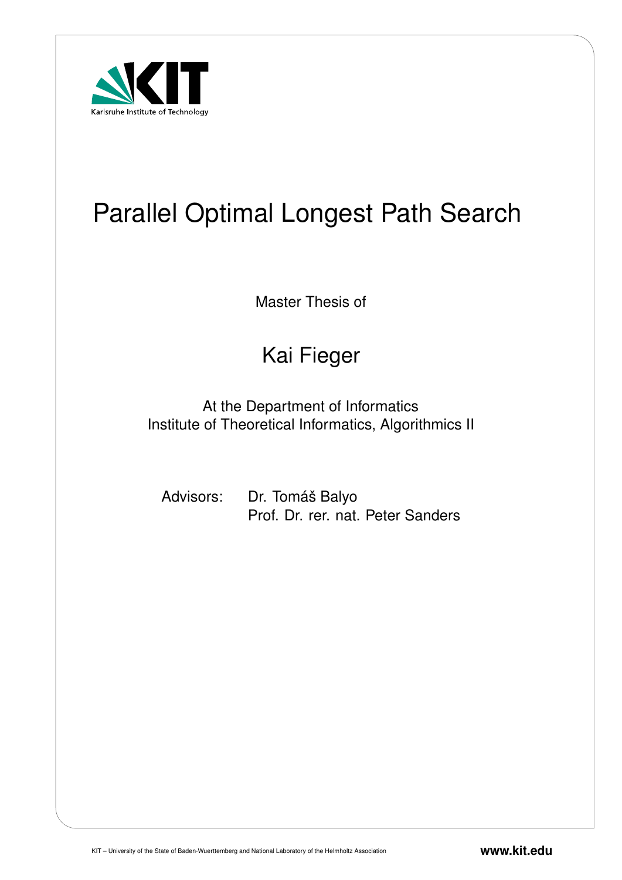# Parallel Optimal Longest Path Search

Master Thesis of

## Kai Fieger

At the Department of Informatics
Institute of Theoretical Informatics, Algorithmics II

Advisors: Dr. Tomáš Balyo
Prof. Dr. rer. nat. Peter Sanders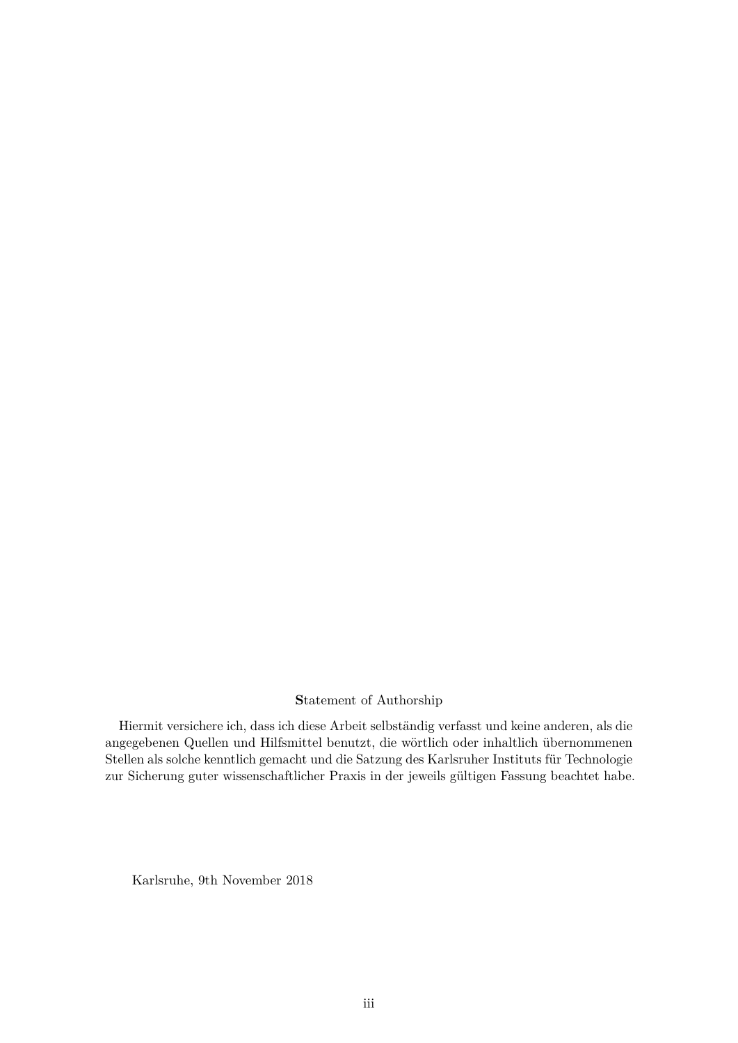**S**tatement of Authorship

Hiermit versichere ich, dass ich diese Arbeit selbständig verfasst und keine anderen, als die angegebenen Quellen und Hilfsmittel benutzt, die wörtlich oder inhaltlich übernommenen Stellen als solche kenntlich gemacht und die Satzung des Karlsruher Instituts für Technologie zur Sicherung guter wissenschaftlicher Praxis in der jeweils gültigen Fassung beachtet habe.

Karlsruhe, 9th November 2018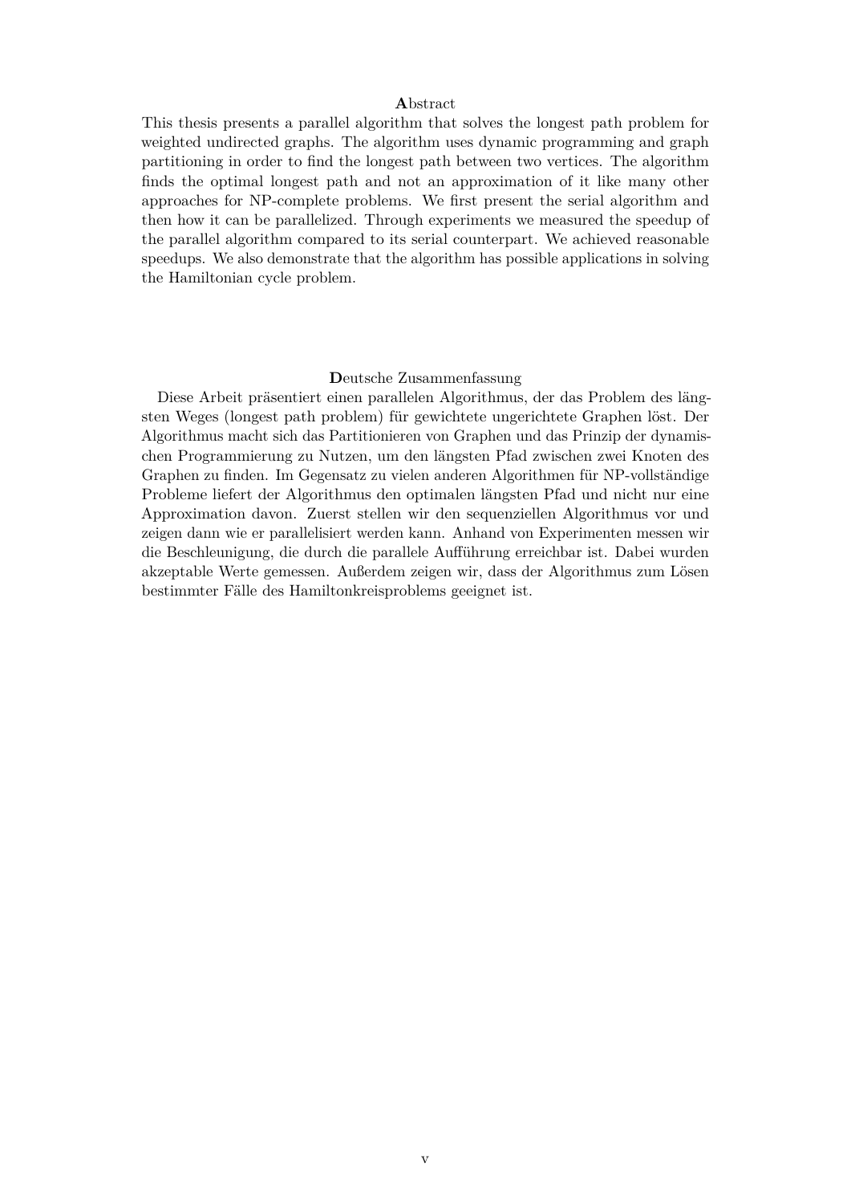## Abstract

This thesis presents a parallel algorithm that solves the longest path problem for weighted undirected graphs. The algorithm uses dynamic programming and graph partitioning in order to find the longest path between two vertices. The algorithm finds the optimal longest path and not an approximation of it like many other approaches for NP-complete problems. We first present the serial algorithm and then how it can be parallelized. Through experiments we measured the speedup of the parallel algorithm compared to its serial counterpart. We achieved reasonable speedups. We also demonstrate that the algorithm has possible applications in solving the Hamiltonian cycle problem.

## Deutsche Zusammenfassung

Diese Arbeit präsentiert einen parallelen Algorithmus, der das Problem des längsten Weges (longest path problem) für gewichtete ungerichtete Graphen löst. Der Algorithmus macht sich das Partitionieren von Graphen und das Prinzip der dynamischen Programmierung zu Nutzen, um den längsten Pfad zwischen zwei Knoten des Graphen zu finden. Im Gegensatz zu vielen anderen Algorithmen für NP-vollständige Probleme liefert der Algorithmus den optimalen längsten Pfad und nicht nur eine Approximation davon. Zuerst stellen wir den sequenziellen Algorithmus vor und zeigen dann wie er parallelisiert werden kann. Anhand von Experimenten messen wir die Beschleunigung, die durch die parallele Aufführung erreichbar ist. Dabei wurden akzeptable Werte gemessen. Außerdem zeigen wir, dass der Algorithmus zum Lösen bestimmter Fälle des Hamiltonkreisproblems geeignet ist.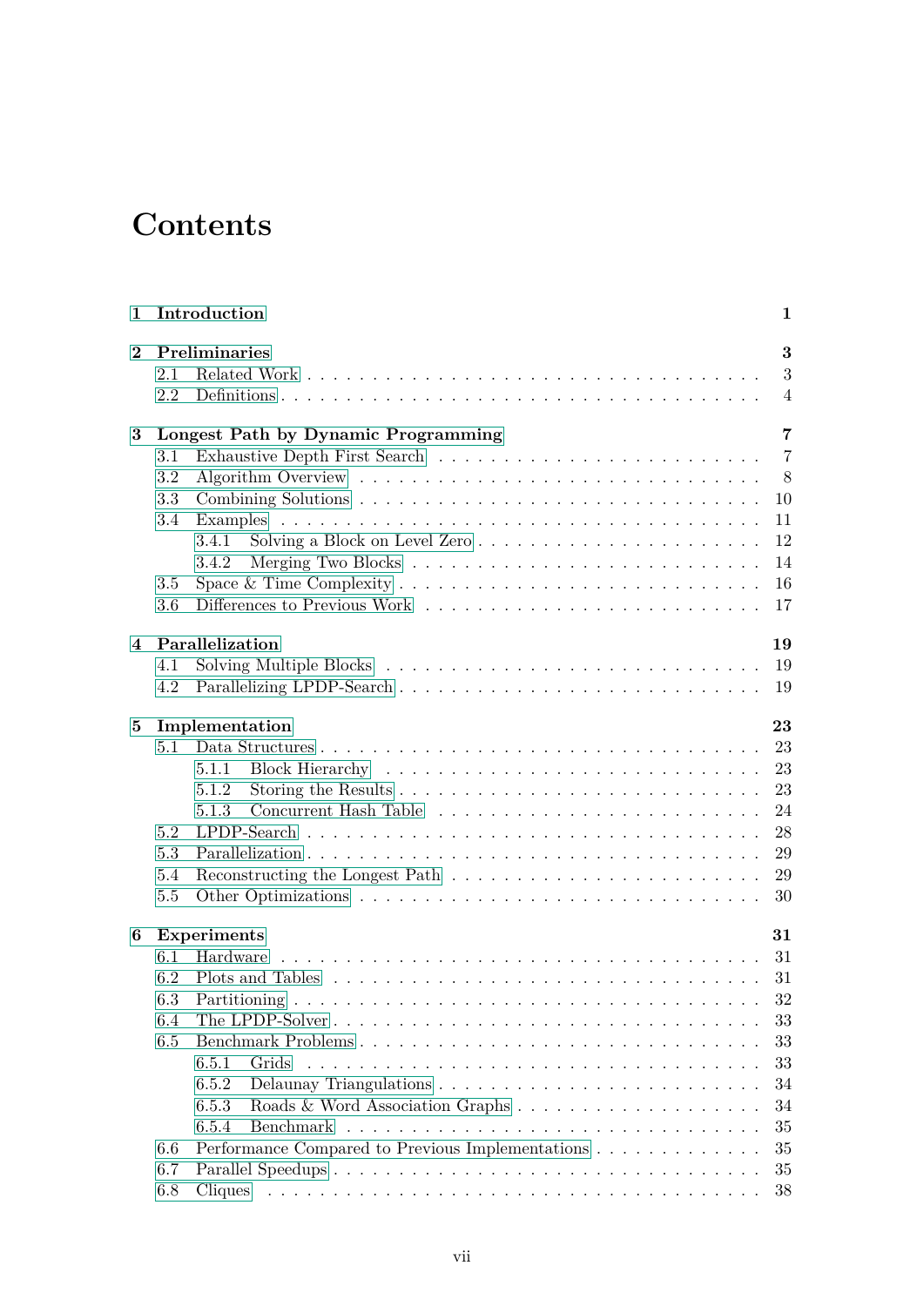# Contents

**1 Introduction** — 1

**2 Preliminaries** — 3
- 2.1 Related Work — 3
- 2.2 Definitions — 4

**3 Longest Path by Dynamic Programming** — 7
- 3.1 Exhaustive Depth First Search — 7
- 3.2 Algorithm Overview — 8
- 3.3 Combining Solutions — 10
- 3.4 Examples — 11
  - 3.4.1 Solving a Block on Level Zero — 12
  - 3.4.2 Merging Two Blocks — 14
- 3.5 Space & Time Complexity — 16
- 3.6 Differences to Previous Work — 17

**4 Parallelization** — 19
- 4.1 Solving Multiple Blocks — 19
- 4.2 Parallelizing LPDP-Search — 19

**5 Implementation** — 23
- 5.1 Data Structures — 23
  - 5.1.1 Block Hierarchy — 23
  - 5.1.2 Storing the Results — 23
  - 5.1.3 Concurrent Hash Table — 24
- 5.2 LPDP-Search — 28
- 5.3 Parallelization — 29
- 5.4 Reconstructing the Longest Path — 29
- 5.5 Other Optimizations — 30

**6 Experiments** — 31
- 6.1 Hardware — 31
- 6.2 Plots and Tables — 31
- 6.3 Partitioning — 32
- 6.4 The LPDP-Solver — 33
- 6.5 Benchmark Problems — 33
  - 6.5.1 Grids — 33
  - 6.5.2 Delaunay Triangulations — 34
  - 6.5.3 Roads & Word Association Graphs — 34
  - 6.5.4 Benchmark — 35
- 6.6 Performance Compared to Previous Implementations — 35
- 6.7 Parallel Speedups — 35
- 6.8 Cliques — 38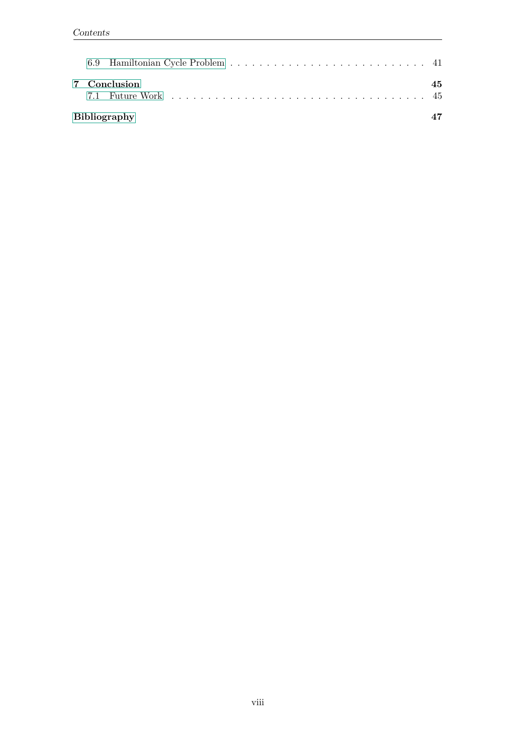6.9 Hamiltonian Cycle Problem . . . . . . . . . . . . . . . . . . . . . . . . . . 41

**7 Conclusion** **45**

7.1 Future Work . . . . . . . . . . . . . . . . . . . . . . . . . . . . . . . . . 45

**Bibliography** **47**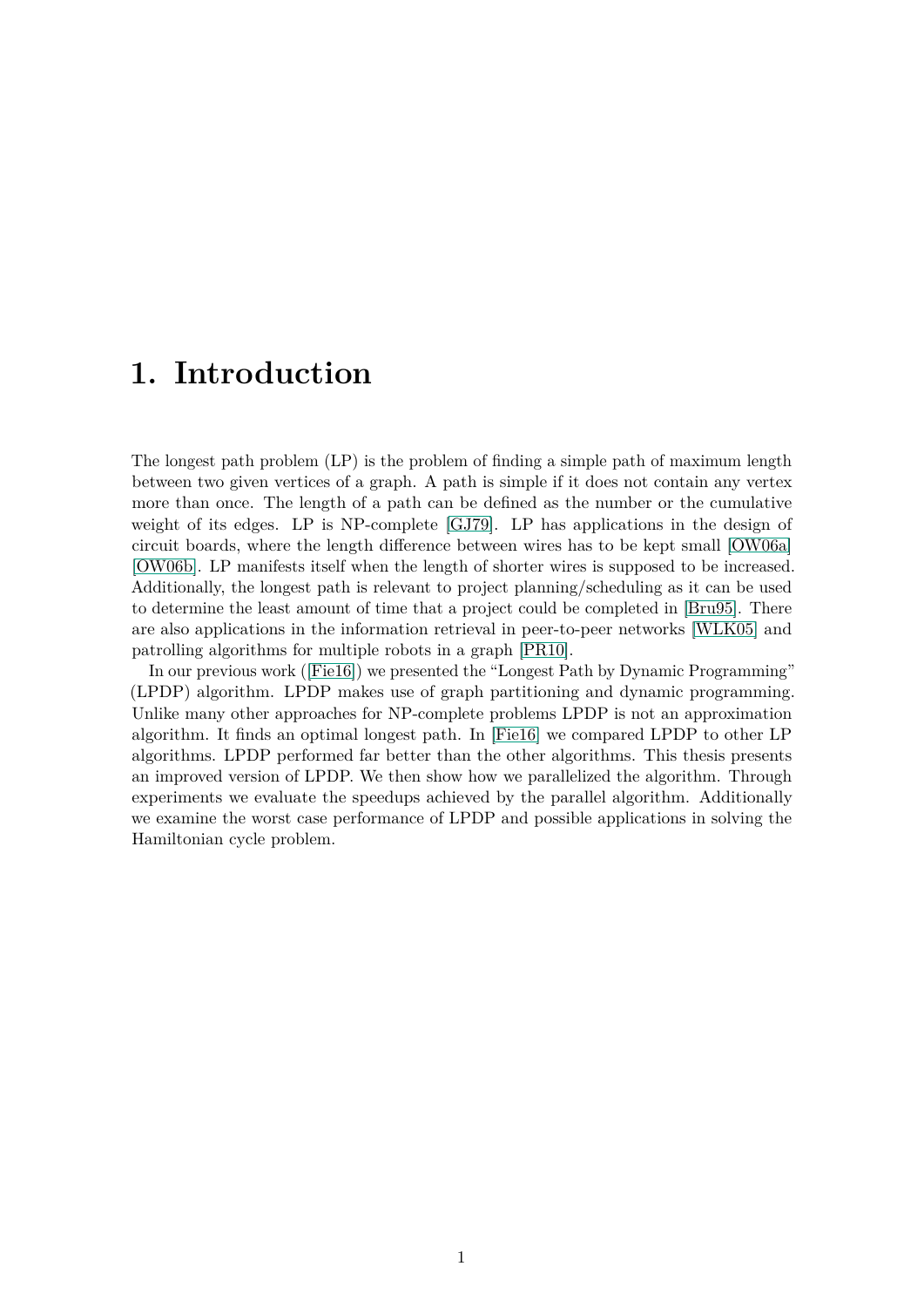# 1. Introduction

The longest path problem (LP) is the problem of finding a simple path of maximum length between two given vertices of a graph. A path is simple if it does not contain any vertex more than once. The length of a path can be defined as the number or the cumulative weight of its edges. LP is NP-complete [GJ79]. LP has applications in the design of circuit boards, where the length difference between wires has to be kept small [OW06a] [OW06b]. LP manifests itself when the length of shorter wires is supposed to be increased. Additionally, the longest path is relevant to project planning/scheduling as it can be used to determine the least amount of time that a project could be completed in [Bru95]. There are also applications in the information retrieval in peer-to-peer networks [WLK05] and patrolling algorithms for multiple robots in a graph [PR10].

In our previous work ([Fie16]) we presented the "Longest Path by Dynamic Programming" (LPDP) algorithm. LPDP makes use of graph partitioning and dynamic programming. Unlike many other approaches for NP-complete problems LPDP is not an approximation algorithm. It finds an optimal longest path. In [Fie16] we compared LPDP to other LP algorithms. LPDP performed far better than the other algorithms. This thesis presents an improved version of LPDP. We then show how we parallelized the algorithm. Through experiments we evaluate the speedups achieved by the parallel algorithm. Additionally we examine the worst case performance of LPDP and possible applications in solving the Hamiltonian cycle problem.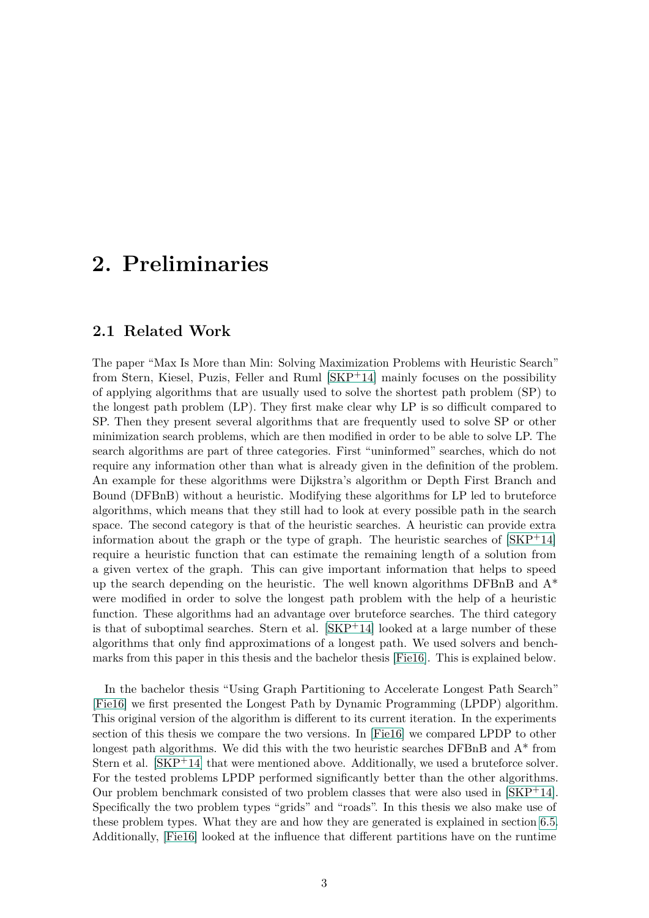# 2. Preliminaries

## 2.1 Related Work

The paper "Max Is More than Min: Solving Maximization Problems with Heuristic Search" from Stern, Kiesel, Puzis, Feller and Ruml [SKP+14] mainly focuses on the possibility of applying algorithms that are usually used to solve the shortest path problem (SP) to the longest path problem (LP). They first make clear why LP is so difficult compared to SP. Then they present several algorithms that are frequently used to solve SP or other minimization search problems, which are then modified in order to be able to solve LP. The search algorithms are part of three categories. First "uninformed" searches, which do not require any information other than what is already given in the definition of the problem. An example for these algorithms were Dijkstra's algorithm or Depth First Branch and Bound (DFBnB) without a heuristic. Modifying these algorithms for LP led to bruteforce algorithms, which means that they still had to look at every possible path in the search space. The second category is that of the heuristic searches. A heuristic can provide extra information about the graph or the type of graph. The heuristic searches of [SKP+14] require a heuristic function that can estimate the remaining length of a solution from a given vertex of the graph. This can give important information that helps to speed up the search depending on the heuristic. The well known algorithms DFBnB and A* were modified in order to solve the longest path problem with the help of a heuristic function. These algorithms had an advantage over bruteforce searches. The third category is that of suboptimal searches. Stern et al. [SKP+14] looked at a large number of these algorithms that only find approximations of a longest path. We used solvers and benchmarks from this paper in this thesis and the bachelor thesis [Fie16]. This is explained below.

In the bachelor thesis "Using Graph Partitioning to Accelerate Longest Path Search" [Fie16] we first presented the Longest Path by Dynamic Programming (LPDP) algorithm. This original version of the algorithm is different to its current iteration. In the experiments section of this thesis we compare the two versions. In [Fie16] we compared LPDP to other longest path algorithms. We did this with the two heuristic searches DFBnB and A* from Stern et al. [SKP+14] that were mentioned above. Additionally, we used a bruteforce solver. For the tested problems LPDP performed significantly better than the other algorithms. Our problem benchmark consisted of two problem classes that were also used in [SKP+14]. Specifically the two problem types "grids" and "roads". In this thesis we also make use of these problem types. What they are and how they are generated is explained in section 6.5. Additionally, [Fie16] looked at the influence that different partitions have on the runtime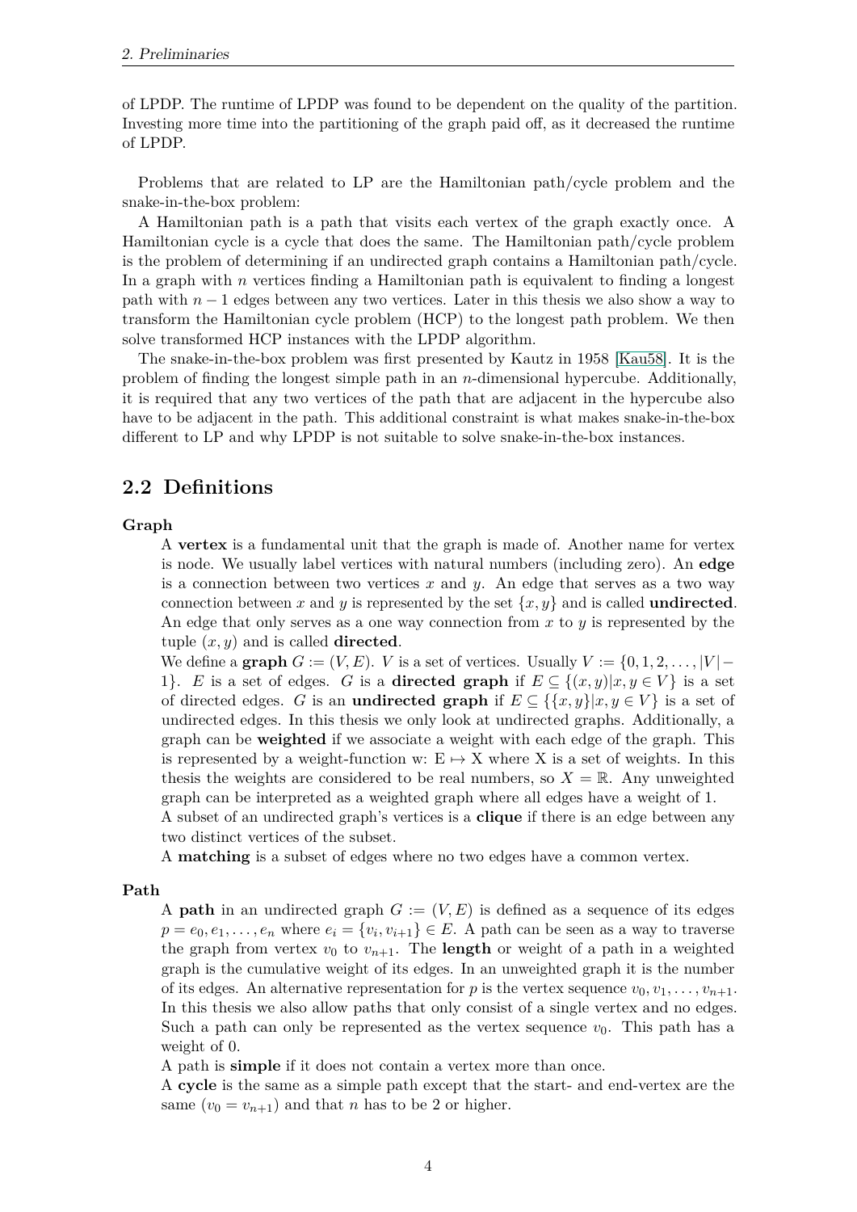of LPDP. The runtime of LPDP was found to be dependent on the quality of the partition. Investing more time into the partitioning of the graph paid off, as it decreased the runtime of LPDP.

Problems that are related to LP are the Hamiltonian path/cycle problem and the snake-in-the-box problem:

A Hamiltonian path is a path that visits each vertex of the graph exactly once. A Hamiltonian cycle is a cycle that does the same. The Hamiltonian path/cycle problem is the problem of determining if an undirected graph contains a Hamiltonian path/cycle. In a graph with $n$ vertices finding a Hamiltonian path is equivalent to finding a longest path with $n-1$ edges between any two vertices. Later in this thesis we also show a way to transform the Hamiltonian cycle problem (HCP) to the longest path problem. We then solve transformed HCP instances with the LPDP algorithm.

The snake-in-the-box problem was first presented by Kautz in 1958 [Kau58]. It is the problem of finding the longest simple path in an $n$-dimensional hypercube. Additionally, it is required that any two vertices of the path that are adjacent in the hypercube also have to be adjacent in the path. This additional constraint is what makes snake-in-the-box different to LP and why LPDP is not suitable to solve snake-in-the-box instances.

## 2.2 Definitions

**Graph**

A **vertex** is a fundamental unit that the graph is made of. Another name for vertex is node. We usually label vertices with natural numbers (including zero). An **edge** is a connection between two vertices $x$ and $y$. An edge that serves as a two way connection between $x$ and $y$ is represented by the set $\{x, y\}$ and is called **undirected**. An edge that only serves as a one way connection from $x$ to $y$ is represented by the tuple $(x, y)$ and is called **directed**.

We define a **graph** $G := (V, E)$. $V$ is a set of vertices. Usually $V := \{0, 1, 2, \dots, |V|-1\}$. $E$ is a set of edges. $G$ is a **directed graph** if $E \subseteq \{(x, y)|x, y \in V\}$ is a set of directed edges. $G$ is an **undirected graph** if $E \subseteq \{\{x, y\}|x, y \in V\}$ is a set of undirected edges. In this thesis we only look at undirected graphs. Additionally, a graph can be **weighted** if we associate a weight with each edge of the graph. This is represented by a weight-function w: E $\mapsto$ X where X is a set of weights. In this thesis the weights are considered to be real numbers, so $X = \mathbb{R}$. Any unweighted graph can be interpreted as a weighted graph where all edges have a weight of 1.

A subset of an undirected graph's vertices is a **clique** if there is an edge between any two distinct vertices of the subset.

A **matching** is a subset of edges where no two edges have a common vertex.

**Path**

A **path** in an undirected graph $G := (V, E)$ is defined as a sequence of its edges $p = e_0, e_1, \dots, e_n$ where $e_i = \{v_i, v_{i+1}\} \in E$. A path can be seen as a way to traverse the graph from vertex $v_0$ to $v_{n+1}$. The **length** or weight of a path in a weighted graph is the cumulative weight of its edges. In an unweighted graph it is the number of its edges. An alternative representation for $p$ is the vertex sequence $v_0, v_1, \dots, v_{n+1}$. In this thesis we also allow paths that only consist of a single vertex and no edges. Such a path can only be represented as the vertex sequence $v_0$. This path has a weight of 0.

A path is **simple** if it does not contain a vertex more than once.

A **cycle** is the same as a simple path except that the start- and end-vertex are the same ($v_0 = v_{n+1}$) and that $n$ has to be 2 or higher.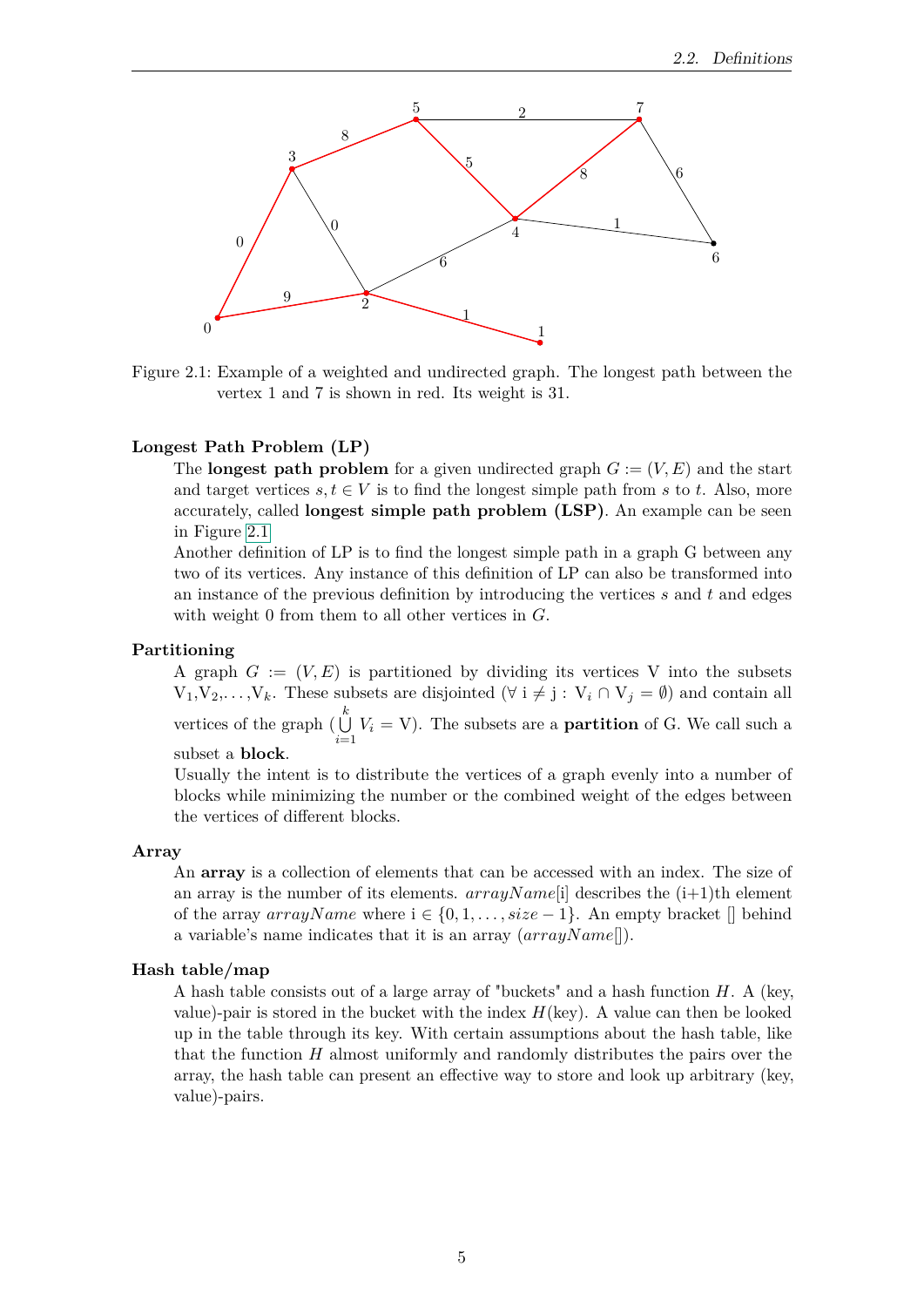Figure 2.1: Example of a weighted and undirected graph. The longest path between the vertex 1 and 7 is shown in red. Its weight is 31.

**Longest Path Problem (LP)**

The **longest path problem** for a given undirected graph $G := (V, E)$ and the start and target vertices $s, t \in V$ is to find the longest simple path from $s$ to $t$. Also, more accurately, called **longest simple path problem (LSP)**. An example can be seen in Figure 2.1

Another definition of LP is to find the longest simple path in a graph G between any two of its vertices. Any instance of this definition of LP can also be transformed into an instance of the previous definition by introducing the vertices $s$ and $t$ and edges with weight 0 from them to all other vertices in $G$.

**Partitioning**

A graph $G := (V, E)$ is partitioned by dividing its vertices V into the subsets $V_1, V_2, \ldots, V_k$. These subsets are disjointed ($\forall$ i $\neq$ j : $V_i \cap V_j = \emptyset$) and contain all vertices of the graph ($\bigcup_{i=1}^{k} V_i = V$). The subsets are a **partition** of G. We call such a subset a **block**.

Usually the intent is to distribute the vertices of a graph evenly into a number of blocks while minimizing the number or the combined weight of the edges between the vertices of different blocks.

**Array**

An **array** is a collection of elements that can be accessed with an index. The size of an array is the number of its elements. $arrayName$[i] describes the (i+1)th element of the array $arrayName$ where i $\in \{0, 1, \ldots, size - 1\}$. An empty bracket [] behind a variable's name indicates that it is an array ($arrayName$[]).

**Hash table/map**

A hash table consists out of a large array of "buckets" and a hash function $H$. A (key, value)-pair is stored in the bucket with the index $H$(key). A value can then be looked up in the table through its key. With certain assumptions about the hash table, like that the function $H$ almost uniformly and randomly distributes the pairs over the array, the hash table can present an effective way to store and look up arbitrary (key, value)-pairs.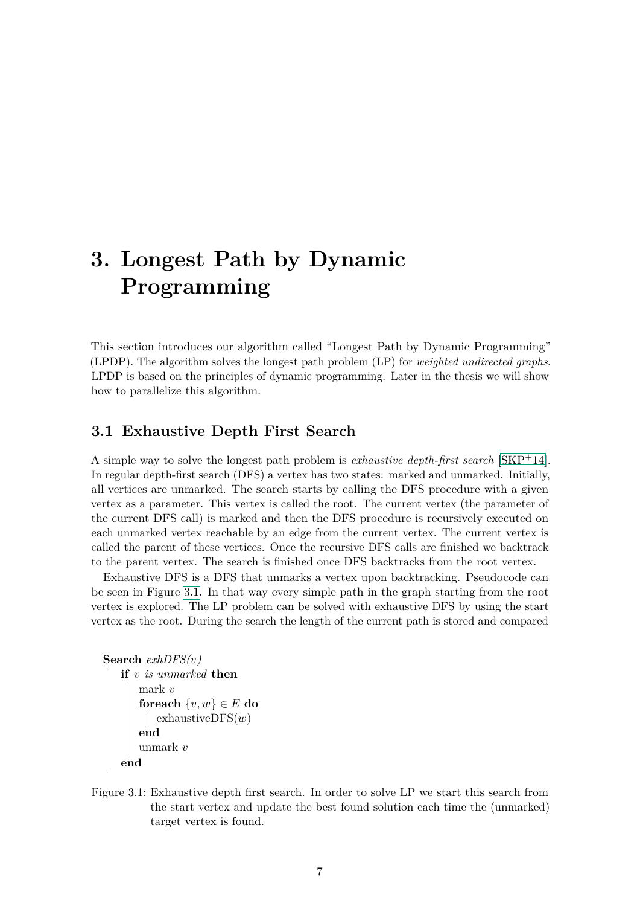# 3. Longest Path by Dynamic Programming

This section introduces our algorithm called "Longest Path by Dynamic Programming" (LPDP). The algorithm solves the longest path problem (LP) for *weighted undirected graphs*. LPDP is based on the principles of dynamic programming. Later in the thesis we will show how to parallelize this algorithm.

## 3.1 Exhaustive Depth First Search

A simple way to solve the longest path problem is *exhaustive depth-first search* [SKP+14]. In regular depth-first search (DFS) a vertex has two states: marked and unmarked. Initially, all vertices are unmarked. The search starts by calling the DFS procedure with a given vertex as a parameter. This vertex is called the root. The current vertex (the parameter of the current DFS call) is marked and then the DFS procedure is recursively executed on each unmarked vertex reachable by an edge from the current vertex. The current vertex is called the parent of these vertices. Once the recursive DFS calls are finished we backtrack to the parent vertex. The search is finished once DFS backtracks from the root vertex.

Exhaustive DFS is a DFS that unmarks a vertex upon backtracking. Pseudocode can be seen in Figure 3.1. In that way every simple path in the graph starting from the root vertex is explored. The LP problem can be solved with exhaustive DFS by using the start vertex as the root. During the search the length of the current path is stored and compared

```
Search exhDFS(v)
    if v is unmarked then
        mark v
        foreach {v, w} ∈ E do
            exhaustiveDFS(w)
        end
        unmark v
    end
```

Figure 3.1: Exhaustive depth first search. In order to solve LP we start this search from the start vertex and update the best found solution each time the (unmarked) target vertex is found.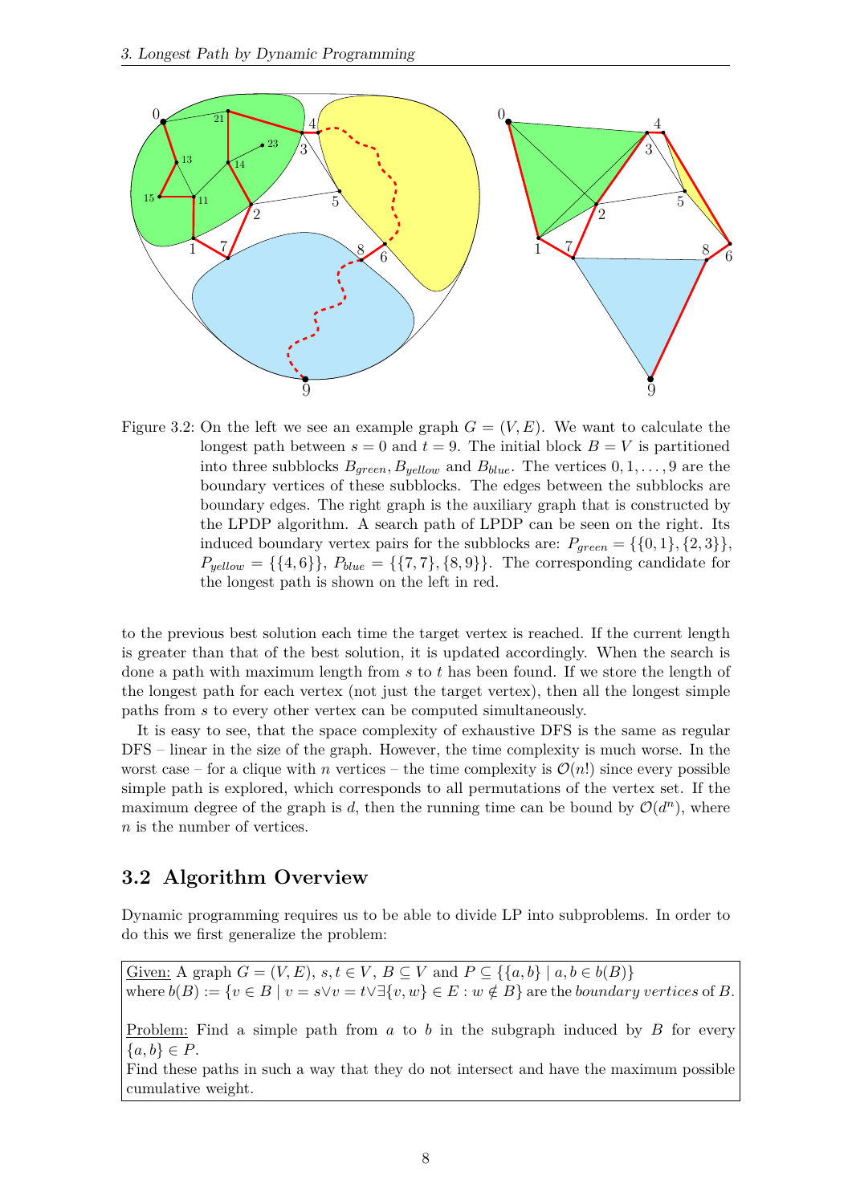Figure 3.2: On the left we see an example graph $G = (V, E)$. We want to calculate the longest path between $s = 0$ and $t = 9$. The initial block $B = V$ is partitioned into three subblocks $B_{green}$, $B_{yellow}$ and $B_{blue}$. The vertices $0, 1, \ldots, 9$ are the boundary vertices of these subblocks. The edges between the subblocks are boundary edges. The right graph is the auxiliary graph that is constructed by the LPDP algorithm. A search path of LPDP can be seen on the right. Its induced boundary vertex pairs for the subblocks are: $P_{green} = \{\{0, 1\}, \{2, 3\}\}$, $P_{yellow} = \{\{4, 6\}\}$, $P_{blue} = \{\{7, 7\}, \{8, 9\}\}$. The corresponding candidate for the longest path is shown on the left in red.

to the previous best solution each time the target vertex is reached. If the current length is greater than that of the best solution, it is updated accordingly. When the search is done a path with maximum length from $s$ to $t$ has been found. If we store the length of the longest path for each vertex (not just the target vertex), then all the longest simple paths from $s$ to every other vertex can be computed simultaneously.

It is easy to see, that the space complexity of exhaustive DFS is the same as regular DFS – linear in the size of the graph. However, the time complexity is much worse. In the worst case – for a clique with $n$ vertices – the time complexity is $\mathcal{O}(n!)$ since every possible simple path is explored, which corresponds to all permutations of the vertex set. If the maximum degree of the graph is $d$, then the running time can be bound by $\mathcal{O}(d^n)$, where $n$ is the number of vertices.

## 3.2 Algorithm Overview

Dynamic programming requires us to be able to divide LP into subproblems. In order to do this we first generalize the problem:

> Given: A graph $G = (V, E)$, $s, t \in V$, $B \subseteq V$ and $P \subseteq \{\{a, b\} \mid a, b \in b(B)\}$ where $b(B) := \{v \in B \mid v = s \lor v = t \lor \exists \{v, w\} \in E : w \notin B\}$ are the *boundary vertices* of $B$.
>
> Problem: Find a simple path from $a$ to $b$ in the subgraph induced by $B$ for every $\{a, b\} \in P$.
> Find these paths in such a way that they do not intersect and have the maximum possible cumulative weight.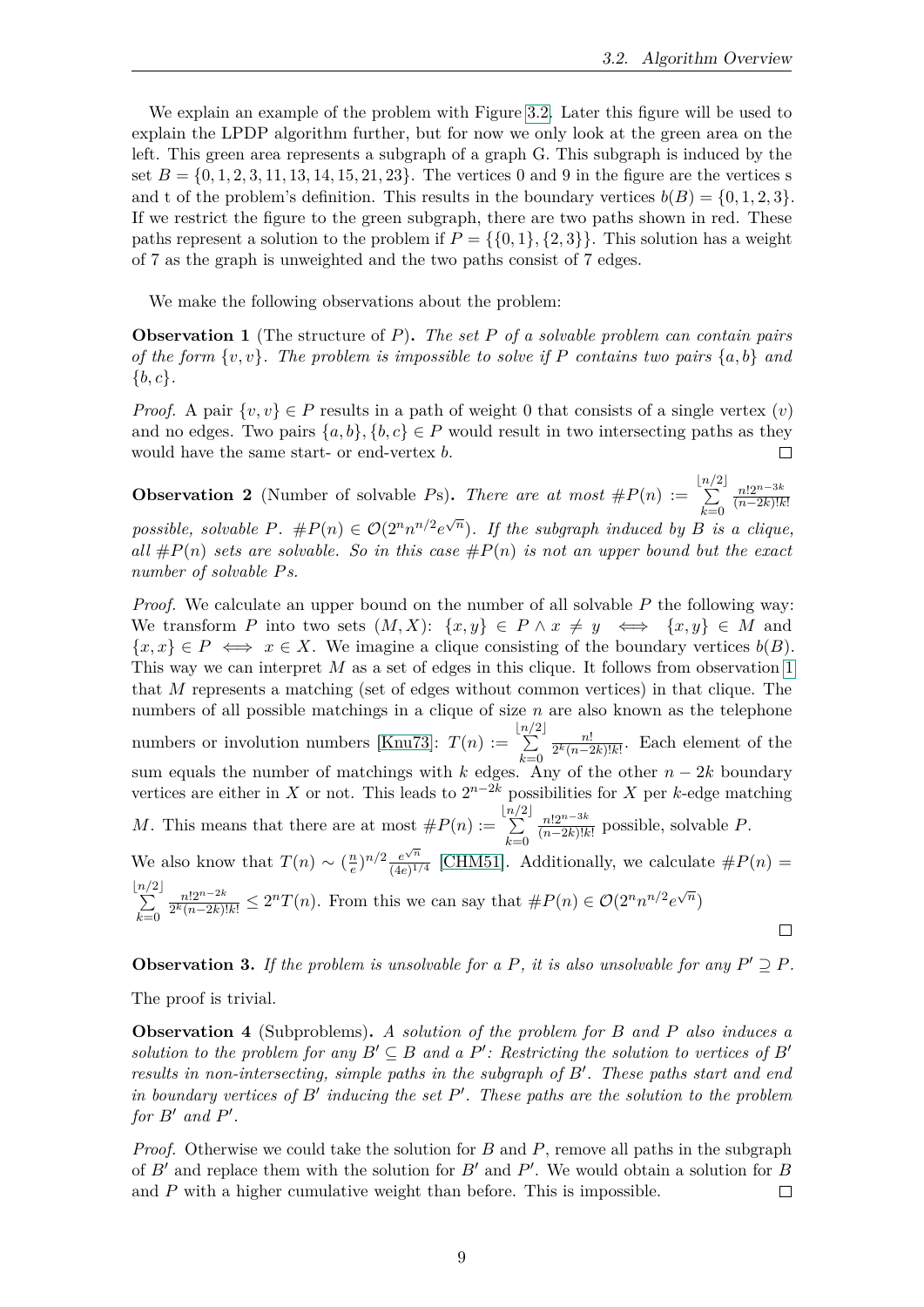We explain an example of the problem with Figure 3.2. Later this figure will be used to explain the LPDP algorithm further, but for now we only look at the green area on the left. This green area represents a subgraph of a graph G. This subgraph is induced by the set $B = \{0, 1, 2, 3, 11, 13, 14, 15, 21, 23\}$. The vertices 0 and 9 in the figure are the vertices s and t of the problem's definition. This results in the boundary vertices $b(B) = \{0, 1, 2, 3\}$. If we restrict the figure to the green subgraph, there are two paths shown in red. These paths represent a solution to the problem if $P = \{\{0, 1\}, \{2, 3\}\}$. This solution has a weight of 7 as the graph is unweighted and the two paths consist of 7 edges.

We make the following observations about the problem:

**Observation 1** (The structure of $P$)**.** *The set $P$ of a solvable problem can contain pairs of the form $\{v, v\}$. The problem is impossible to solve if $P$ contains two pairs $\{a, b\}$ and $\{b, c\}$.*

*Proof.* A pair $\{v, v\} \in P$ results in a path of weight 0 that consists of a single vertex ($v$) and no edges. Two pairs $\{a, b\}, \{b, c\} \in P$ would result in two intersecting paths as they would have the same start- or end-vertex $b$. □

**Observation 2** (Number of solvable $P$s)**.** *There are at most $\#P(n) := \sum_{k=0}^{\lfloor n/2 \rfloor} \frac{n!2^{n-3k}}{(n-2k)!k!}$ possible, solvable $P$. $\#P(n) \in \mathcal{O}(2^n n^{n/2} e^{\sqrt{n}})$. If the subgraph induced by $B$ is a clique, all $\#P(n)$ sets are solvable. So in this case $\#P(n)$ is not an upper bound but the exact number of solvable $P$s.*

*Proof.* We calculate an upper bound on the number of all solvable $P$ the following way: We transform $P$ into two sets $(M, X)$: $\{x, y\} \in P \wedge x \neq y \iff \{x, y\} \in M$ and $\{x, x\} \in P \iff x \in X$. We imagine a clique consisting of the boundary vertices $b(B)$. This way we can interpret $M$ as a set of edges in this clique. It follows from observation 1 that $M$ represents a matching (set of edges without common vertices) in that clique. The numbers of all possible matchings in a clique of size $n$ are also known as the telephone numbers or involution numbers [Knu73]: $T(n) := \sum_{k=0}^{\lfloor n/2 \rfloor} \frac{n!}{2^k (n-2k)!k!}$. Each element of the sum equals the number of matchings with $k$ edges. Any of the other $n - 2k$ boundary vertices are either in $X$ or not. This leads to $2^{n-2k}$ possibilities for $X$ per $k$-edge matching $M$. This means that there are at most $\#P(n) := \sum_{k=0}^{\lfloor n/2 \rfloor} \frac{n!2^{n-3k}}{(n-2k)!k!}$ possible, solvable $P$.

We also know that $T(n) \sim (\frac{n}{e})^{n/2} \frac{e^{\sqrt{n}}}{(4e)^{1/4}}$ [CHM51]. Additionally, we calculate $\#P(n) = \sum_{k=0}^{\lfloor n/2 \rfloor} \frac{n!2^{n-2k}}{2^k (n-2k)!k!} \leq 2^n T(n)$. From this we can say that $\#P(n) \in \mathcal{O}(2^n n^{n/2} e^{\sqrt{n}})$ □

**Observation 3.** *If the problem is unsolvable for a $P$, it is also unsolvable for any $P' \supseteq P$.*

The proof is trivial.

**Observation 4** (Subproblems)**.** *A solution of the problem for $B$ and $P$ also induces a solution to the problem for any $B' \subseteq B$ and a $P'$: Restricting the solution to vertices of $B'$ results in non-intersecting, simple paths in the subgraph of $B'$. These paths start and end in boundary vertices of $B'$ inducing the set $P'$. These paths are the solution to the problem for $B'$ and $P'$.*

*Proof.* Otherwise we could take the solution for $B$ and $P$, remove all paths in the subgraph of $B'$ and replace them with the solution for $B'$ and $P'$. We would obtain a solution for $B$ and $P$ with a higher cumulative weight than before. This is impossible. □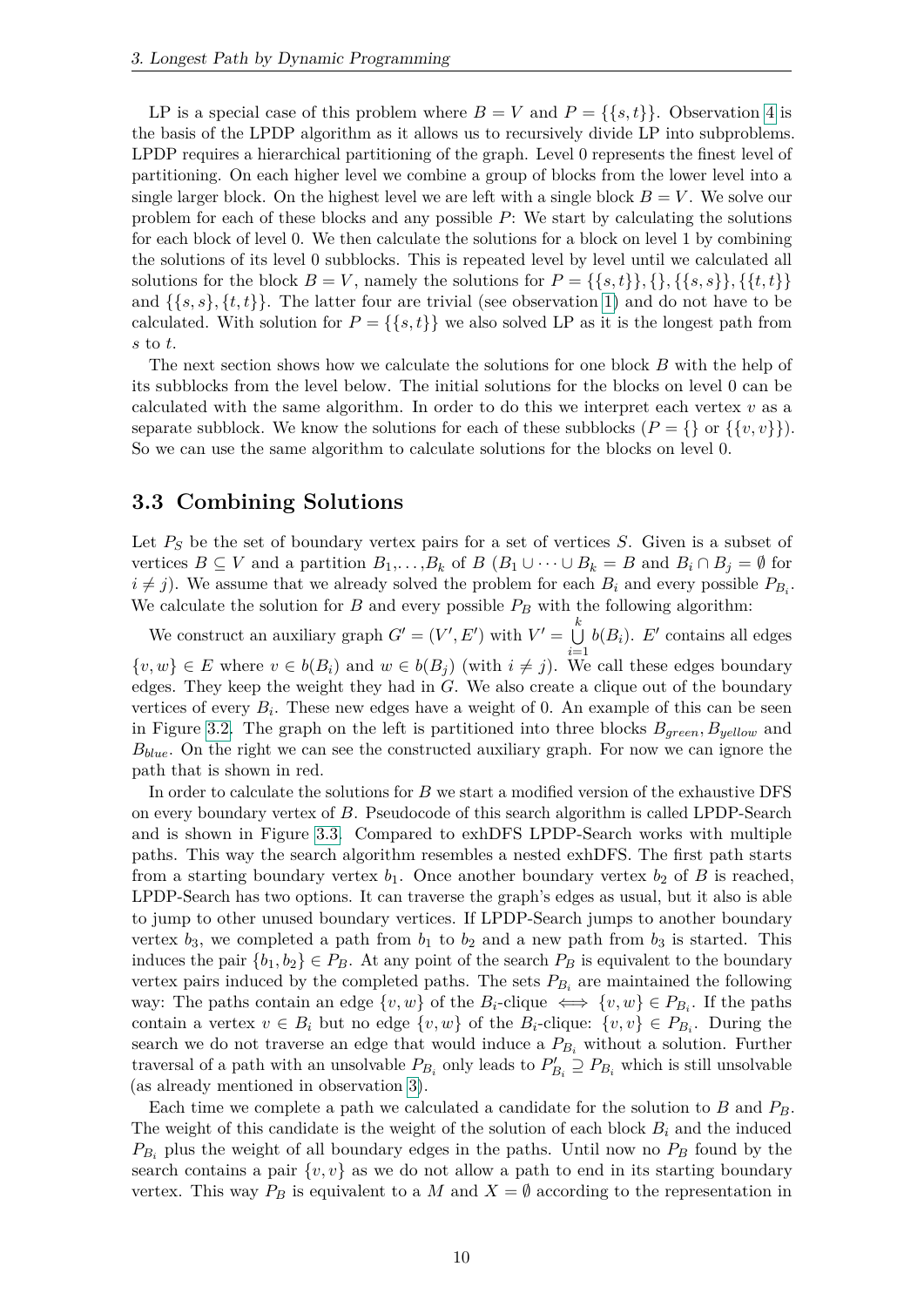LP is a special case of this problem where $B = V$ and $P = \{\{s,t\}\}$. Observation 4 is the basis of the LPDP algorithm as it allows us to recursively divide LP into subproblems. LPDP requires a hierarchical partitioning of the graph. Level 0 represents the finest level of partitioning. On each higher level we combine a group of blocks from the lower level into a single larger block. On the highest level we are left with a single block $B = V$. We solve our problem for each of these blocks and any possible $P$: We start by calculating the solutions for each block of level 0. We then calculate the solutions for a block on level 1 by combining the solutions of its level 0 subblocks. This is repeated level by level until we calculated all solutions for the block $B = V$, namely the solutions for $P = \{\{s,t\}\}, \{\}, \{\{s,s\}\}, \{\{t,t\}\}$ and $\{\{s,s\},\{t,t\}\}$. The latter four are trivial (see observation 1) and do not have to be calculated. With solution for $P = \{\{s,t\}\}$ we also solved LP as it is the longest path from $s$ to $t$.

The next section shows how we calculate the solutions for one block $B$ with the help of its subblocks from the level below. The initial solutions for the blocks on level 0 can be calculated with the same algorithm. In order to do this we interpret each vertex $v$ as a separate subblock. We know the solutions for each of these subblocks ($P = \{\}$ or $\{\{v,v\}\}$). So we can use the same algorithm to calculate solutions for the blocks on level 0.

## 3.3 Combining Solutions

Let $P_S$ be the set of boundary vertex pairs for a set of vertices $S$. Given is a subset of vertices $B \subseteq V$ and a partition $B_1,\ldots,B_k$ of $B$ ($B_1 \cup \cdots \cup B_k = B$ and $B_i \cap B_j = \emptyset$ for $i \neq j$). We assume that we already solved the problem for each $B_i$ and every possible $P_{B_i}$. We calculate the solution for $B$ and every possible $P_B$ with the following algorithm:

We construct an auxiliary graph $G' = (V', E')$ with $V' = \bigcup_{i=1}^{k} b(B_i)$. $E'$ contains all edges $\{v,w\} \in E$ where $v \in b(B_i)$ and $w \in b(B_j)$ (with $i \neq j$). We call these edges boundary edges. They keep the weight they had in $G$. We also create a clique out of the boundary vertices of every $B_i$. These new edges have a weight of 0. An example of this can be seen in Figure 3.2. The graph on the left is partitioned into three blocks $B_{green}$, $B_{yellow}$ and $B_{blue}$. On the right we can see the constructed auxiliary graph. For now we can ignore the path that is shown in red.

In order to calculate the solutions for $B$ we start a modified version of the exhaustive DFS on every boundary vertex of $B$. Pseudocode of this search algorithm is called LPDP-Search and is shown in Figure 3.3. Compared to exhDFS LPDP-Search works with multiple paths. This way the search algorithm resembles a nested exhDFS. The first path starts from a starting boundary vertex $b_1$. Once another boundary vertex $b_2$ of $B$ is reached, LPDP-Search has two options. It can traverse the graph's edges as usual, but it also is able to jump to other unused boundary vertices. If LPDP-Search jumps to another boundary vertex $b_3$, we completed a path from $b_1$ to $b_2$ and a new path from $b_3$ is started. This induces the pair $\{b_1, b_2\} \in P_B$. At any point of the search $P_B$ is equivalent to the boundary vertex pairs induced by the completed paths. The sets $P_{B_i}$ are maintained the following way: The paths contain an edge $\{v,w\}$ of the $B_i$-clique $\iff$ $\{v,w\} \in P_{B_i}$. If the paths contain a vertex $v \in B_i$ but no edge $\{v,w\}$ of the $B_i$-clique: $\{v,v\} \in P_{B_i}$. During the search we do not traverse an edge that would induce a $P_{B_i}$ without a solution. Further traversal of a path with an unsolvable $P_{B_i}$ only leads to $P'_{B_i} \supseteq P_{B_i}$ which is still unsolvable (as already mentioned in observation 3).

Each time we complete a path we calculated a candidate for the solution to $B$ and $P_B$. The weight of this candidate is the weight of the solution of each block $B_i$ and the induced $P_{B_i}$ plus the weight of all boundary edges in the paths. Until now no $P_B$ found by the search contains a pair $\{v,v\}$ as we do not allow a path to end in its starting boundary vertex. This way $P_B$ is equivalent to a $M$ and $X = \emptyset$ according to the representation in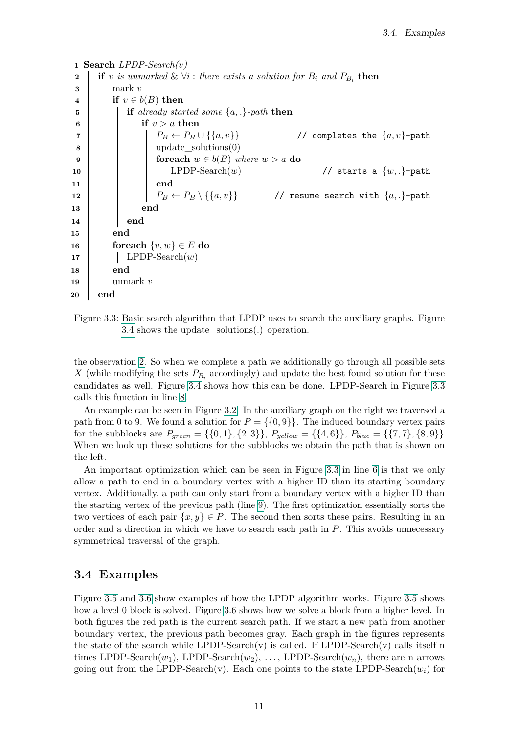```
1  Search LPDP-Search(v)
2    if v is unmarked & ∀i : there exists a solution for B_i and P_{B_i} then
3      mark v
4      if v ∈ b(B) then
5        if already started some {a,.}-path then
6          if v > a then
7            P_B ← P_B ∪ {{a,v}}              // completes the {a,v}-path
8            update_solutions(0)
9            foreach w ∈ b(B) where w > a do
10             LPDP-Search(w)                   // starts a {w,.}-path
11           end
12           P_B ← P_B \ {{a,v}}              // resume search with {a,.}-path
13         end
14       end
15     end
16     foreach {v,w} ∈ E do
17       LPDP-Search(w)
18     end
19     unmark v
20   end
```

Figure 3.3: Basic search algorithm that LPDP uses to search the auxiliary graphs. Figure 3.4 shows the update_solutions(.) operation.

the observation 2. So when we complete a path we additionally go through all possible sets $X$ (while modifying the sets $P_{B_i}$ accordingly) and update the best found solution for these candidates as well. Figure 3.4 shows how this can be done. LPDP-Search in Figure 3.3 calls this function in line 8.

An example can be seen in Figure 3.2. In the auxiliary graph on the right we traversed a path from 0 to 9. We found a solution for $P = \{\{0, 9\}\}$. The induced boundary vertex pairs for the subblocks are $P_{green} = \{\{0, 1\}, \{2, 3\}\}$, $P_{yellow} = \{\{4, 6\}\}$, $P_{blue} = \{\{7, 7\}, \{8, 9\}\}$. When we look up these solutions for the subblocks we obtain the path that is shown on the left.

An important optimization which can be seen in Figure 3.3 in line 6 is that we only allow a path to end in a boundary vertex with a higher ID than its starting boundary vertex. Additionally, a path can only start from a boundary vertex with a higher ID than the starting vertex of the previous path (line 9). The first optimization essentially sorts the two vertices of each pair $\{x, y\} \in P$. The second then sorts these pairs. Resulting in an order and a direction in which we have to search each path in $P$. This avoids unnecessary symmetrical traversal of the graph.

## 3.4 Examples

Figure 3.5 and 3.6 show examples of how the LPDP algorithm works. Figure 3.5 shows how a level 0 block is solved. Figure 3.6 shows how we solve a block from a higher level. In both figures the red path is the current search path. If we start a new path from another boundary vertex, the previous path becomes gray. Each graph in the figures represents the state of the search while LPDP-Search(v) is called. If LPDP-Search(v) calls itself n times LPDP-Search($w_1$), LPDP-Search($w_2$), ..., LPDP-Search($w_n$), there are n arrows going out from the LPDP-Search(v). Each one points to the state LPDP-Search($w_i$) for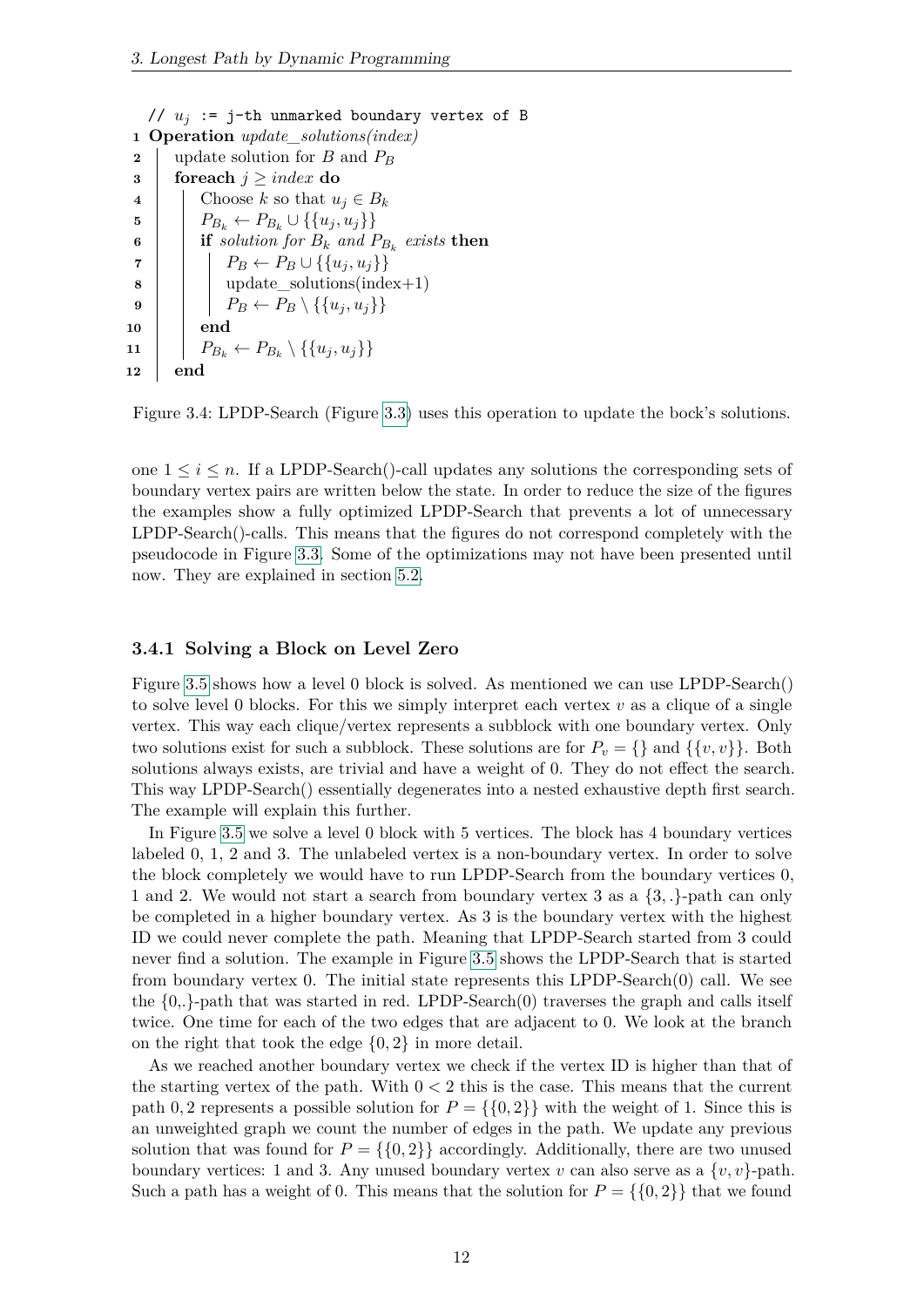```
   // u_j := j-th unmarked boundary vertex of B
1  Operation update_solutions(index)
2  |  update solution for B and P_B
3  |  foreach j ≥ index do
4  |  |  Choose k so that u_j ∈ B_k
5  |  |  P_{B_k} ← P_{B_k} ∪ {{u_j, u_j}}
6  |  |  if solution for B_k and P_{B_k} exists then
7  |  |  |  P_B ← P_B ∪ {{u_j, u_j}}
8  |  |  |  update_solutions(index+1)
9  |  |  |  P_B ← P_B \ {{u_j, u_j}}
10 |  |  end
11 |  |  P_{B_k} ← P_{B_k} \ {{u_j, u_j}}
12 |  end
```

Figure 3.4: LPDP-Search (Figure 3.3) uses this operation to update the bock's solutions.

one $1 \leq i \leq n$. If a LPDP-Search()-call updates any solutions the corresponding sets of boundary vertex pairs are written below the state. In order to reduce the size of the figures the examples show a fully optimized LPDP-Search that prevents a lot of unnecessary LPDP-Search()-calls. This means that the figures do not correspond completely with the pseudocode in Figure 3.3. Some of the optimizations may not have been presented until now. They are explained in section 5.2.

### 3.4.1 Solving a Block on Level Zero

Figure 3.5 shows how a level 0 block is solved. As mentioned we can use LPDP-Search() to solve level 0 blocks. For this we simply interpret each vertex $v$ as a clique of a single vertex. This way each clique/vertex represents a subblock with one boundary vertex. Only two solutions exist for such a subblock. These solutions are for $P_v = \{\}$ and $\{\{v, v\}\}$. Both solutions always exists, are trivial and have a weight of 0. They do not effect the search. This way LPDP-Search() essentially degenerates into a nested exhaustive depth first search. The example will explain this further.

In Figure 3.5 we solve a level 0 block with 5 vertices. The block has 4 boundary vertices labeled 0, 1, 2 and 3. The unlabeled vertex is a non-boundary vertex. In order to solve the block completely we would have to run LPDP-Search from the boundary vertices 0, 1 and 2. We would not start a search from boundary vertex 3 as a $\{3, .\}$-path can only be completed in a higher boundary vertex. As 3 is the boundary vertex with the highest ID we could never complete the path. Meaning that LPDP-Search started from 3 could never find a solution. The example in Figure 3.5 shows the LPDP-Search that is started from boundary vertex 0. The initial state represents this LPDP-Search(0) call. We see the $\{0, .\}$-path that was started in red. LPDP-Search(0) traverses the graph and calls itself twice. One time for each of the two edges that are adjacent to 0. We look at the branch on the right that took the edge $\{0, 2\}$ in more detail.

As we reached another boundary vertex we check if the vertex ID is higher than that of the starting vertex of the path. With $0 < 2$ this is the case. This means that the current path 0, 2 represents a possible solution for $P = \{\{0, 2\}\}$ with the weight of 1. Since this is an unweighted graph we count the number of edges in the path. We update any previous solution that was found for $P = \{\{0, 2\}\}$ accordingly. Additionally, there are two unused boundary vertices: 1 and 3. Any unused boundary vertex $v$ can also serve as a $\{v, v\}$-path. Such a path has a weight of 0. This means that the solution for $P = \{\{0, 2\}\}$ that we found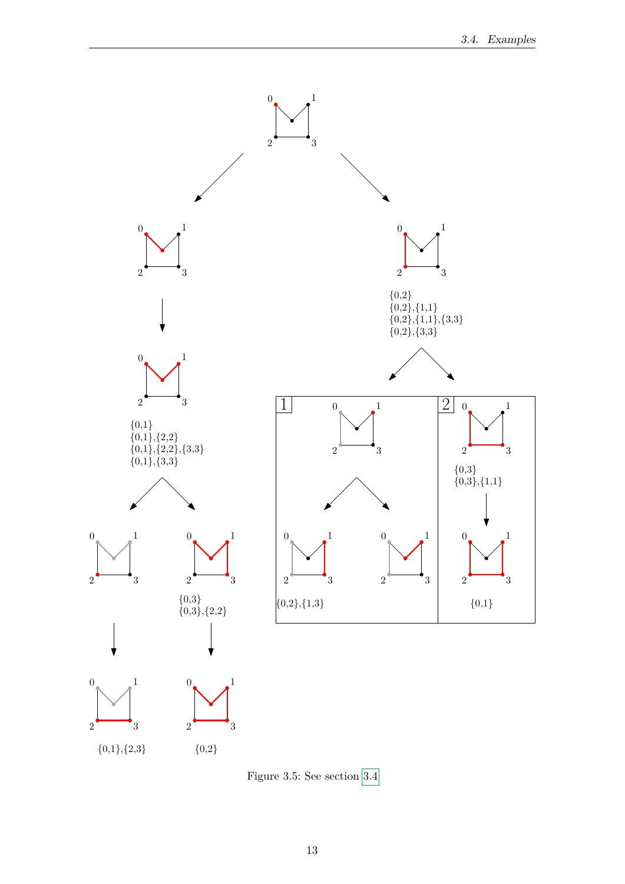Figure 3.5: See section 3.4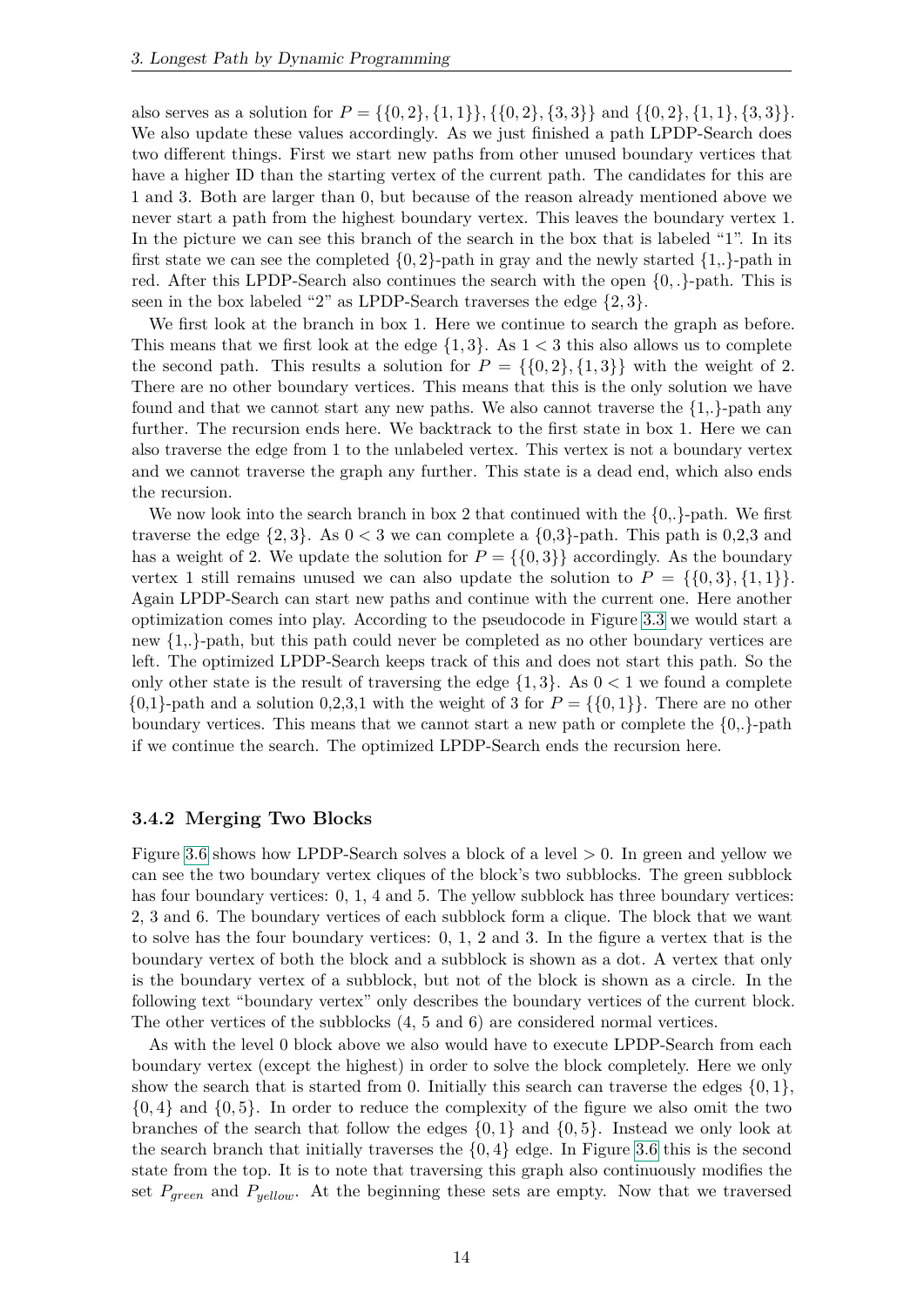also serves as a solution for $P = \{\{0,2\},\{1,1\}\}, \{\{0,2\},\{3,3\}\}$ and $\{\{0,2\},\{1,1\},\{3,3\}\}$. We also update these values accordingly. As we just finished a path LPDP-Search does two different things. First we start new paths from other unused boundary vertices that have a higher ID than the starting vertex of the current path. The candidates for this are 1 and 3. Both are larger than 0, but because of the reason already mentioned above we never start a path from the highest boundary vertex. This leaves the boundary vertex 1. In the picture we can see this branch of the search in the box that is labeled "1". In its first state we can see the completed $\{0,2\}$-path in gray and the newly started $\{1,.\}$-path in red. After this LPDP-Search also continues the search with the open $\{0,.\}$-path. This is seen in the box labeled "2" as LPDP-Search traverses the edge $\{2,3\}$.

We first look at the branch in box 1. Here we continue to search the graph as before. This means that we first look at the edge $\{1,3\}$. As $1 < 3$ this also allows us to complete the second path. This results a solution for $P = \{\{0,2\},\{1,3\}\}$ with the weight of 2. There are no other boundary vertices. This means that this is the only solution we have found and that we cannot start any new paths. We also cannot traverse the $\{1,.\}$-path any further. The recursion ends here. We backtrack to the first state in box 1. Here we can also traverse the edge from 1 to the unlabeled vertex. This vertex is not a boundary vertex and we cannot traverse the graph any further. This state is a dead end, which also ends the recursion.

We now look into the search branch in box 2 that continued with the $\{0,.\}$-path. We first traverse the edge $\{2,3\}$. As $0 < 3$ we can complete a $\{0,3\}$-path. This path is 0,2,3 and has a weight of 2. We update the solution for $P = \{\{0,3\}\}$ accordingly. As the boundary vertex 1 still remains unused we can also update the solution to $P = \{\{0,3\},\{1,1\}\}$. Again LPDP-Search can start new paths and continue with the current one. Here another optimization comes into play. According to the pseudocode in Figure 3.3 we would start a new $\{1,.\}$-path, but this path could never be completed as no other boundary vertices are left. The optimized LPDP-Search keeps track of this and does not start this path. So the only other state is the result of traversing the edge $\{1,3\}$. As $0 < 1$ we found a complete $\{0,1\}$-path and a solution 0,2,3,1 with the weight of 3 for $P = \{\{0,1\}\}$. There are no other boundary vertices. This means that we cannot start a new path or complete the $\{0,.\}$-path if we continue the search. The optimized LPDP-Search ends the recursion here.

### 3.4.2 Merging Two Blocks

Figure 3.6 shows how LPDP-Search solves a block of a level $> 0$. In green and yellow we can see the two boundary vertex cliques of the block's two subblocks. The green subblock has four boundary vertices: 0, 1, 4 and 5. The yellow subblock has three boundary vertices: 2, 3 and 6. The boundary vertices of each subblock form a clique. The block that we want to solve has the four boundary vertices: 0, 1, 2 and 3. In the figure a vertex that is the boundary vertex of both the block and a subblock is shown as a dot. A vertex that only is the boundary vertex of a subblock, but not of the block is shown as a circle. In the following text "boundary vertex" only describes the boundary vertices of the current block. The other vertices of the subblocks (4, 5 and 6) are considered normal vertices.

As with the level 0 block above we also would have to execute LPDP-Search from each boundary vertex (except the highest) in order to solve the block completely. Here we only show the search that is started from 0. Initially this search can traverse the edges $\{0,1\}$, $\{0,4\}$ and $\{0,5\}$. In order to reduce the complexity of the figure we also omit the two branches of the search that follow the edges $\{0,1\}$ and $\{0,5\}$. Instead we only look at the search branch that initially traverses the $\{0,4\}$ edge. In Figure 3.6 this is the second state from the top. It is to note that traversing this graph also continuously modifies the set $P_{green}$ and $P_{yellow}$. At the beginning these sets are empty. Now that we traversed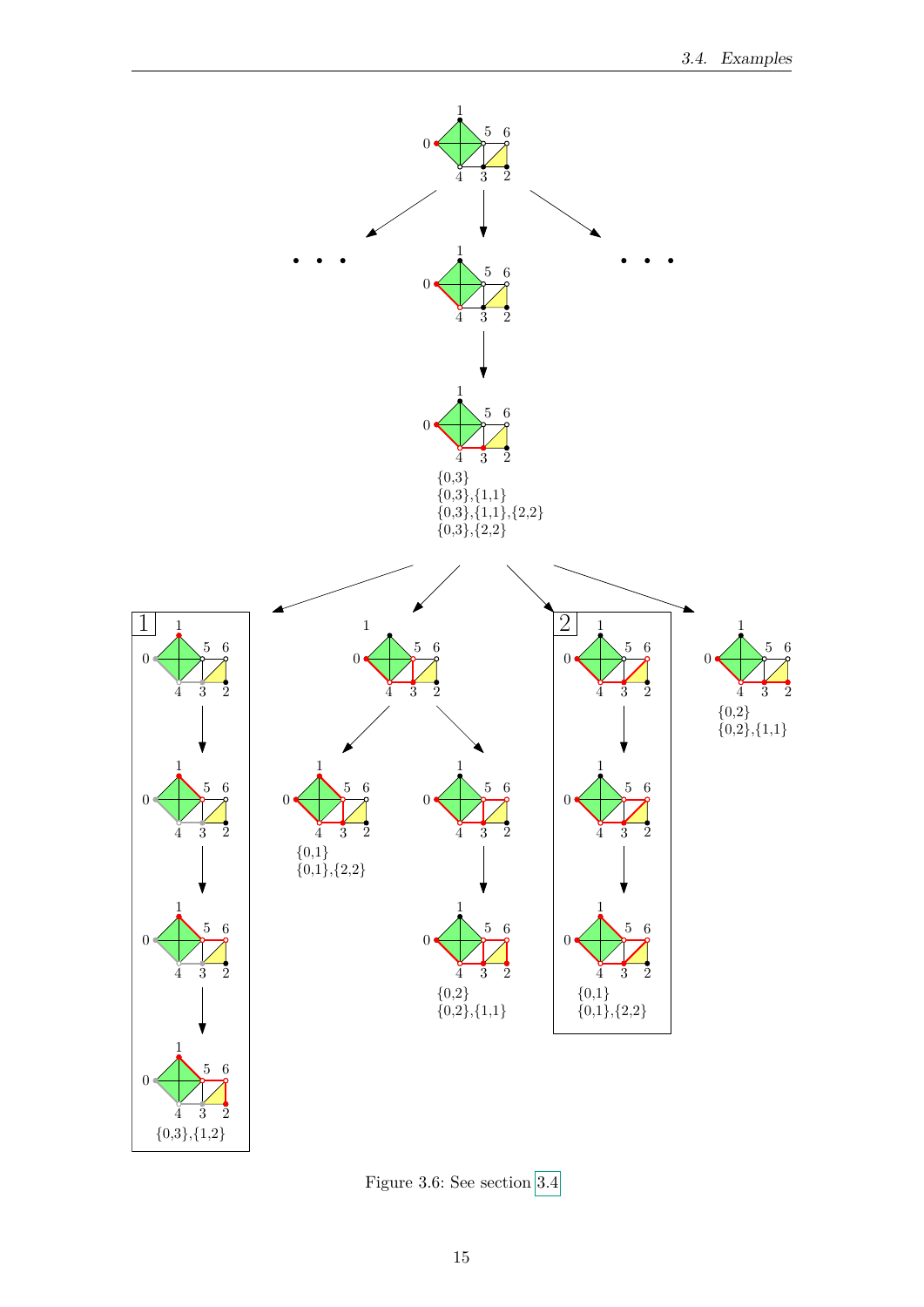1

0 5 6

4 3 2

1

0 5 6

4 3 2

1

0 5 6

4 3 2

{0,3}
{0,3},{1,1}
{0,3},{1,1},{2,2}
{0,3},{2,2}

1

1

0 5 6

4 3 2

1

0 5 6

4 3 2

1

0 5 6

4 3 2

1

0 5 6

4 3 2

{0,3},{1,2}

1

0 5 6

4 3 2

1

0 5 6

4 3 2

{0,1}
{0,1},{2,2}

1

0 5 6

4 3 2

1

0 5 6

4 3 2

{0,2}
{0,2},{1,1}

2

1

0 5 6

4 3 2

1

0 5 6

4 3 2

1

0 5 6

4 3 2

{0,1}
{0,1},{2,2}

1

0 5 6

4 3 2

{0,2}
{0,2},{1,1}

Figure 3.6: See section 3.4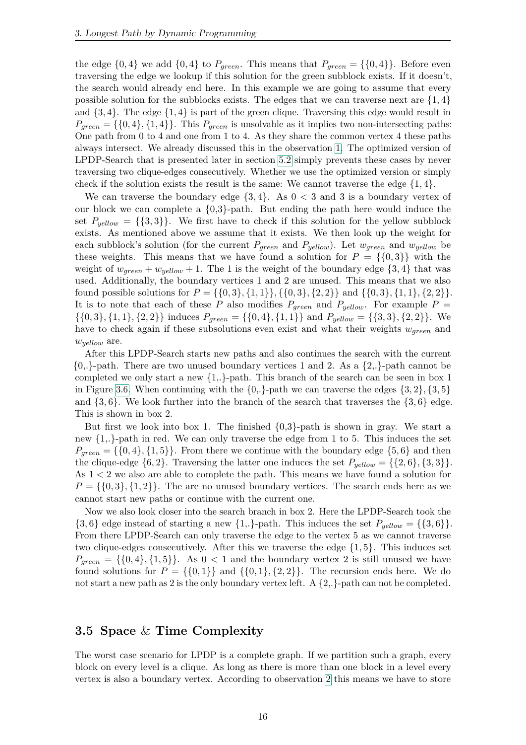the edge $\{0,4\}$ we add $\{0,4\}$ to $P_{green}$. This means that $P_{green} = \{\{0,4\}\}$. Before even traversing the edge we lookup if this solution for the green subblock exists. If it doesn't, the search would already end here. In this example we are going to assume that every possible solution for the subblocks exists. The edges that we can traverse next are $\{1,4\}$ and $\{3,4\}$. The edge $\{1,4\}$ is part of the green clique. Traversing this edge would result in $P_{green} = \{\{0,4\},\{1,4\}\}$. This $P_{green}$ is unsolvable as it implies two non-intersecting paths: One path from 0 to 4 and one from 1 to 4. As they share the common vertex 4 these paths always intersect. We already discussed this in the observation 1. The optimized version of LPDP-Search that is presented later in section 5.2 simply prevents these cases by never traversing two clique-edges consecutively. Whether we use the optimized version or simply check if the solution exists the result is the same: We cannot traverse the edge $\{1,4\}$.

We can traverse the boundary edge $\{3,4\}$. As $0 < 3$ and 3 is a boundary vertex of our block we can complete a $\{0,3\}$-path. But ending the path here would induce the set $P_{yellow} = \{\{3,3\}\}$. We first have to check if this solution for the yellow subblock exists. As mentioned above we assume that it exists. We then look up the weight for each subblock's solution (for the current $P_{green}$ and $P_{yellow}$). Let $w_{green}$ and $w_{yellow}$ be these weights. This means that we have found a solution for $P = \{\{0,3\}\}$ with the weight of $w_{green} + w_{yellow} + 1$. The 1 is the weight of the boundary edge $\{3,4\}$ that was used. Additionally, the boundary vertices 1 and 2 are unused. This means that we also found possible solutions for $P = \{\{0,3\},\{1,1\}\},\{\{0,3\},\{2,2\}\}$ and $\{\{0,3\},\{1,1\},\{2,2\}\}$. It is to note that each of these $P$ also modifies $P_{green}$ and $P_{yellow}$. For example $P = \{\{0,3\},\{1,1\},\{2,2\}\}$ induces $P_{green} = \{\{0,4\},\{1,1\}\}$ and $P_{yellow} = \{\{3,3\},\{2,2\}\}$. We have to check again if these subsolutions even exist and what their weights $w_{green}$ and $w_{yellow}$ are.

After this LPDP-Search starts new paths and also continues the search with the current $\{0,.\}$-path. There are two unused boundary vertices 1 and 2. As a $\{2,.\}$-path cannot be completed we only start a new $\{1,.\}$-path. This branch of the search can be seen in box 1 in Figure 3.6. When continuing with the $\{0,.\}$-path we can traverse the edges $\{3,2\}$, $\{3,5\}$ and $\{3,6\}$. We look further into the branch of the search that traverses the $\{3,6\}$ edge. This is shown in box 2.

But first we look into box 1. The finished $\{0,3\}$-path is shown in gray. We start a new $\{1,.\}$-path in red. We can only traverse the edge from 1 to 5. This induces the set $P_{green} = \{\{0,4\},\{1,5\}\}$. From there we continue with the boundary edge $\{5,6\}$ and then the clique-edge $\{6,2\}$. Traversing the latter one induces the set $P_{yellow} = \{\{2,6\},\{3,3\}\}$. As $1 < 2$ we also are able to complete the path. This means we have found a solution for $P = \{\{0,3\},\{1,2\}\}$. The are no unused boundary vertices. The search ends here as we cannot start new paths or continue with the current one.

Now we also look closer into the search branch in box 2. Here the LPDP-Search took the $\{3,6\}$ edge instead of starting a new $\{1,.\}$-path. This induces the set $P_{yellow} = \{\{3,6\}\}$. From there LPDP-Search can only traverse the edge to the vertex 5 as we cannot traverse two clique-edges consecutively. After this we traverse the edge $\{1,5\}$. This induces set $P_{green} = \{\{0,4\},\{1,5\}\}$. As $0 < 1$ and the boundary vertex 2 is still unused we have found solutions for $P = \{\{0,1\}\}$ and $\{\{0,1\},\{2,2\}\}$. The recursion ends here. We do not start a new path as 2 is the only boundary vertex left. A $\{2,.\}$-path can not be completed.

## 3.5 Space & Time Complexity

The worst case scenario for LPDP is a complete graph. If we partition such a graph, every block on every level is a clique. As long as there is more than one block in a level every vertex is also a boundary vertex. According to observation 2 this means we have to store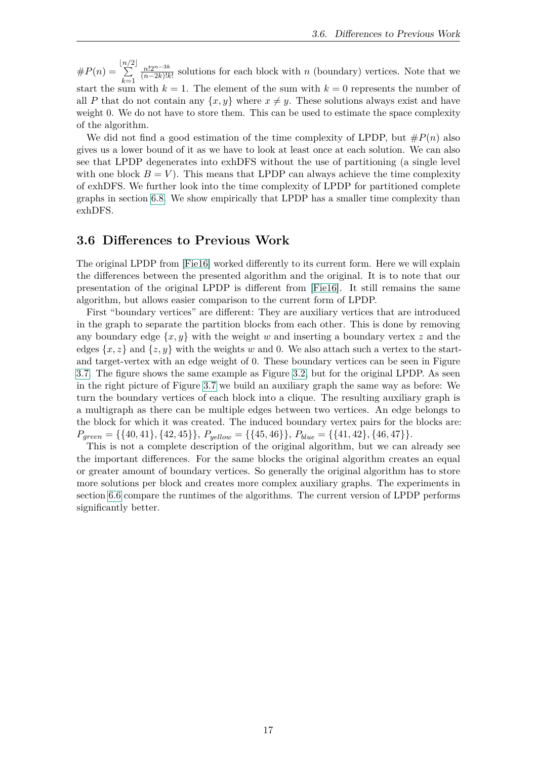$\#P(n) = \sum_{k=1}^{\lfloor n/2 \rfloor} \frac{n! 2^{n-3k}}{(n-2k)!k!}$ solutions for each block with $n$ (boundary) vertices. Note that we start the sum with $k = 1$. The element of the sum with $k = 0$ represents the number of all $P$ that do not contain any $\{x, y\}$ where $x \neq y$. These solutions always exist and have weight 0. We do not have to store them. This can be used to estimate the space complexity of the algorithm.

We did not find a good estimation of the time complexity of LPDP, but $\#P(n)$ also gives us a lower bound of it as we have to look at least once at each solution. We can also see that LPDP degenerates into exhDFS without the use of partitioning (a single level with one block $B = V$). This means that LPDP can always achieve the time complexity of exhDFS. We further look into the time complexity of LPDP for partitioned complete graphs in section 6.8. We show empirically that LPDP has a smaller time complexity than exhDFS.

## 3.6 Differences to Previous Work

The original LPDP from [Fie16] worked differently to its current form. Here we will explain the differences between the presented algorithm and the original. It is to note that our presentation of the original LPDP is different from [Fie16]. It still remains the same algorithm, but allows easier comparison to the current form of LPDP.

First "boundary vertices" are different: They are auxiliary vertices that are introduced in the graph to separate the partition blocks from each other. This is done by removing any boundary edge $\{x, y\}$ with the weight $w$ and inserting a boundary vertex $z$ and the edges $\{x, z\}$ and $\{z, y\}$ with the weights $w$ and 0. We also attach such a vertex to the start- and target-vertex with an edge weight of 0. These boundary vertices can be seen in Figure 3.7. The figure shows the same example as Figure 3.2, but for the original LPDP. As seen in the right picture of Figure 3.7 we build an auxiliary graph the same way as before: We turn the boundary vertices of each block into a clique. The resulting auxiliary graph is a multigraph as there can be multiple edges between two vertices. An edge belongs to the block for which it was created. The induced boundary vertex pairs for the blocks are: $P_{green} = \{\{40, 41\}, \{42, 45\}\}$, $P_{yellow} = \{\{45, 46\}\}$, $P_{blue} = \{\{41, 42\}, \{46, 47\}\}$.

This is not a complete description of the original algorithm, but we can already see the important differences. For the same blocks the original algorithm creates an equal or greater amount of boundary vertices. So generally the original algorithm has to store more solutions per block and creates more complex auxiliary graphs. The experiments in section 6.6 compare the runtimes of the algorithms. The current version of LPDP performs significantly better.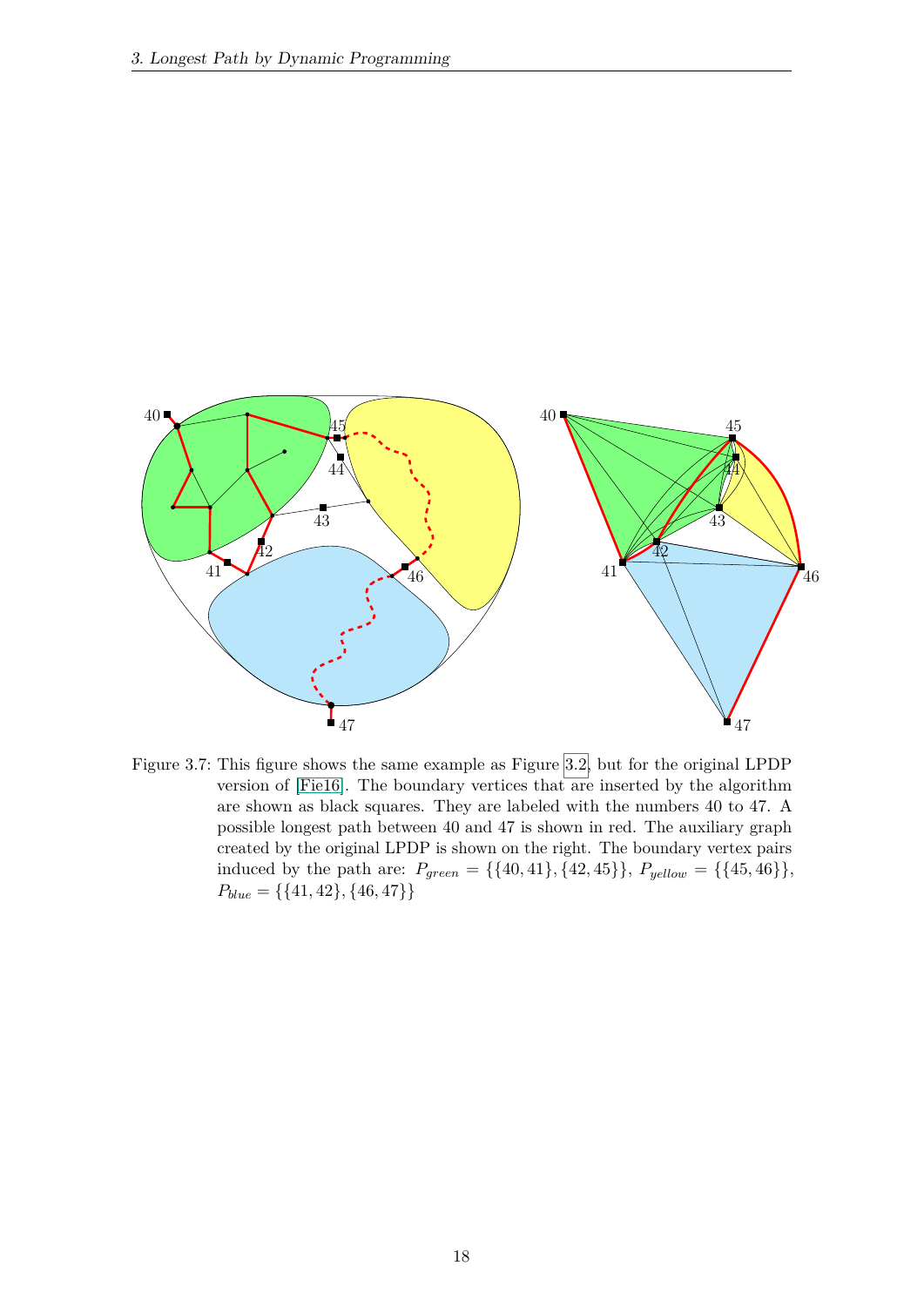Figure 3.7: This figure shows the same example as Figure 3.2, but for the original LPDP version of [Fie16]. The boundary vertices that are inserted by the algorithm are shown as black squares. They are labeled with the numbers 40 to 47. A possible longest path between 40 and 47 is shown in red. The auxiliary graph created by the original LPDP is shown on the right. The boundary vertex pairs induced by the path are: $P_{green} = \{\{40, 41\}, \{42, 45\}\}$, $P_{yellow} = \{\{45, 46\}\}$, $P_{blue} = \{\{41, 42\}, \{46, 47\}\}$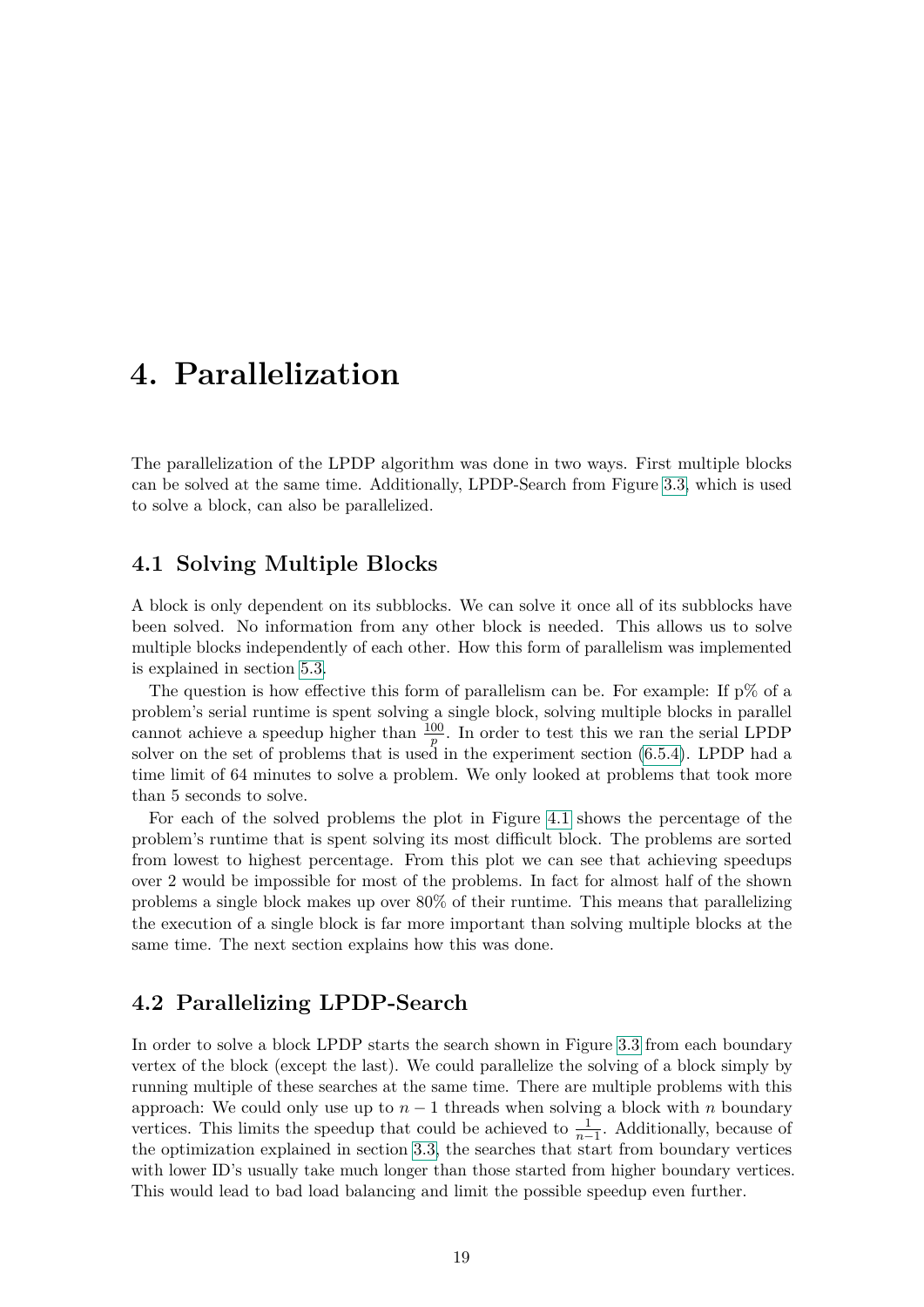# 4. Parallelization

The parallelization of the LPDP algorithm was done in two ways. First multiple blocks can be solved at the same time. Additionally, LPDP-Search from Figure 3.3, which is used to solve a block, can also be parallelized.

## 4.1 Solving Multiple Blocks

A block is only dependent on its subblocks. We can solve it once all of its subblocks have been solved. No information from any other block is needed. This allows us to solve multiple blocks independently of each other. How this form of parallelism was implemented is explained in section 5.3.

The question is how effective this form of parallelism can be. For example: If p% of a problem's serial runtime is spent solving a single block, solving multiple blocks in parallel cannot achieve a speedup higher than $\frac{100}{p}$. In order to test this we ran the serial LPDP solver on the set of problems that is used in the experiment section (6.5.4). LPDP had a time limit of 64 minutes to solve a problem. We only looked at problems that took more than 5 seconds to solve.

For each of the solved problems the plot in Figure 4.1 shows the percentage of the problem's runtime that is spent solving its most difficult block. The problems are sorted from lowest to highest percentage. From this plot we can see that achieving speedups over 2 would be impossible for most of the problems. In fact for almost half of the shown problems a single block makes up over 80% of their runtime. This means that parallelizing the execution of a single block is far more important than solving multiple blocks at the same time. The next section explains how this was done.

## 4.2 Parallelizing LPDP-Search

In order to solve a block LPDP starts the search shown in Figure 3.3 from each boundary vertex of the block (except the last). We could parallelize the solving of a block simply by running multiple of these searches at the same time. There are multiple problems with this approach: We could only use up to $n-1$ threads when solving a block with $n$ boundary vertices. This limits the speedup that could be achieved to $\frac{1}{n-1}$. Additionally, because of the optimization explained in section 3.3, the searches that start from boundary vertices with lower ID's usually take much longer than those started from higher boundary vertices. This would lead to bad load balancing and limit the possible speedup even further.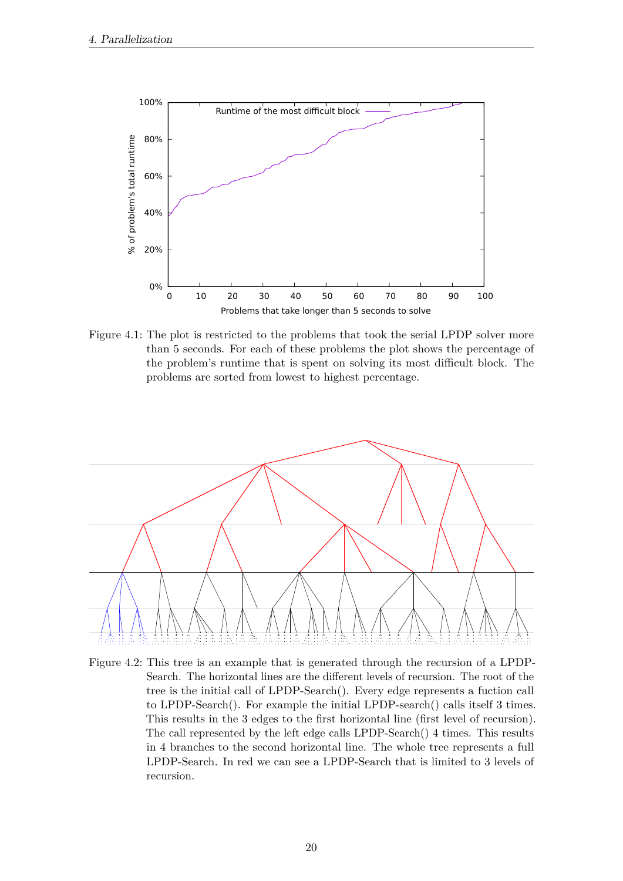Figure 4.1: The plot is restricted to the problems that took the serial LPDP solver more than 5 seconds. For each of these problems the plot shows the percentage of the problem's runtime that is spent on solving its most difficult block. The problems are sorted from lowest to highest percentage.

Figure 4.2: This tree is an example that is generated through the recursion of a LPDP-Search. The horizontal lines are the different levels of recursion. The root of the tree is the initial call of LPDP-Search(). Every edge represents a fuction call to LPDP-Search(). For example the initial LPDP-search() calls itself 3 times. This results in the 3 edges to the first horizontal line (first level of recursion). The call represented by the left edge calls LPDP-Search() 4 times. This results in 4 branches to the second horizontal line. The whole tree represents a full LPDP-Search. In red we can see a LPDP-Search that is limited to 3 levels of recursion.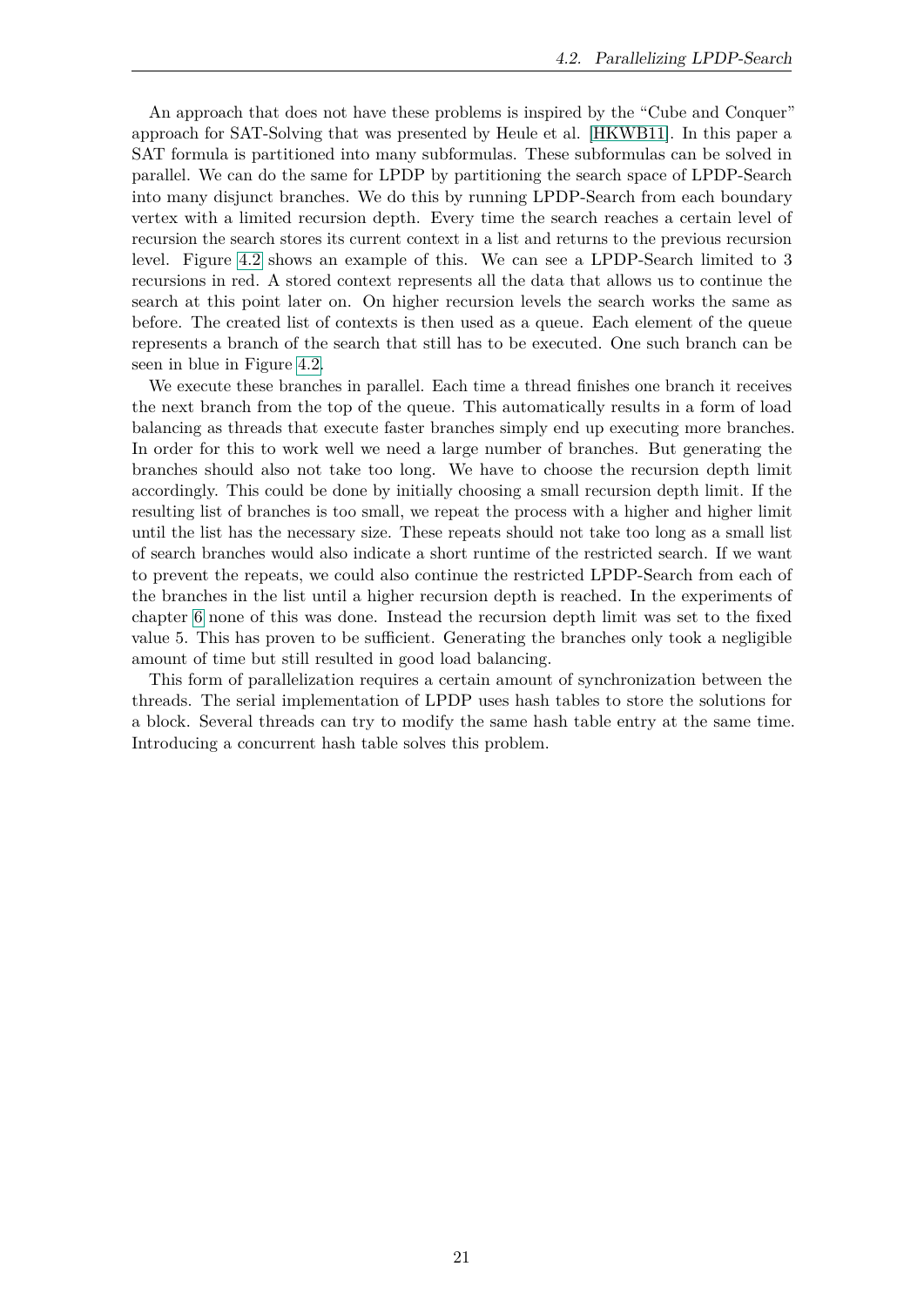An approach that does not have these problems is inspired by the "Cube and Conquer" approach for SAT-Solving that was presented by Heule et al. [HKWB11]. In this paper a SAT formula is partitioned into many subformulas. These subformulas can be solved in parallel. We can do the same for LPDP by partitioning the search space of LPDP-Search into many disjunct branches. We do this by running LPDP-Search from each boundary vertex with a limited recursion depth. Every time the search reaches a certain level of recursion the search stores its current context in a list and returns to the previous recursion level. Figure 4.2 shows an example of this. We can see a LPDP-Search limited to 3 recursions in red. A stored context represents all the data that allows us to continue the search at this point later on. On higher recursion levels the search works the same as before. The created list of contexts is then used as a queue. Each element of the queue represents a branch of the search that still has to be executed. One such branch can be seen in blue in Figure 4.2.

We execute these branches in parallel. Each time a thread finishes one branch it receives the next branch from the top of the queue. This automatically results in a form of load balancing as threads that execute faster branches simply end up executing more branches. In order for this to work well we need a large number of branches. But generating the branches should also not take too long. We have to choose the recursion depth limit accordingly. This could be done by initially choosing a small recursion depth limit. If the resulting list of branches is too small, we repeat the process with a higher and higher limit until the list has the necessary size. These repeats should not take too long as a small list of search branches would also indicate a short runtime of the restricted search. If we want to prevent the repeats, we could also continue the restricted LPDP-Search from each of the branches in the list until a higher recursion depth is reached. In the experiments of chapter 6 none of this was done. Instead the recursion depth limit was set to the fixed value 5. This has proven to be sufficient. Generating the branches only took a negligible amount of time but still resulted in good load balancing.

This form of parallelization requires a certain amount of synchronization between the threads. The serial implementation of LPDP uses hash tables to store the solutions for a block. Several threads can try to modify the same hash table entry at the same time. Introducing a concurrent hash table solves this problem.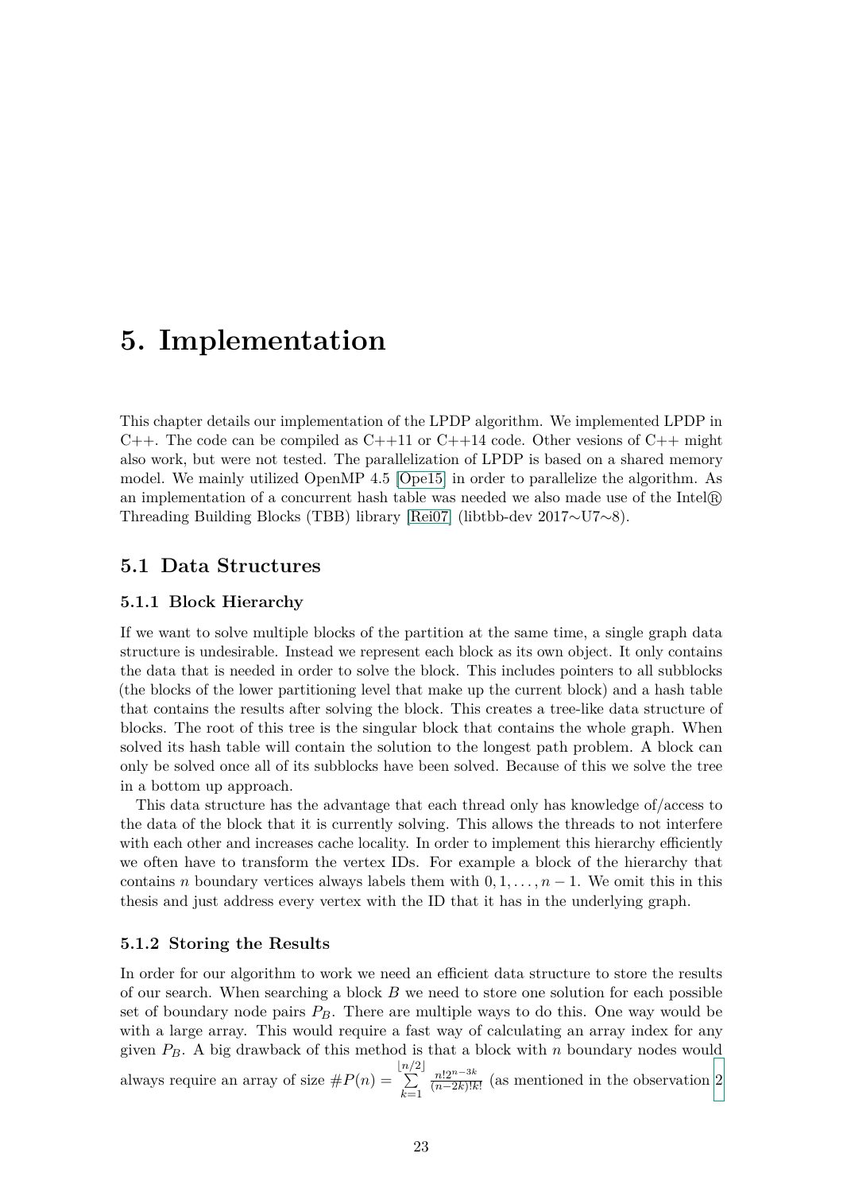# 5. Implementation

This chapter details our implementation of the LPDP algorithm. We implemented LPDP in C++. The code can be compiled as C++11 or C++14 code. Other vesions of C++ might also work, but were not tested. The parallelization of LPDP is based on a shared memory model. We mainly utilized OpenMP 4.5 [Ope15] in order to parallelize the algorithm. As an implementation of a concurrent hash table was needed we also made use of the Intel® Threading Building Blocks (TBB) library [Rei07] (libtbb-dev 2017∼U7∼8).

## 5.1 Data Structures

### 5.1.1 Block Hierarchy

If we want to solve multiple blocks of the partition at the same time, a single graph data structure is undesirable. Instead we represent each block as its own object. It only contains the data that is needed in order to solve the block. This includes pointers to all subblocks (the blocks of the lower partitioning level that make up the current block) and a hash table that contains the results after solving the block. This creates a tree-like data structure of blocks. The root of this tree is the singular block that contains the whole graph. When solved its hash table will contain the solution to the longest path problem. A block can only be solved once all of its subblocks have been solved. Because of this we solve the tree in a bottom up approach.

This data structure has the advantage that each thread only has knowledge of/access to the data of the block that it is currently solving. This allows the threads to not interfere with each other and increases cache locality. In order to implement this hierarchy efficiently we often have to transform the vertex IDs. For example a block of the hierarchy that contains $n$ boundary vertices always labels them with $0, 1, \ldots, n-1$. We omit this in this thesis and just address every vertex with the ID that it has in the underlying graph.

### 5.1.2 Storing the Results

In order for our algorithm to work we need an efficient data structure to store the results of our search. When searching a block $B$ we need to store one solution for each possible set of boundary node pairs $P_B$. There are multiple ways to do this. One way would be with a large array. This would require a fast way of calculating an array index for any given $P_B$. A big drawback of this method is that a block with $n$ boundary nodes would always require an array of size $\#P(n) = \sum_{k=1}^{\lfloor n/2 \rfloor} \frac{n! 2^{n-3k}}{(n-2k)!k!}$ (as mentioned in the observation 2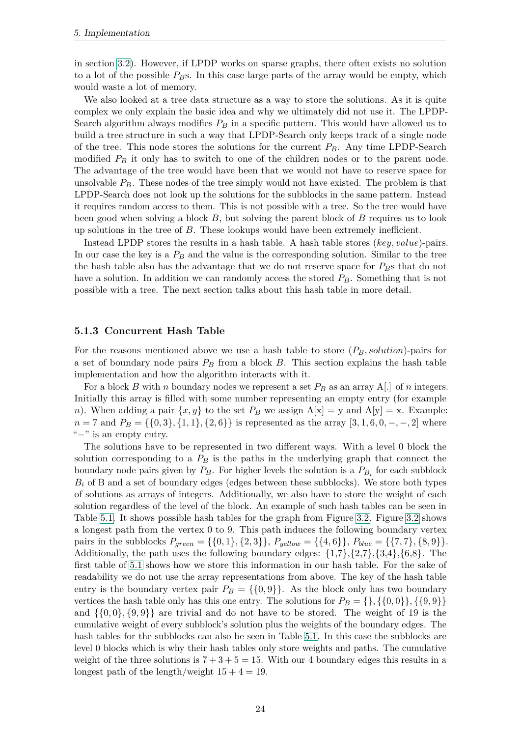in section 3.2). However, if LPDP works on sparse graphs, there often exists no solution to a lot of the possible $P_B$s. In this case large parts of the array would be empty, which would waste a lot of memory.

We also looked at a tree data structure as a way to store the solutions. As it is quite complex we only explain the basic idea and why we ultimately did not use it. The LPDP-Search algorithm always modifies $P_B$ in a specific pattern. This would have allowed us to build a tree structure in such a way that LPDP-Search only keeps track of a single node of the tree. This node stores the solutions for the current $P_B$. Any time LPDP-Search modified $P_B$ it only has to switch to one of the children nodes or to the parent node. The advantage of the tree would have been that we would not have to reserve space for unsolvable $P_B$. These nodes of the tree simply would not have existed. The problem is that LPDP-Search does not look up the solutions for the subblocks in the same pattern. Instead it requires random access to them. This is not possible with a tree. So the tree would have been good when solving a block $B$, but solving the parent block of $B$ requires us to look up solutions in the tree of $B$. These lookups would have been extremely inefficient.

Instead LPDP stores the results in a hash table. A hash table stores $(key, value)$-pairs. In our case the key is a $P_B$ and the value is the corresponding solution. Similar to the tree the hash table also has the advantage that we do not reserve space for $P_B$s that do not have a solution. In addition we can randomly access the stored $P_B$. Something that is not possible with a tree. The next section talks about this hash table in more detail.

### 5.1.3 Concurrent Hash Table

For the reasons mentioned above we use a hash table to store $(P_B, solution)$-pairs for a set of boundary node pairs $P_B$ from a block $B$. This section explains the hash table implementation and how the algorithm interacts with it.

For a block $B$ with $n$ boundary nodes we represent a set $P_B$ as an array A[.] of $n$ integers. Initially this array is filled with some number representing an empty entry (for example $n$). When adding a pair $\{x, y\}$ to the set $P_B$ we assign A[x] = y and A[y] = x. Example: $n = 7$ and $P_B = \{\{0, 3\}, \{1, 1\}, \{2, 6\}\}$ is represented as the array $[3, 1, 6, 0, -, -, 2]$ where "$-$" is an empty entry.

The solutions have to be represented in two different ways. With a level 0 block the solution corresponding to a $P_B$ is the paths in the underlying graph that connect the boundary node pairs given by $P_B$. For higher levels the solution is a $P_{B_i}$ for each subblock $B_i$ of B and a set of boundary edges (edges between these subblocks). We store both types of solutions as arrays of integers. Additionally, we also have to store the weight of each solution regardless of the level of the block. An example of such hash tables can be seen in Table 5.1. It shows possible hash tables for the graph from Figure 3.2. Figure 3.2 shows a longest path from the vertex 0 to 9. This path induces the following boundary vertex pairs in the subblocks $P_{green} = \{\{0, 1\}, \{2, 3\}\}$, $P_{yellow} = \{\{4, 6\}\}$, $P_{blue} = \{\{7, 7\}, \{8, 9\}\}$. Additionally, the path uses the following boundary edges: {1,7},{2,7},{3,4},{6,8}. The first table of 5.1 shows how we store this information in our hash table. For the sake of readability we do not use the array representations from above. The key of the hash table entry is the boundary vertex pair $P_B = \{\{0, 9\}\}$. As the block only has two boundary vertices the hash table only has this one entry. The solutions for $P_B = \{\}, \{\{0, 0\}\}, \{\{9, 9\}\}$ and $\{\{0, 0\}, \{9, 9\}\}$ are trivial and do not have to be stored. The weight of 19 is the cumulative weight of every subblock's solution plus the weights of the boundary edges. The hash tables for the subblocks can also be seen in Table 5.1. In this case the subblocks are level 0 blocks which is why their hash tables only store weights and paths. The cumulative weight of the three solutions is $7 + 3 + 5 = 15$. With our 4 boundary edges this results in a longest path of the length/weight $15 + 4 = 19$.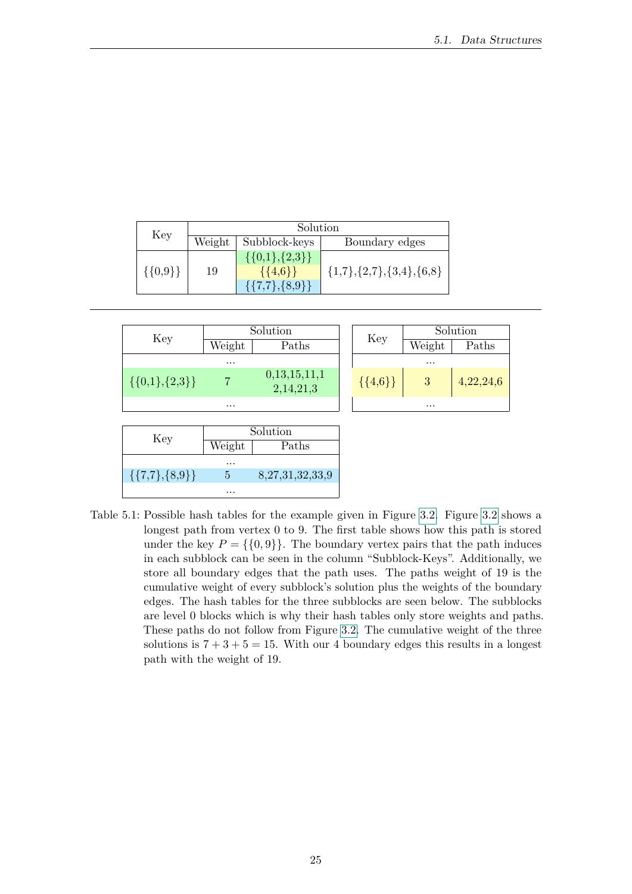| Key | Solution | | |
|---|---|---|---|
| | Weight | Subblock-keys | Boundary edges |
| {{0,9}} | 19 | {{0,1},{2,3}}<br>{{4,6}}<br>{{7,7},{8,9}} | {1,7},{2,7},{3,4},{6,8} |

| Key | Solution | |
|---|---|---|
| | Weight | Paths |
| ... | | |
| {{0,1},{2,3}} | 7 | 0,13,15,11,1<br>2,14,21,3 |
| ... | | |

| Key | Solution | |
|---|---|---|
| | Weight | Paths |
| ... | | |
| {{4,6}} | 3 | 4,22,24,6 |
| ... | | |

| Key | Solution | |
|---|---|---|
| | Weight | Paths |
| ... | | |
| {{7,7},{8,9}} | 5 | 8,27,31,32,33,9 |
| ... | | |

Table 5.1: Possible hash tables for the example given in Figure 3.2. Figure 3.2 shows a longest path from vertex 0 to 9. The first table shows how this path is stored under the key $P = \{\{0, 9\}\}$. The boundary vertex pairs that the path induces in each subblock can be seen in the column "Subblock-Keys". Additionally, we store all boundary edges that the path uses. The paths weight of 19 is the cumulative weight of every subblock's solution plus the weights of the boundary edges. The hash tables for the three subblocks are seen below. The subblocks are level 0 blocks which is why their hash tables only store weights and paths. These paths do not follow from Figure 3.2. The cumulative weight of the three solutions is $7 + 3 + 5 = 15$. With our 4 boundary edges this results in a longest path with the weight of 19.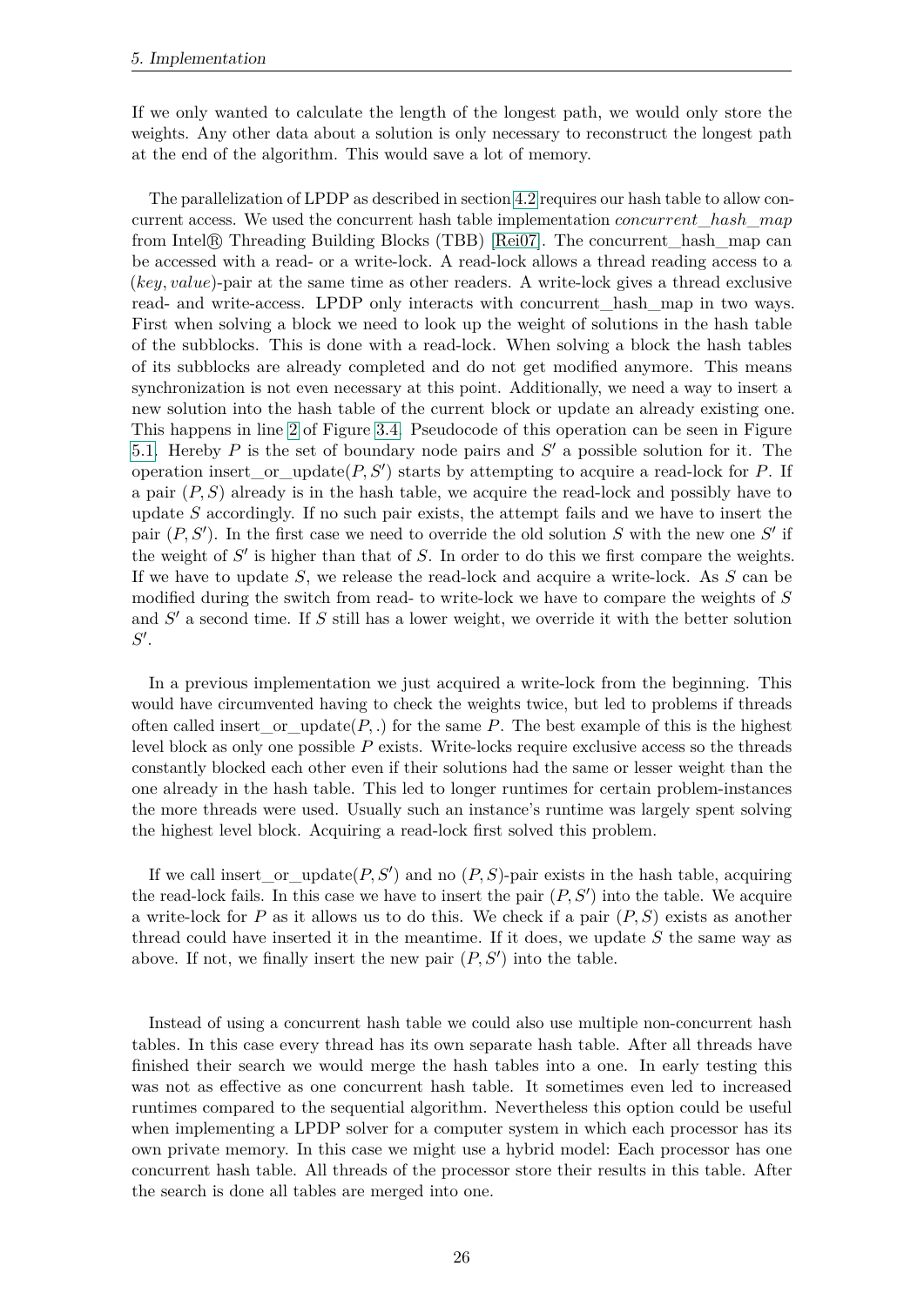If we only wanted to calculate the length of the longest path, we would only store the weights. Any other data about a solution is only necessary to reconstruct the longest path at the end of the algorithm. This would save a lot of memory.

The parallelization of LPDP as described in section 4.2 requires our hash table to allow concurrent access. We used the concurrent hash table implementation *concurrent_hash_map* from Intel® Threading Building Blocks (TBB) [Rei07]. The concurrent_hash_map can be accessed with a read- or a write-lock. A read-lock allows a thread reading access to a $(key, value)$-pair at the same time as other readers. A write-lock gives a thread exclusive read- and write-access. LPDP only interacts with concurrent_hash_map in two ways. First when solving a block we need to look up the weight of solutions in the hash table of the subblocks. This is done with a read-lock. When solving a block the hash tables of its subblocks are already completed and do not get modified anymore. This means synchronization is not even necessary at this point. Additionally, we need a way to insert a new solution into the hash table of the current block or update an already existing one. This happens in line 2 of Figure 3.4. Pseudocode of this operation can be seen in Figure 5.1. Hereby $P$ is the set of boundary node pairs and $S'$ a possible solution for it. The operation insert_or_update$(P, S')$ starts by attempting to acquire a read-lock for $P$. If a pair $(P, S)$ already is in the hash table, we acquire the read-lock and possibly have to update $S$ accordingly. If no such pair exists, the attempt fails and we have to insert the pair $(P, S')$. In the first case we need to override the old solution $S$ with the new one $S'$ if the weight of $S'$ is higher than that of $S$. In order to do this we first compare the weights. If we have to update $S$, we release the read-lock and acquire a write-lock. As $S$ can be modified during the switch from read- to write-lock we have to compare the weights of $S$ and $S'$ a second time. If $S$ still has a lower weight, we override it with the better solution $S'$.

In a previous implementation we just acquired a write-lock from the beginning. This would have circumvented having to check the weights twice, but led to problems if threads often called insert_or_update$(P, .)$ for the same $P$. The best example of this is the highest level block as only one possible $P$ exists. Write-locks require exclusive access so the threads constantly blocked each other even if their solutions had the same or lesser weight than the one already in the hash table. This led to longer runtimes for certain problem-instances the more threads were used. Usually such an instance's runtime was largely spent solving the highest level block. Acquiring a read-lock first solved this problem.

If we call insert_or_update$(P, S')$ and no $(P, S)$-pair exists in the hash table, acquiring the read-lock fails. In this case we have to insert the pair $(P, S')$ into the table. We acquire a write-lock for $P$ as it allows us to do this. We check if a pair $(P, S)$ exists as another thread could have inserted it in the meantime. If it does, we update $S$ the same way as above. If not, we finally insert the new pair $(P, S')$ into the table.

Instead of using a concurrent hash table we could also use multiple non-concurrent hash tables. In this case every thread has its own separate hash table. After all threads have finished their search we would merge the hash tables into a one. In early testing this was not as effective as one concurrent hash table. It sometimes even led to increased runtimes compared to the sequential algorithm. Nevertheless this option could be useful when implementing a LPDP solver for a computer system in which each processor has its own private memory. In this case we might use a hybrid model: Each processor has one concurrent hash table. All threads of the processor store their results in this table. After the search is done all tables are merged into one.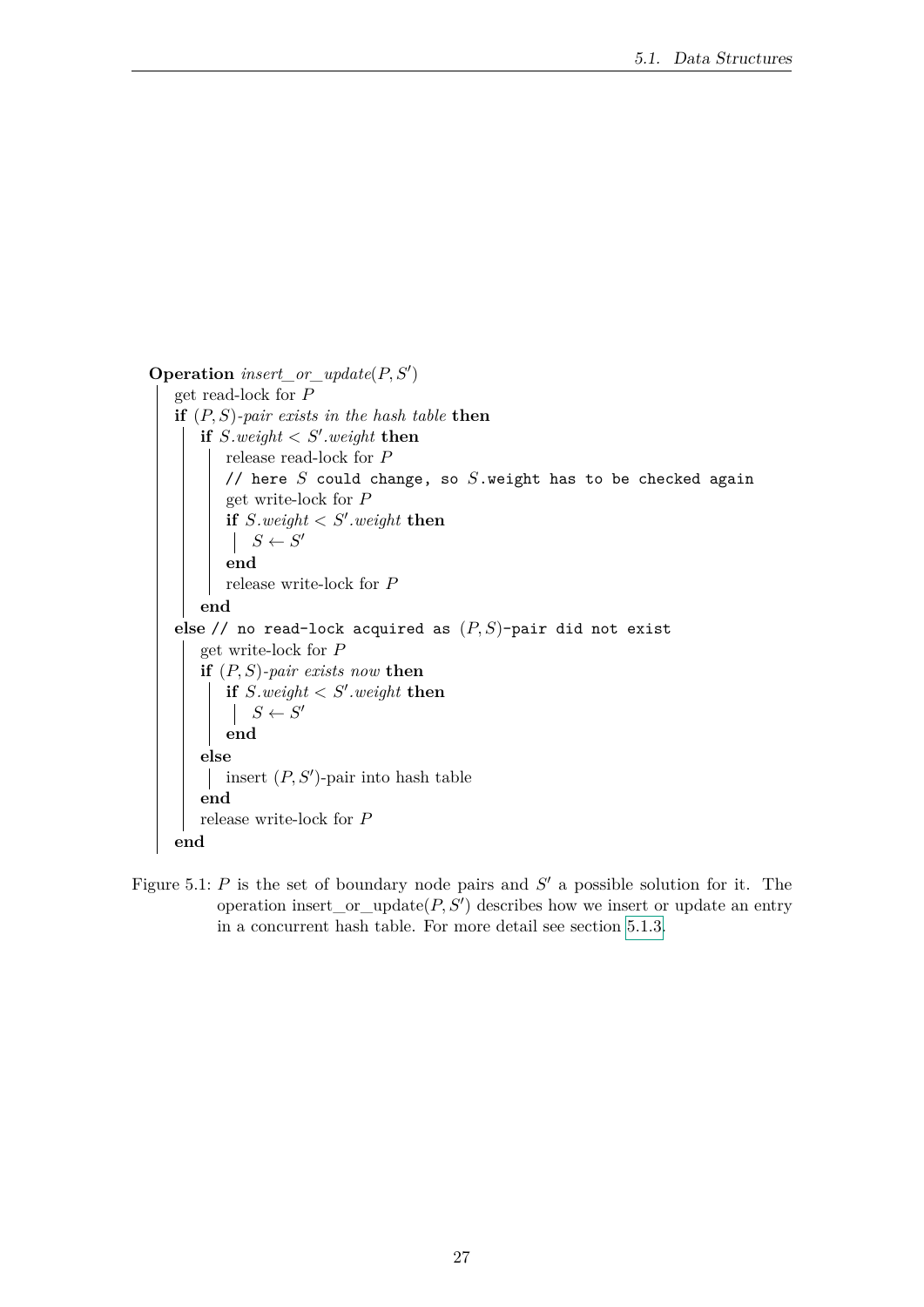```
Operation insert_or_update(P, S')
    get read-lock for P
    if (P, S)-pair exists in the hash table then
        if S.weight < S'.weight then
            release read-lock for P
            // here S could change, so S.weight has to be checked again
            get write-lock for P
            if S.weight < S'.weight then
                S ← S'
            end
            release write-lock for P
        end
    else // no read-lock acquired as (P, S)-pair did not exist
        get write-lock for P
        if (P, S)-pair exists now then
            if S.weight < S'.weight then
                S ← S'
            end
        else
            insert (P, S')-pair into hash table
        end
        release write-lock for P
    end
```

Figure 5.1: $P$ is the set of boundary node pairs and $S'$ a possible solution for it. The operation insert_or_update($P, S'$) describes how we insert or update an entry in a concurrent hash table. For more detail see section 5.1.3.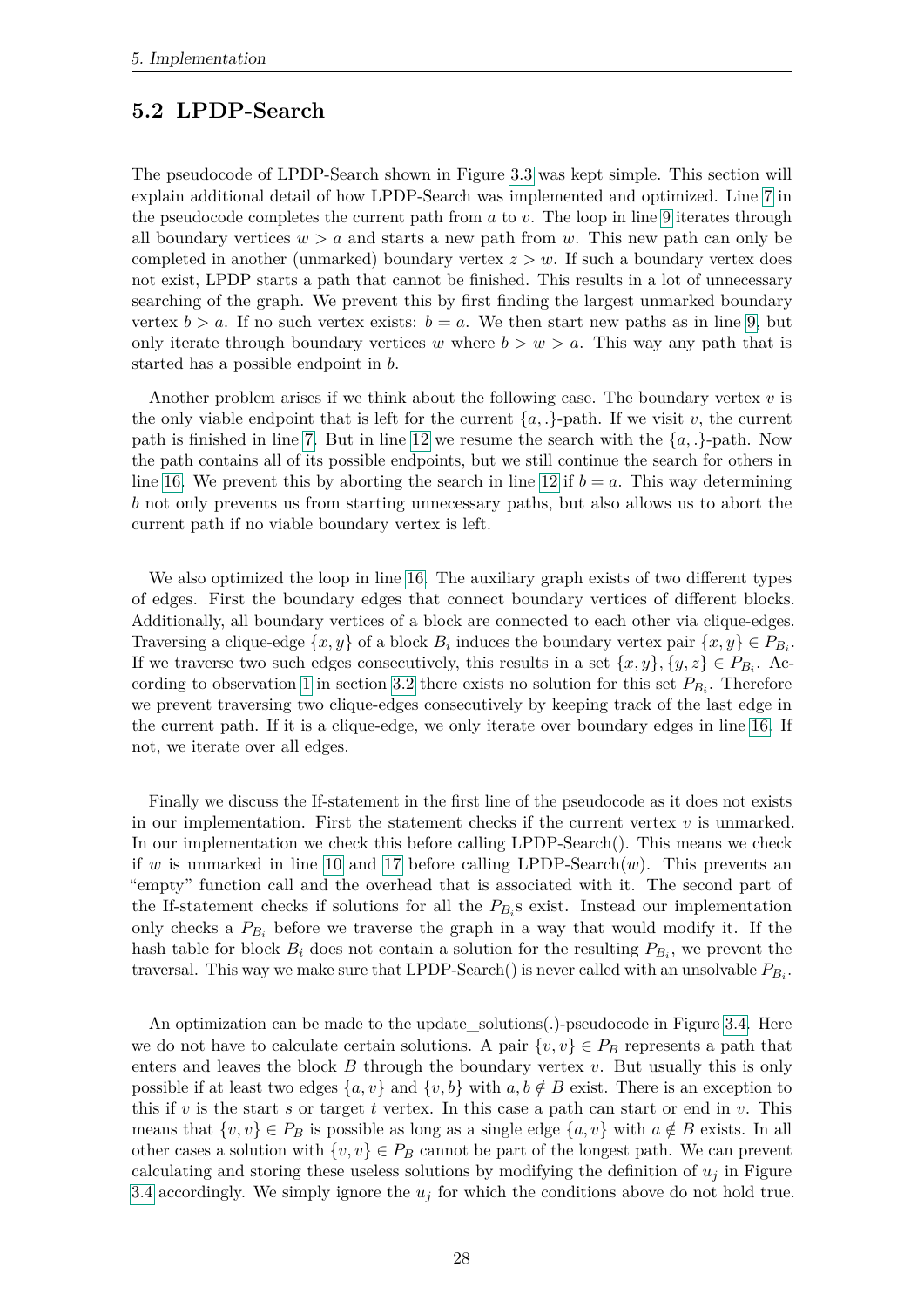## 5.2 LPDP-Search

The pseudocode of LPDP-Search shown in Figure 3.3 was kept simple. This section will explain additional detail of how LPDP-Search was implemented and optimized. Line 7 in the pseudocode completes the current path from $a$ to $v$. The loop in line 9 iterates through all boundary vertices $w > a$ and starts a new path from $w$. This new path can only be completed in another (unmarked) boundary vertex $z > w$. If such a boundary vertex does not exist, LPDP starts a path that cannot be finished. This results in a lot of unnecessary searching of the graph. We prevent this by first finding the largest unmarked boundary vertex $b > a$. If no such vertex exists: $b = a$. We then start new paths as in line 9, but only iterate through boundary vertices $w$ where $b > w > a$. This way any path that is started has a possible endpoint in $b$.

Another problem arises if we think about the following case. The boundary vertex $v$ is the only viable endpoint that is left for the current $\{a, .\}$-path. If we visit $v$, the current path is finished in line 7. But in line 12 we resume the search with the $\{a, .\}$-path. Now the path contains all of its possible endpoints, but we still continue the search for others in line 16. We prevent this by aborting the search in line 12 if $b = a$. This way determining $b$ not only prevents us from starting unnecessary paths, but also allows us to abort the current path if no viable boundary vertex is left.

We also optimized the loop in line 16. The auxiliary graph exists of two different types of edges. First the boundary edges that connect boundary vertices of different blocks. Additionally, all boundary vertices of a block are connected to each other via clique-edges. Traversing a clique-edge $\{x, y\}$ of a block $B_i$ induces the boundary vertex pair $\{x, y\} \in P_{B_i}$. If we traverse two such edges consecutively, this results in a set $\{x, y\}, \{y, z\} \in P_{B_i}$. According to observation 1 in section 3.2 there exists no solution for this set $P_{B_i}$. Therefore we prevent traversing two clique-edges consecutively by keeping track of the last edge in the current path. If it is a clique-edge, we only iterate over boundary edges in line 16. If not, we iterate over all edges.

Finally we discuss the If-statement in the first line of the pseudocode as it does not exists in our implementation. First the statement checks if the current vertex $v$ is unmarked. In our implementation we check this before calling LPDP-Search(). This means we check if $w$ is unmarked in line 10 and 17 before calling LPDP-Search($w$). This prevents an "empty" function call and the overhead that is associated with it. The second part of the If-statement checks if solutions for all the $P_{B_i}$s exist. Instead our implementation only checks a $P_{B_i}$ before we traverse the graph in a way that would modify it. If the hash table for block $B_i$ does not contain a solution for the resulting $P_{B_i}$, we prevent the traversal. This way we make sure that LPDP-Search() is never called with an unsolvable $P_{B_i}$.

An optimization can be made to the update_solutions(.)-pseudocode in Figure 3.4. Here we do not have to calculate certain solutions. A pair $\{v, v\} \in P_B$ represents a path that enters and leaves the block $B$ through the boundary vertex $v$. But usually this is only possible if at least two edges $\{a, v\}$ and $\{v, b\}$ with $a, b \notin B$ exist. There is an exception to this if $v$ is the start $s$ or target $t$ vertex. In this case a path can start or end in $v$. This means that $\{v, v\} \in P_B$ is possible as long as a single edge $\{a, v\}$ with $a \notin B$ exists. In all other cases a solution with $\{v, v\} \in P_B$ cannot be part of the longest path. We can prevent calculating and storing these useless solutions by modifying the definition of $u_j$ in Figure 3.4 accordingly. We simply ignore the $u_j$ for which the conditions above do not hold true.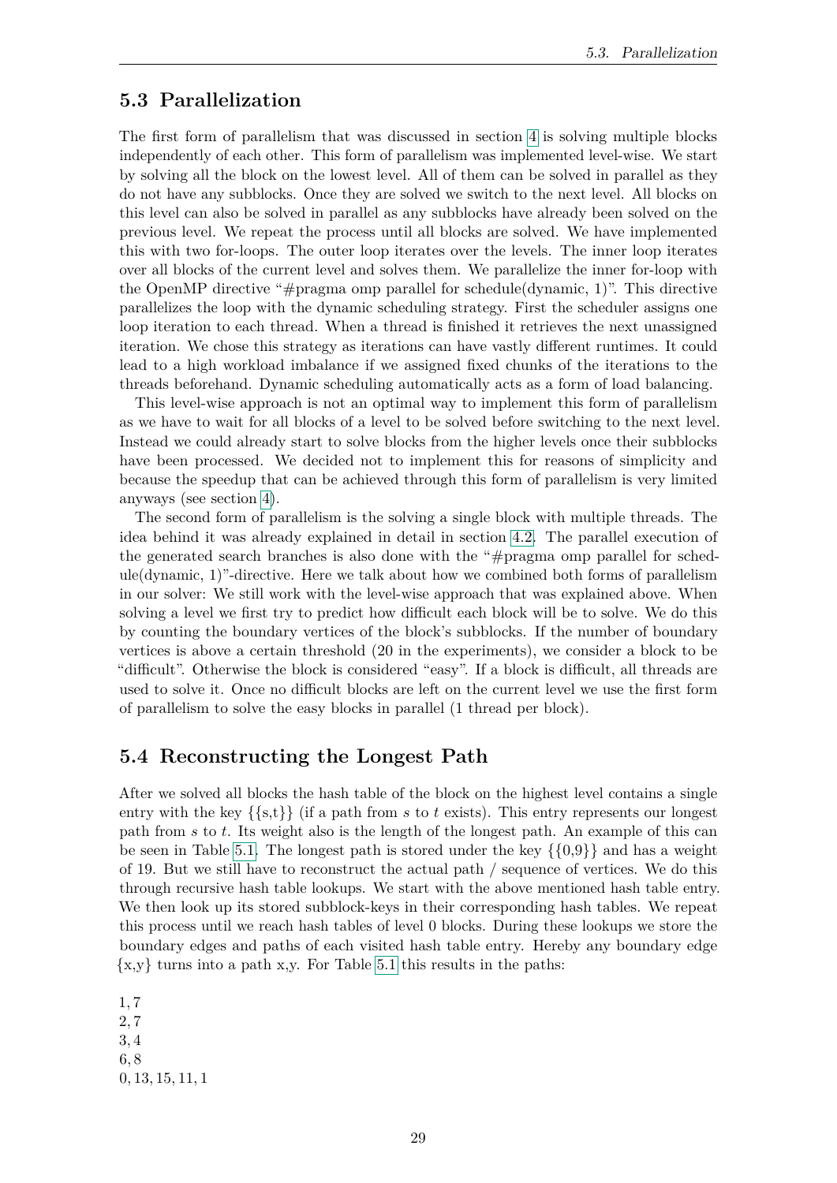## 5.3 Parallelization

The first form of parallelism that was discussed in section 4 is solving multiple blocks independently of each other. This form of parallelism was implemented level-wise. We start by solving all the block on the lowest level. All of them can be solved in parallel as they do not have any subblocks. Once they are solved we switch to the next level. All blocks on this level can also be solved in parallel as any subblocks have already been solved on the previous level. We repeat the process until all blocks are solved. We have implemented this with two for-loops. The outer loop iterates over the levels. The inner loop iterates over all blocks of the current level and solves them. We parallelize the inner for-loop with the OpenMP directive "#pragma omp parallel for schedule(dynamic, 1)". This directive parallelizes the loop with the dynamic scheduling strategy. First the scheduler assigns one loop iteration to each thread. When a thread is finished it retrieves the next unassigned iteration. We chose this strategy as iterations can have vastly different runtimes. It could lead to a high workload imbalance if we assigned fixed chunks of the iterations to the threads beforehand. Dynamic scheduling automatically acts as a form of load balancing.

This level-wise approach is not an optimal way to implement this form of parallelism as we have to wait for all blocks of a level to be solved before switching to the next level. Instead we could already start to solve blocks from the higher levels once their subblocks have been processed. We decided not to implement this for reasons of simplicity and because the speedup that can be achieved through this form of parallelism is very limited anyways (see section 4).

The second form of parallelism is the solving a single block with multiple threads. The idea behind it was already explained in detail in section 4.2. The parallel execution of the generated search branches is also done with the "#pragma omp parallel for schedule(dynamic, 1)"-directive. Here we talk about how we combined both forms of parallelism in our solver: We still work with the level-wise approach that was explained above. When solving a level we first try to predict how difficult each block will be to solve. We do this by counting the boundary vertices of the block's subblocks. If the number of boundary vertices is above a certain threshold (20 in the experiments), we consider a block to be "difficult". Otherwise the block is considered "easy". If a block is difficult, all threads are used to solve it. Once no difficult blocks are left on the current level we use the first form of parallelism to solve the easy blocks in parallel (1 thread per block).

## 5.4 Reconstructing the Longest Path

After we solved all blocks the hash table of the block on the highest level contains a single entry with the key {{s,t}} (if a path from $s$ to $t$ exists). This entry represents our longest path from $s$ to $t$. Its weight also is the length of the longest path. An example of this can be seen in Table 5.1. The longest path is stored under the key {{0,9}} and has a weight of 19. But we still have to reconstruct the actual path / sequence of vertices. We do this through recursive hash table lookups. We start with the above mentioned hash table entry. We then look up its stored subblock-keys in their corresponding hash tables. We repeat this process until we reach hash tables of level 0 blocks. During these lookups we store the boundary edges and paths of each visited hash table entry. Hereby any boundary edge {x,y} turns into a path x,y. For Table 5.1 this results in the paths:

1, 7  
2, 7  
3, 4  
6, 8  
0, 13, 15, 11, 1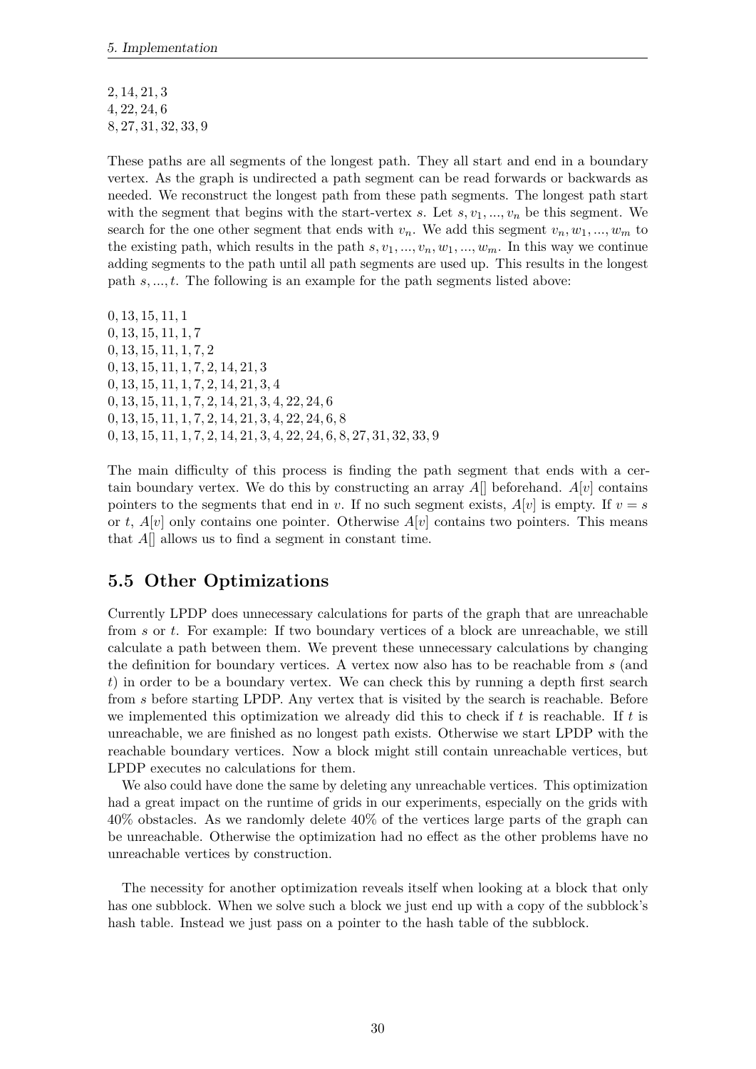$2, 14, 21, 3$
$4, 22, 24, 6$
$8, 27, 31, 32, 33, 9$

These paths are all segments of the longest path. They all start and end in a boundary vertex. As the graph is undirected a path segment can be read forwards or backwards as needed. We reconstruct the longest path from these path segments. The longest path start with the segment that begins with the start-vertex $s$. Let $s, v_1, ..., v_n$ be this segment. We search for the one other segment that ends with $v_n$. We add this segment $v_n, w_1, ..., w_m$ to the existing path, which results in the path $s, v_1, ..., v_n, w_1, ..., w_m$. In this way we continue adding segments to the path until all path segments are used up. This results in the longest path $s, ..., t$. The following is an example for the path segments listed above:

$0, 13, 15, 11, 1$
$0, 13, 15, 11, 1, 7$
$0, 13, 15, 11, 1, 7, 2$
$0, 13, 15, 11, 1, 7, 2, 14, 21, 3$
$0, 13, 15, 11, 1, 7, 2, 14, 21, 3, 4$
$0, 13, 15, 11, 1, 7, 2, 14, 21, 3, 4, 22, 24, 6$
$0, 13, 15, 11, 1, 7, 2, 14, 21, 3, 4, 22, 24, 6, 8$
$0, 13, 15, 11, 1, 7, 2, 14, 21, 3, 4, 22, 24, 6, 8, 27, 31, 32, 33, 9$

The main difficulty of this process is finding the path segment that ends with a certain boundary vertex. We do this by constructing an array $A[]$ beforehand. $A[v]$ contains pointers to the segments that end in $v$. If no such segment exists, $A[v]$ is empty. If $v = s$ or $t$, $A[v]$ only contains one pointer. Otherwise $A[v]$ contains two pointers. This means that $A[]$ allows us to find a segment in constant time.

## 5.5 Other Optimizations

Currently LPDP does unnecessary calculations for parts of the graph that are unreachable from $s$ or $t$. For example: If two boundary vertices of a block are unreachable, we still calculate a path between them. We prevent these unnecessary calculations by changing the definition for boundary vertices. A vertex now also has to be reachable from $s$ (and $t$) in order to be a boundary vertex. We can check this by running a depth first search from $s$ before starting LPDP. Any vertex that is visited by the search is reachable. Before we implemented this optimization we already did this to check if $t$ is reachable. If $t$ is unreachable, we are finished as no longest path exists. Otherwise we start LPDP with the reachable boundary vertices. Now a block might still contain unreachable vertices, but LPDP executes no calculations for them.

We also could have done the same by deleting any unreachable vertices. This optimization had a great impact on the runtime of grids in our experiments, especially on the grids with 40% obstacles. As we randomly delete 40% of the vertices large parts of the graph can be unreachable. Otherwise the optimization had no effect as the other problems have no unreachable vertices by construction.

The necessity for another optimization reveals itself when looking at a block that only has one subblock. When we solve such a block we just end up with a copy of the subblock's hash table. Instead we just pass on a pointer to the hash table of the subblock.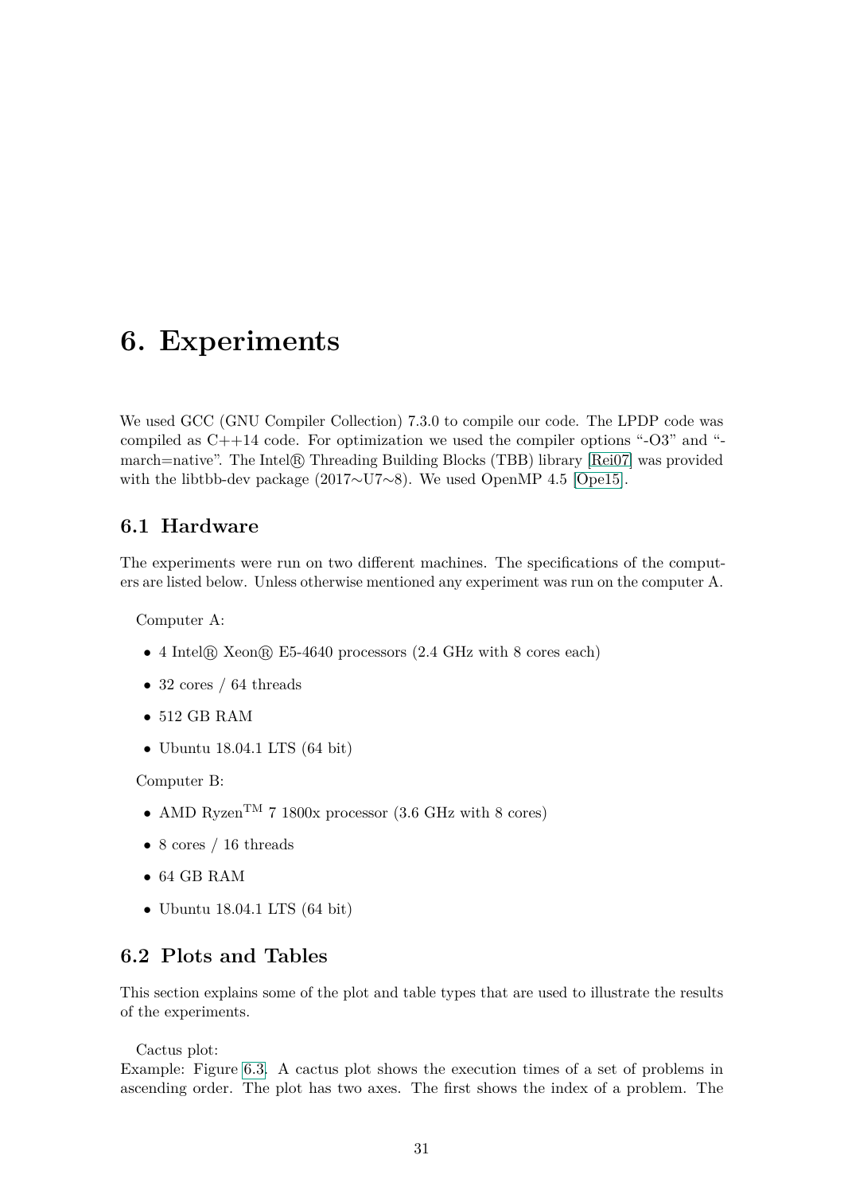# 6. Experiments

We used GCC (GNU Compiler Collection) 7.3.0 to compile our code. The LPDP code was compiled as C++14 code. For optimization we used the compiler options "-O3" and "-march=native". The Intel® Threading Building Blocks (TBB) library [Rei07] was provided with the libtbb-dev package (2017~U7~8). We used OpenMP 4.5 [Ope15].

## 6.1 Hardware

The experiments were run on two different machines. The specifications of the computers are listed below. Unless otherwise mentioned any experiment was run on the computer A.

Computer A:

- 4 Intel® Xeon® E5-4640 processors (2.4 GHz with 8 cores each)
- 32 cores / 64 threads
- 512 GB RAM
- Ubuntu 18.04.1 LTS (64 bit)

Computer B:

- AMD Ryzen™ 7 1800x processor (3.6 GHz with 8 cores)
- 8 cores / 16 threads
- 64 GB RAM
- Ubuntu 18.04.1 LTS (64 bit)

## 6.2 Plots and Tables

This section explains some of the plot and table types that are used to illustrate the results of the experiments.

Cactus plot:
Example: Figure 6.3. A cactus plot shows the execution times of a set of problems in ascending order. The plot has two axes. The first shows the index of a problem. The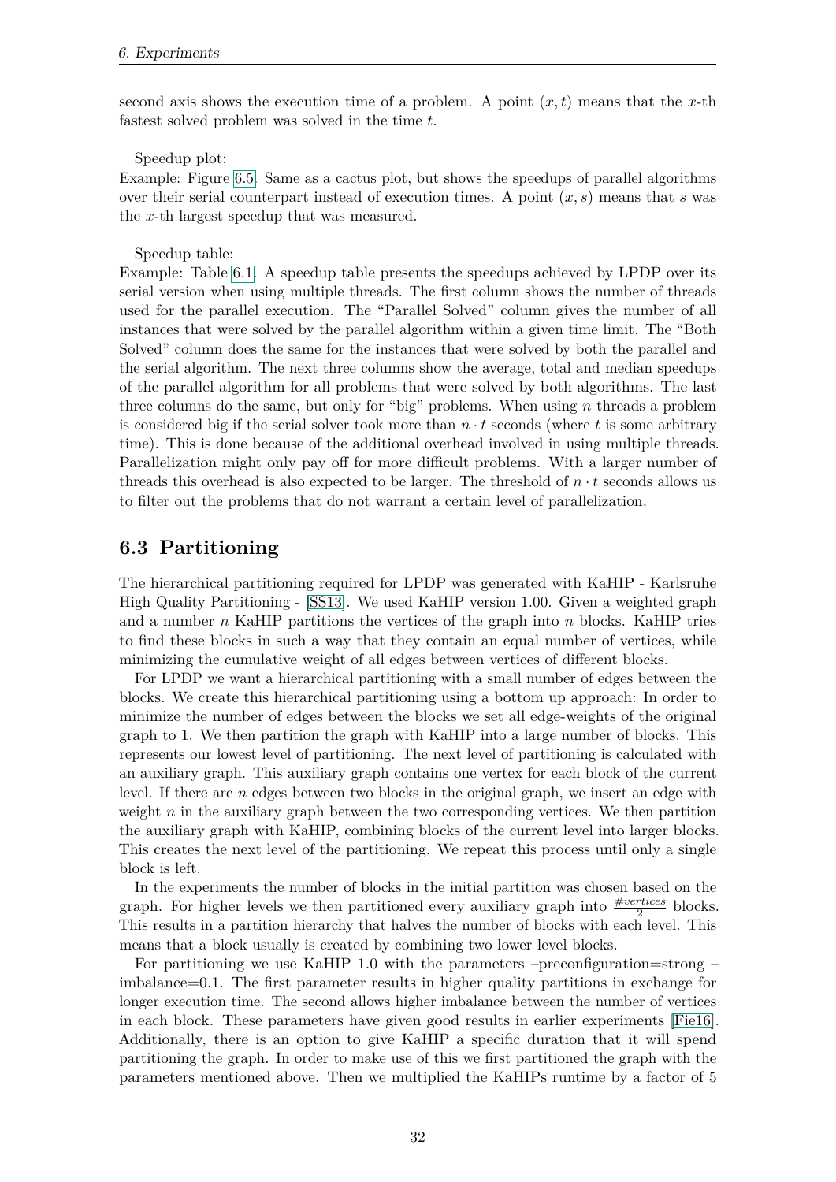second axis shows the execution time of a problem. A point $(x, t)$ means that the $x$-th fastest solved problem was solved in the time $t$.

Speedup plot:
Example: Figure 6.5. Same as a cactus plot, but shows the speedups of parallel algorithms over their serial counterpart instead of execution times. A point $(x, s)$ means that $s$ was the $x$-th largest speedup that was measured.

Speedup table:
Example: Table 6.1. A speedup table presents the speedups achieved by LPDP over its serial version when using multiple threads. The first column shows the number of threads used for the parallel execution. The "Parallel Solved" column gives the number of all instances that were solved by the parallel algorithm within a given time limit. The "Both Solved" column does the same for the instances that were solved by both the parallel and the serial algorithm. The next three columns show the average, total and median speedups of the parallel algorithm for all problems that were solved by both algorithms. The last three columns do the same, but only for "big" problems. When using $n$ threads a problem is considered big if the serial solver took more than $n \cdot t$ seconds (where $t$ is some arbitrary time). This is done because of the additional overhead involved in using multiple threads. Parallelization might only pay off for more difficult problems. With a larger number of threads this overhead is also expected to be larger. The threshold of $n \cdot t$ seconds allows us to filter out the problems that do not warrant a certain level of parallelization.

## 6.3 Partitioning

The hierarchical partitioning required for LPDP was generated with KaHIP - Karlsruhe High Quality Partitioning - [SS13]. We used KaHIP version 1.00. Given a weighted graph and a number $n$ KaHIP partitions the vertices of the graph into $n$ blocks. KaHIP tries to find these blocks in such a way that they contain an equal number of vertices, while minimizing the cumulative weight of all edges between vertices of different blocks.

For LPDP we want a hierarchical partitioning with a small number of edges between the blocks. We create this hierarchical partitioning using a bottom up approach: In order to minimize the number of edges between the blocks we set all edge-weights of the original graph to 1. We then partition the graph with KaHIP into a large number of blocks. This represents our lowest level of partitioning. The next level of partitioning is calculated with an auxiliary graph. This auxiliary graph contains one vertex for each block of the current level. If there are $n$ edges between two blocks in the original graph, we insert an edge with weight $n$ in the auxiliary graph between the two corresponding vertices. We then partition the auxiliary graph with KaHIP, combining blocks of the current level into larger blocks. This creates the next level of the partitioning. We repeat this process until only a single block is left.

In the experiments the number of blocks in the initial partition was chosen based on the graph. For higher levels we then partitioned every auxiliary graph into $\frac{\#vertices}{2}$ blocks. This results in a partition hierarchy that halves the number of blocks with each level. This means that a block usually is created by combining two lower level blocks.

For partitioning we use KaHIP 1.0 with the parameters –preconfiguration=strong –imbalance=0.1. The first parameter results in higher quality partitions in exchange for longer execution time. The second allows higher imbalance between the number of vertices in each block. These parameters have given good results in earlier experiments [Fie16]. Additionally, there is an option to give KaHIP a specific duration that it will spend partitioning the graph. In order to make use of this we first partitioned the graph with the parameters mentioned above. Then we multiplied the KaHIPs runtime by a factor of 5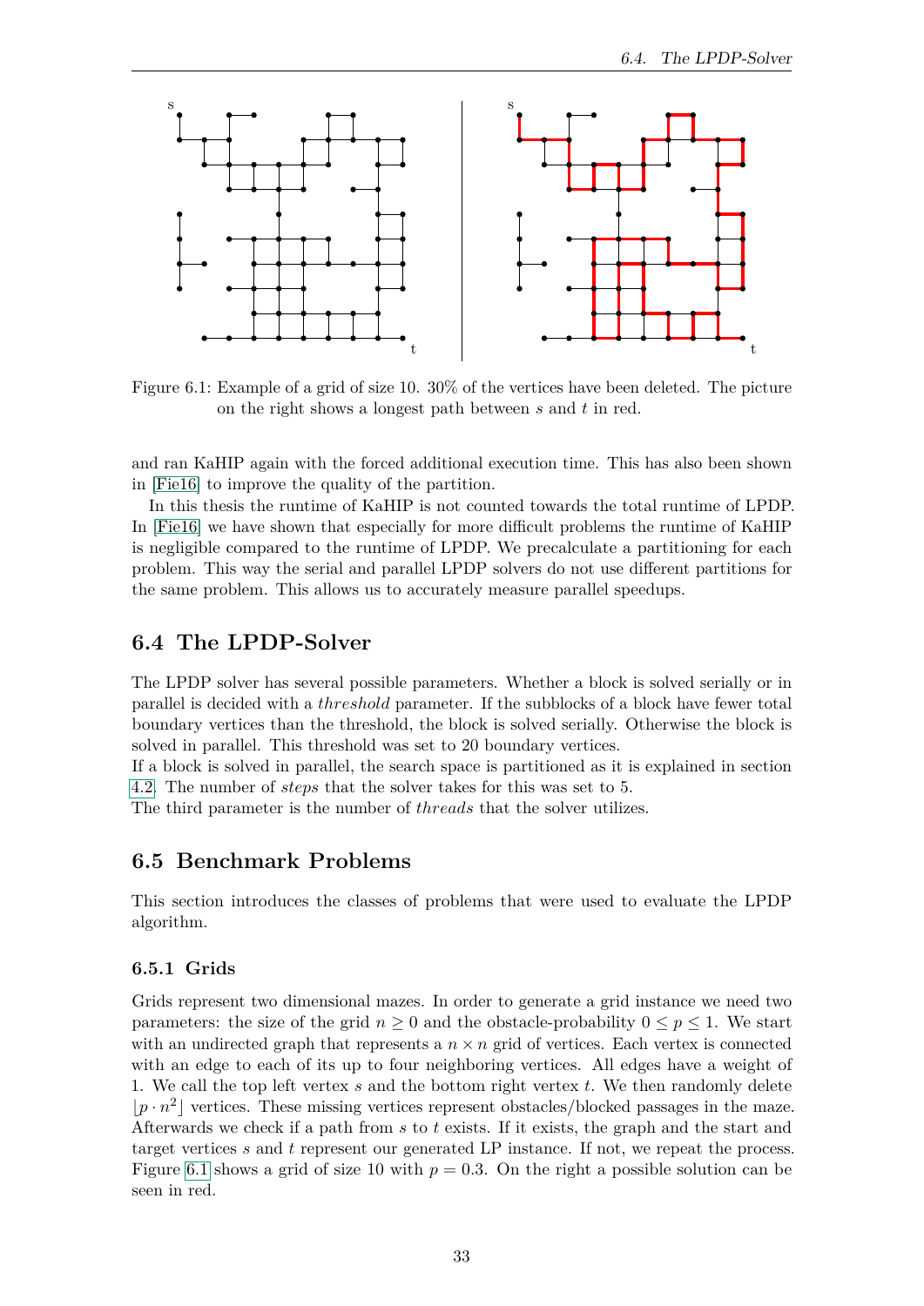Figure 6.1: Example of a grid of size 10. 30% of the vertices have been deleted. The picture on the right shows a longest path between $s$ and $t$ in red.

and ran KaHIP again with the forced additional execution time. This has also been shown in [Fie16] to improve the quality of the partition.

In this thesis the runtime of KaHIP is not counted towards the total runtime of LPDP. In [Fie16] we have shown that especially for more difficult problems the runtime of KaHIP is negligible compared to the runtime of LPDP. We precalculate a partitioning for each problem. This way the serial and parallel LPDP solvers do not use different partitions for the same problem. This allows us to accurately measure parallel speedups.

## 6.4 The LPDP-Solver

The LPDP solver has several possible parameters. Whether a block is solved serially or in parallel is decided with a *threshold* parameter. If the subblocks of a block have fewer total boundary vertices than the threshold, the block is solved serially. Otherwise the block is solved in parallel. This threshold was set to 20 boundary vertices.
If a block is solved in parallel, the search space is partitioned as it is explained in section 4.2. The number of *steps* that the solver takes for this was set to 5.
The third parameter is the number of *threads* that the solver utilizes.

## 6.5 Benchmark Problems

This section introduces the classes of problems that were used to evaluate the LPDP algorithm.

### 6.5.1 Grids

Grids represent two dimensional mazes. In order to generate a grid instance we need two parameters: the size of the grid $n \geq 0$ and the obstacle-probability $0 \leq p \leq 1$. We start with an undirected graph that represents a $n \times n$ grid of vertices. Each vertex is connected with an edge to each of its up to four neighboring vertices. All edges have a weight of 1. We call the top left vertex $s$ and the bottom right vertex $t$. We then randomly delete $\lfloor p \cdot n^2 \rfloor$ vertices. These missing vertices represent obstacles/blocked passages in the maze. Afterwards we check if a path from $s$ to $t$ exists. If it exists, the graph and the start and target vertices $s$ and $t$ represent our generated LP instance. If not, we repeat the process. Figure 6.1 shows a grid of size 10 with $p = 0.3$. On the right a possible solution can be seen in red.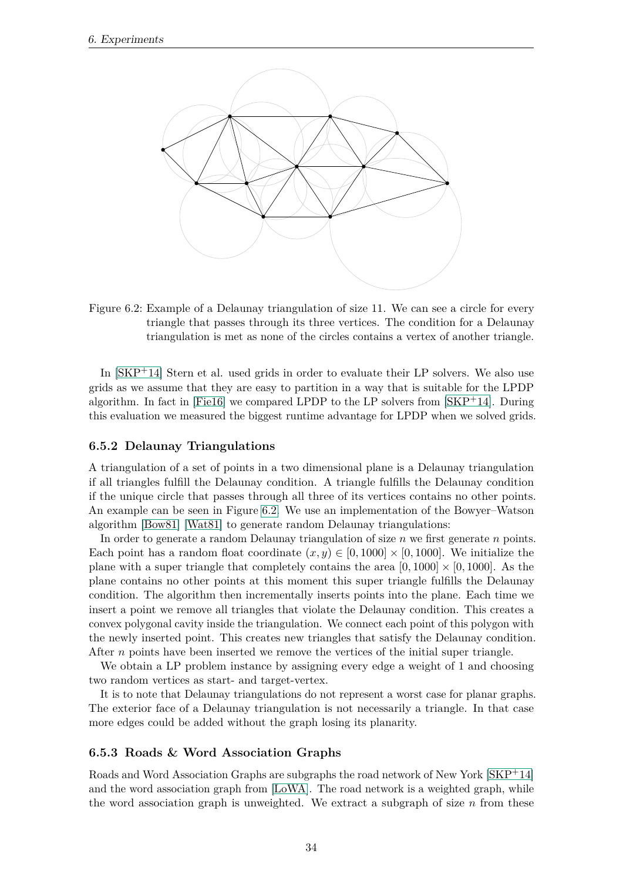Figure 6.2: Example of a Delaunay triangulation of size 11. We can see a circle for every triangle that passes through its three vertices. The condition for a Delaunay triangulation is met as none of the circles contains a vertex of another triangle.

In [SKP+14] Stern et al. used grids in order to evaluate their LP solvers. We also use grids as we assume that they are easy to partition in a way that is suitable for the LPDP algorithm. In fact in [Fie16] we compared LPDP to the LP solvers from [SKP+14]. During this evaluation we measured the biggest runtime advantage for LPDP when we solved grids.

### 6.5.2 Delaunay Triangulations

A triangulation of a set of points in a two dimensional plane is a Delaunay triangulation if all triangles fulfill the Delaunay condition. A triangle fulfills the Delaunay condition if the unique circle that passes through all three of its vertices contains no other points. An example can be seen in Figure 6.2. We use an implementation of the Bowyer–Watson algorithm [Bow81] [Wat81] to generate random Delaunay triangulations:

In order to generate a random Delaunay triangulation of size $n$ we first generate $n$ points. Each point has a random float coordinate $(x, y) \in [0, 1000] \times [0, 1000]$. We initialize the plane with a super triangle that completely contains the area $[0, 1000] \times [0, 1000]$. As the plane contains no other points at this moment this super triangle fulfills the Delaunay condition. The algorithm then incrementally inserts points into the plane. Each time we insert a point we remove all triangles that violate the Delaunay condition. This creates a convex polygonal cavity inside the triangulation. We connect each point of this polygon with the newly inserted point. This creates new triangles that satisfy the Delaunay condition. After $n$ points have been inserted we remove the vertices of the initial super triangle.

We obtain a LP problem instance by assigning every edge a weight of 1 and choosing two random vertices as start- and target-vertex.

It is to note that Delaunay triangulations do not represent a worst case for planar graphs. The exterior face of a Delaunay triangulation is not necessarily a triangle. In that case more edges could be added without the graph losing its planarity.

### 6.5.3 Roads & Word Association Graphs

Roads and Word Association Graphs are subgraphs the road network of New York [SKP+14] and the word association graph from [LoWA]. The road network is a weighted graph, while the word association graph is unweighted. We extract a subgraph of size $n$ from these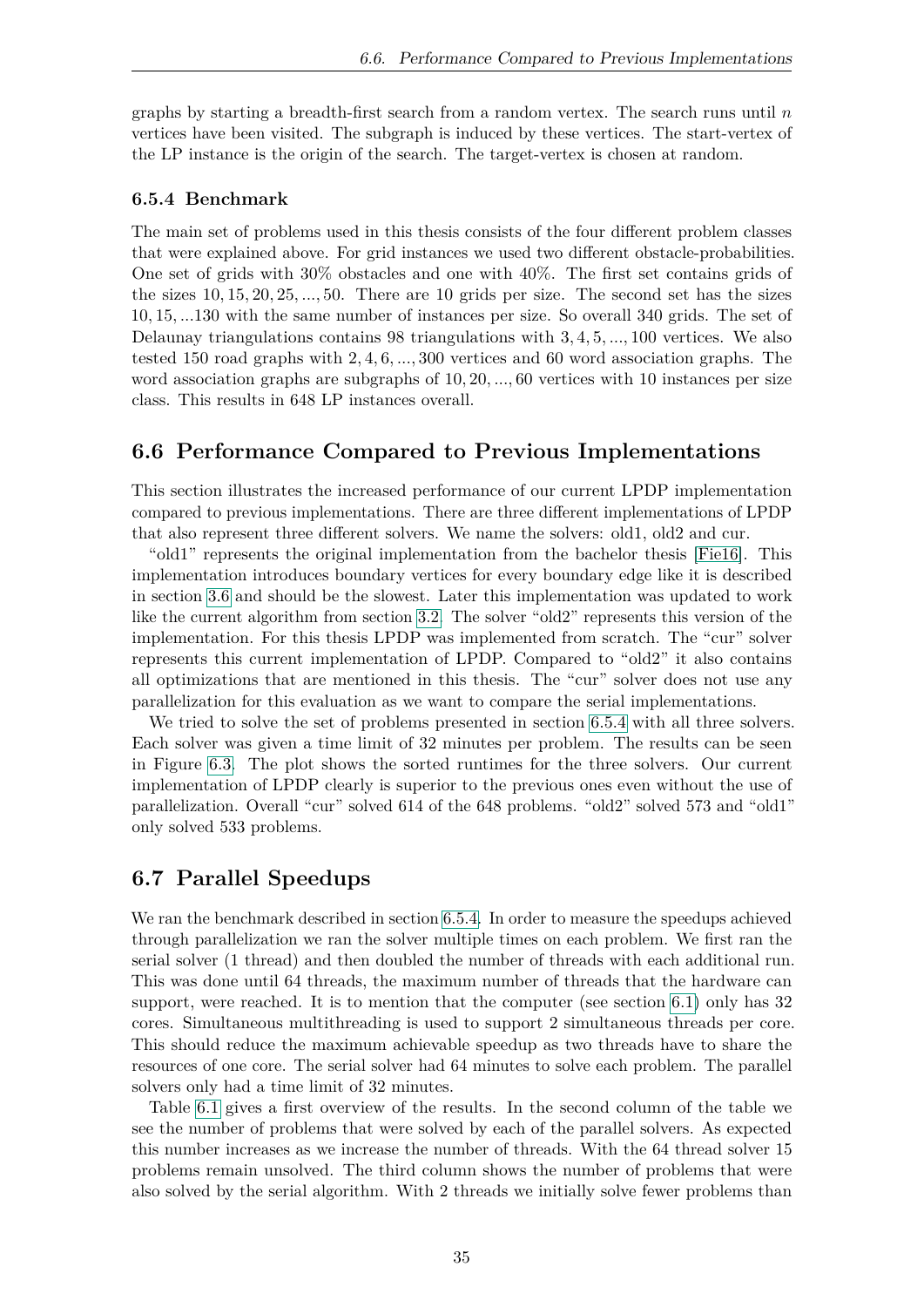graphs by starting a breadth-first search from a random vertex. The search runs until $n$ vertices have been visited. The subgraph is induced by these vertices. The start-vertex of the LP instance is the origin of the search. The target-vertex is chosen at random.

### 6.5.4 Benchmark

The main set of problems used in this thesis consists of the four different problem classes that were explained above. For grid instances we used two different obstacle-probabilities. One set of grids with 30% obstacles and one with 40%. The first set contains grids of the sizes $10, 15, 20, 25, ..., 50$. There are 10 grids per size. The second set has the sizes $10, 15, ...130$ with the same number of instances per size. So overall 340 grids. The set of Delaunay triangulations contains 98 triangulations with $3, 4, 5, ..., 100$ vertices. We also tested 150 road graphs with $2, 4, 6, ..., 300$ vertices and 60 word association graphs. The word association graphs are subgraphs of $10, 20, ..., 60$ vertices with 10 instances per size class. This results in 648 LP instances overall.

## 6.6 Performance Compared to Previous Implementations

This section illustrates the increased performance of our current LPDP implementation compared to previous implementations. There are three different implementations of LPDP that also represent three different solvers. We name the solvers: old1, old2 and cur.

"old1" represents the original implementation from the bachelor thesis [Fie16]. This implementation introduces boundary vertices for every boundary edge like it is described in section 3.6 and should be the slowest. Later this implementation was updated to work like the current algorithm from section 3.2. The solver "old2" represents this version of the implementation. For this thesis LPDP was implemented from scratch. The "cur" solver represents this current implementation of LPDP. Compared to "old2" it also contains all optimizations that are mentioned in this thesis. The "cur" solver does not use any parallelization for this evaluation as we want to compare the serial implementations.

We tried to solve the set of problems presented in section 6.5.4 with all three solvers. Each solver was given a time limit of 32 minutes per problem. The results can be seen in Figure 6.3. The plot shows the sorted runtimes for the three solvers. Our current implementation of LPDP clearly is superior to the previous ones even without the use of parallelization. Overall "cur" solved 614 of the 648 problems. "old2" solved 573 and "old1" only solved 533 problems.

## 6.7 Parallel Speedups

We ran the benchmark described in section 6.5.4. In order to measure the speedups achieved through parallelization we ran the solver multiple times on each problem. We first ran the serial solver (1 thread) and then doubled the number of threads with each additional run. This was done until 64 threads, the maximum number of threads that the hardware can support, were reached. It is to mention that the computer (see section 6.1) only has 32 cores. Simultaneous multithreading is used to support 2 simultaneous threads per core. This should reduce the maximum achievable speedup as two threads have to share the resources of one core. The serial solver had 64 minutes to solve each problem. The parallel solvers only had a time limit of 32 minutes.

Table 6.1 gives a first overview of the results. In the second column of the table we see the number of problems that were solved by each of the parallel solvers. As expected this number increases as we increase the number of threads. With the 64 thread solver 15 problems remain unsolved. The third column shows the number of problems that were also solved by the serial algorithm. With 2 threads we initially solve fewer problems than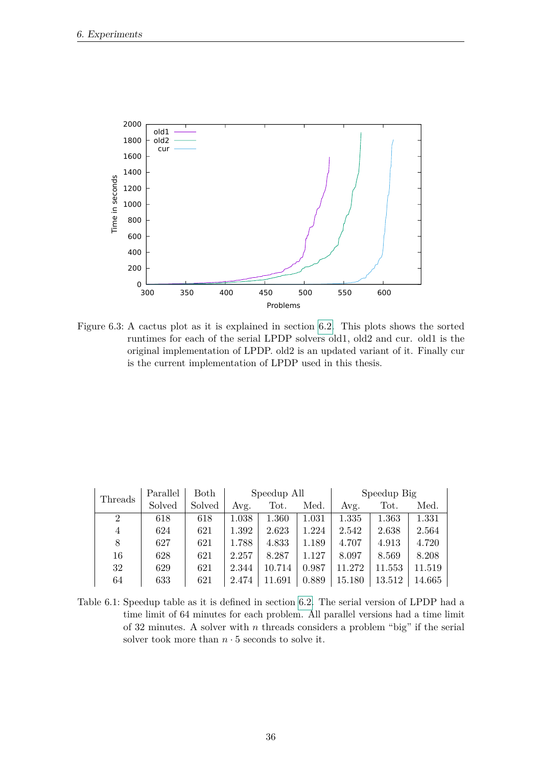Figure 6.3: A cactus plot as it is explained in section 6.2. This plots shows the sorted runtimes for each of the serial LPDP solvers old1, old2 and cur. old1 is the original implementation of LPDP. old2 is an updated variant of it. Finally cur is the current implementation of LPDP used in this thesis.

| Threads | Parallel Solved | Both Solved | Speedup All | | | Speedup Big | | |
|---|---|---|---|---|---|---|---|---|
| | | | Avg. | Tot. | Med. | Avg. | Tot. | Med. |
| 2 | 618 | 618 | 1.038 | 1.360 | 1.031 | 1.335 | 1.363 | 1.331 |
| 4 | 624 | 621 | 1.392 | 2.623 | 1.224 | 2.542 | 2.638 | 2.564 |
| 8 | 627 | 621 | 1.788 | 4.833 | 1.189 | 4.707 | 4.913 | 4.720 |
| 16 | 628 | 621 | 2.257 | 8.287 | 1.127 | 8.097 | 8.569 | 8.208 |
| 32 | 629 | 621 | 2.344 | 10.714 | 0.987 | 11.272 | 11.553 | 11.519 |
| 64 | 633 | 621 | 2.474 | 11.691 | 0.889 | 15.180 | 13.512 | 14.665 |

Table 6.1: Speedup table as it is defined in section 6.2. The serial version of LPDP had a time limit of 64 minutes for each problem. All parallel versions had a time limit of 32 minutes. A solver with $n$ threads considers a problem "big" if the serial solver took more than $n \cdot 5$ seconds to solve it.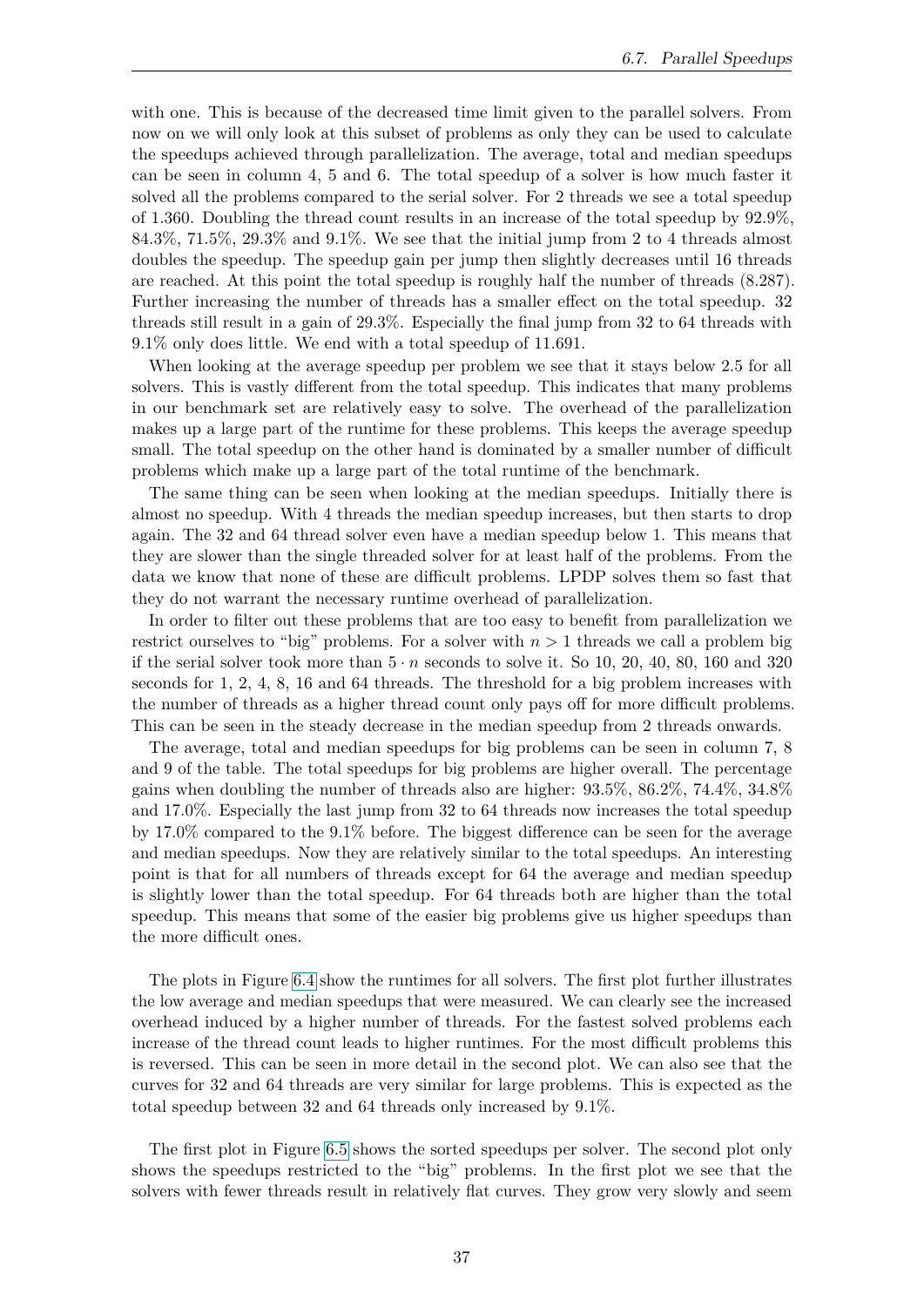with one. This is because of the decreased time limit given to the parallel solvers. From now on we will only look at this subset of problems as only they can be used to calculate the speedups achieved through parallelization. The average, total and median speedups can be seen in column 4, 5 and 6. The total speedup of a solver is how much faster it solved all the problems compared to the serial solver. For 2 threads we see a total speedup of 1.360. Doubling the thread count results in an increase of the total speedup by 92.9%, 84.3%, 71.5%, 29.3% and 9.1%. We see that the initial jump from 2 to 4 threads almost doubles the speedup. The speedup gain per jump then slightly decreases until 16 threads are reached. At this point the total speedup is roughly half the number of threads (8.287). Further increasing the number of threads has a smaller effect on the total speedup. 32 threads still result in a gain of 29.3%. Especially the final jump from 32 to 64 threads with 9.1% only does little. We end with a total speedup of 11.691.

When looking at the average speedup per problem we see that it stays below 2.5 for all solvers. This is vastly different from the total speedup. This indicates that many problems in our benchmark set are relatively easy to solve. The overhead of the parallelization makes up a large part of the runtime for these problems. This keeps the average speedup small. The total speedup on the other hand is dominated by a smaller number of difficult problems which make up a large part of the total runtime of the benchmark.

The same thing can be seen when looking at the median speedups. Initially there is almost no speedup. With 4 threads the median speedup increases, but then starts to drop again. The 32 and 64 thread solver even have a median speedup below 1. This means that they are slower than the single threaded solver for at least half of the problems. From the data we know that none of these are difficult problems. LPDP solves them so fast that they do not warrant the necessary runtime overhead of parallelization.

In order to filter out these problems that are too easy to benefit from parallelization we restrict ourselves to "big" problems. For a solver with $n > 1$ threads we call a problem big if the serial solver took more than $5 \cdot n$ seconds to solve it. So 10, 20, 40, 80, 160 and 320 seconds for 1, 2, 4, 8, 16 and 64 threads. The threshold for a big problem increases with the number of threads as a higher thread count only pays off for more difficult problems. This can be seen in the steady decrease in the median speedup from 2 threads onwards.

The average, total and median speedups for big problems can be seen in column 7, 8 and 9 of the table. The total speedups for big problems are higher overall. The percentage gains when doubling the number of threads also are higher: 93.5%, 86.2%, 74.4%, 34.8% and 17.0%. Especially the last jump from 32 to 64 threads now increases the total speedup by 17.0% compared to the 9.1% before. The biggest difference can be seen for the average and median speedups. Now they are relatively similar to the total speedups. An interesting point is that for all numbers of threads except for 64 the average and median speedup is slightly lower than the total speedup. For 64 threads both are higher than the total speedup. This means that some of the easier big problems give us higher speedups than the more difficult ones.

The plots in Figure 6.4 show the runtimes for all solvers. The first plot further illustrates the low average and median speedups that were measured. We can clearly see the increased overhead induced by a higher number of threads. For the fastest solved problems each increase of the thread count leads to higher runtimes. For the most difficult problems this is reversed. This can be seen in more detail in the second plot. We can also see that the curves for 32 and 64 threads are very similar for large problems. This is expected as the total speedup between 32 and 64 threads only increased by 9.1%.

The first plot in Figure 6.5 shows the sorted speedups per solver. The second plot only shows the speedups restricted to the "big" problems. In the first plot we see that the solvers with fewer threads result in relatively flat curves. They grow very slowly and seem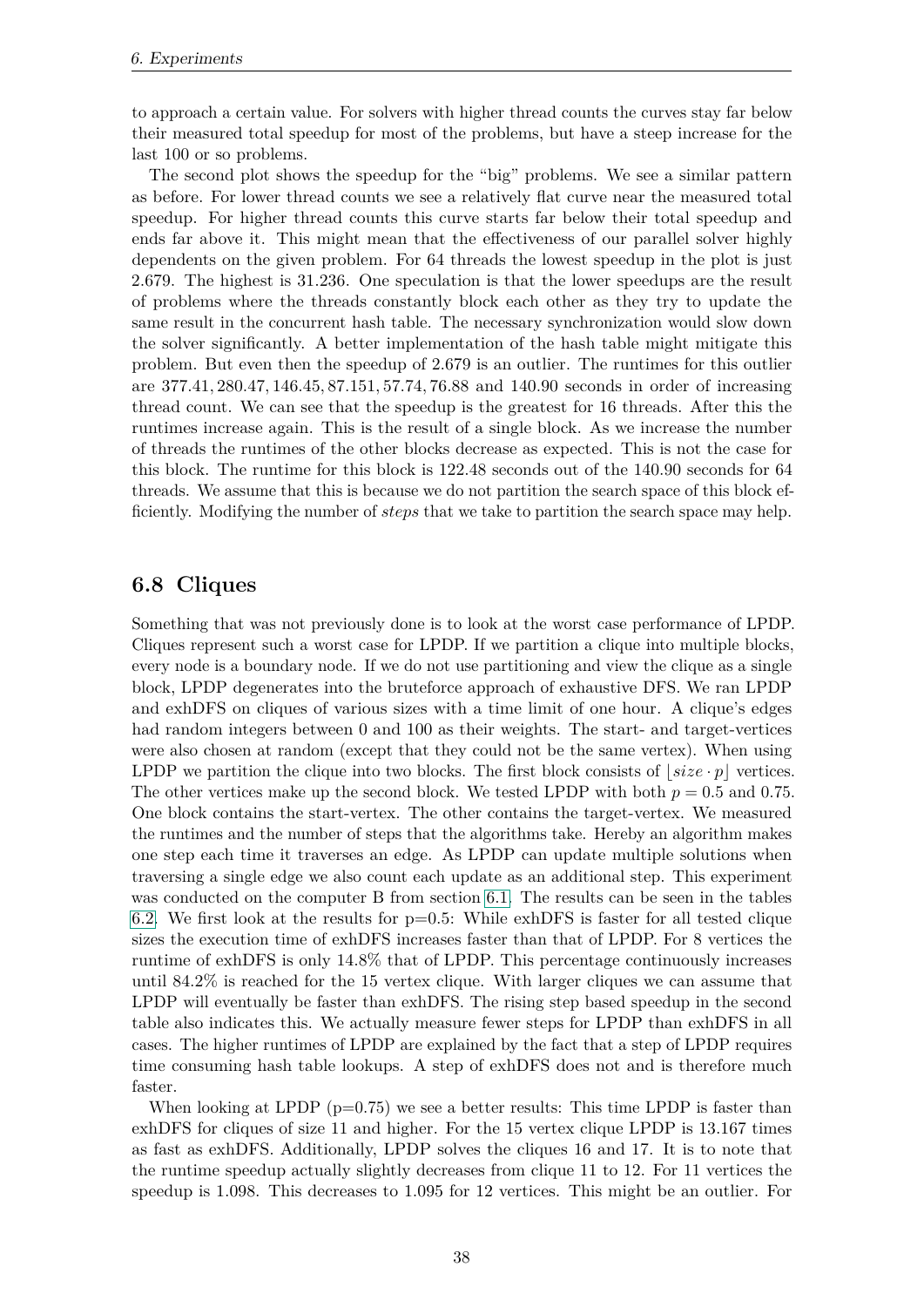to approach a certain value. For solvers with higher thread counts the curves stay far below their measured total speedup for most of the problems, but have a steep increase for the last 100 or so problems.

The second plot shows the speedup for the "big" problems. We see a similar pattern as before. For lower thread counts we see a relatively flat curve near the measured total speedup. For higher thread counts this curve starts far below their total speedup and ends far above it. This might mean that the effectiveness of our parallel solver highly dependents on the given problem. For 64 threads the lowest speedup in the plot is just 2.679. The highest is 31.236. One speculation is that the lower speedups are the result of problems where the threads constantly block each other as they try to update the same result in the concurrent hash table. The necessary synchronization would slow down the solver significantly. A better implementation of the hash table might mitigate this problem. But even then the speedup of 2.679 is an outlier. The runtimes for this outlier are $377.41, 280.47, 146.45, 87.151, 57.74, 76.88$ and $140.90$ seconds in order of increasing thread count. We can see that the speedup is the greatest for 16 threads. After this the runtimes increase again. This is the result of a single block. As we increase the number of threads the runtimes of the other blocks decrease as expected. This is not the case for this block. The runtime for this block is 122.48 seconds out of the 140.90 seconds for 64 threads. We assume that this is because we do not partition the search space of this block efficiently. Modifying the number of *steps* that we take to partition the search space may help.

## 6.8 Cliques

Something that was not previously done is to look at the worst case performance of LPDP. Cliques represent such a worst case for LPDP. If we partition a clique into multiple blocks, every node is a boundary node. If we do not use partitioning and view the clique as a single block, LPDP degenerates into the bruteforce approach of exhaustive DFS. We ran LPDP and exhDFS on cliques of various sizes with a time limit of one hour. A clique's edges had random integers between 0 and 100 as their weights. The start- and target-vertices were also chosen at random (except that they could not be the same vertex). When using LPDP we partition the clique into two blocks. The first block consists of $\lfloor size \cdot p \rfloor$ vertices. The other vertices make up the second block. We tested LPDP with both $p = 0.5$ and $0.75$. One block contains the start-vertex. The other contains the target-vertex. We measured the runtimes and the number of steps that the algorithms take. Hereby an algorithm makes one step each time it traverses an edge. As LPDP can update multiple solutions when traversing a single edge we also count each update as an additional step. This experiment was conducted on the computer B from section 6.1. The results can be seen in the tables 6.2. We first look at the results for p=0.5: While exhDFS is faster for all tested clique sizes the execution time of exhDFS increases faster than that of LPDP. For 8 vertices the runtime of exhDFS is only 14.8% that of LPDP. This percentage continuously increases until 84.2% is reached for the 15 vertex clique. With larger cliques we can assume that LPDP will eventually be faster than exhDFS. The rising step based speedup in the second table also indicates this. We actually measure fewer steps for LPDP than exhDFS in all cases. The higher runtimes of LPDP are explained by the fact that a step of LPDP requires time consuming hash table lookups. A step of exhDFS does not and is therefore much faster.

When looking at LPDP (p=0.75) we see a better results: This time LPDP is faster than exhDFS for cliques of size 11 and higher. For the 15 vertex clique LPDP is 13.167 times as fast as exhDFS. Additionally, LPDP solves the cliques 16 and 17. It is to note that the runtime speedup actually slightly decreases from clique 11 to 12. For 11 vertices the speedup is 1.098. This decreases to 1.095 for 12 vertices. This might be an outlier. For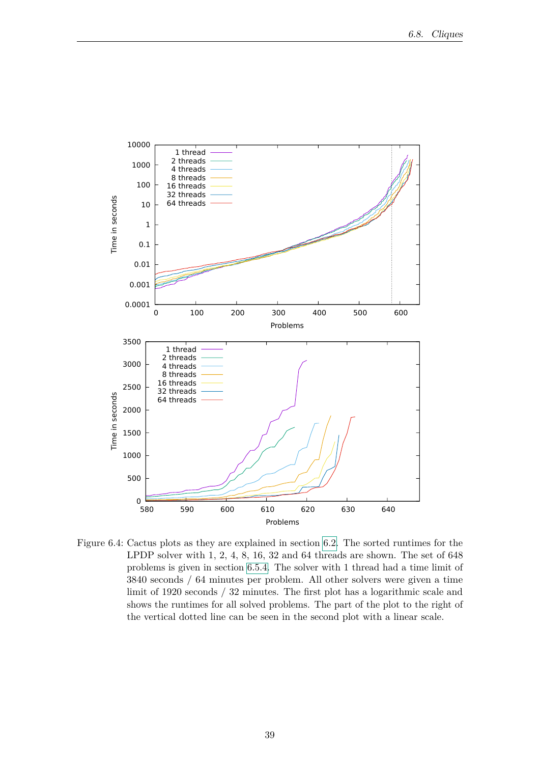Figure 6.4: Cactus plots as they are explained in section 6.2. The sorted runtimes for the LPDP solver with 1, 2, 4, 8, 16, 32 and 64 threads are shown. The set of 648 problems is given in section 6.5.4. The solver with 1 thread had a time limit of 3840 seconds / 64 minutes per problem. All other solvers were given a time limit of 1920 seconds / 32 minutes. The first plot has a logarithmic scale and shows the runtimes for all solved problems. The part of the plot to the right of the vertical dotted line can be seen in the second plot with a linear scale.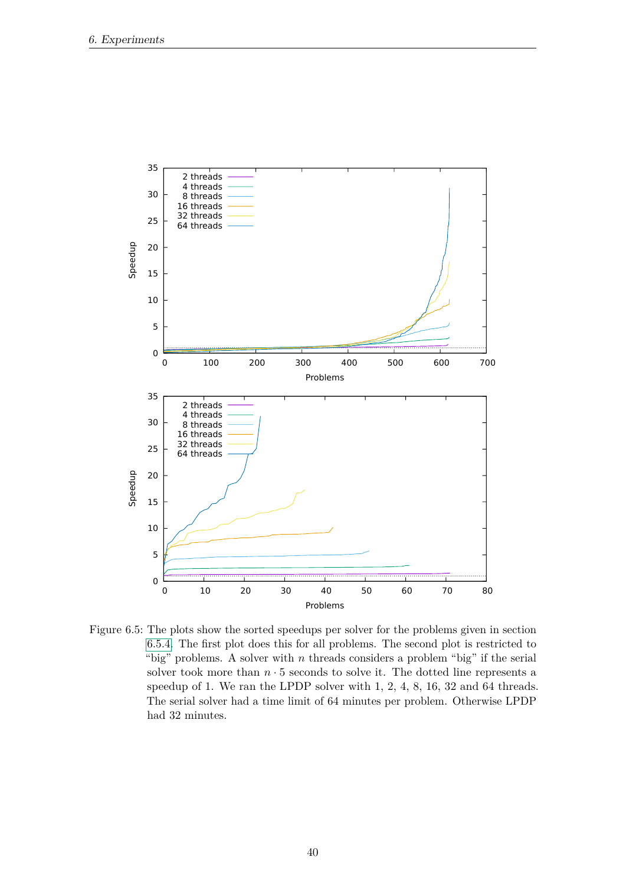Figure 6.5: The plots show the sorted speedups per solver for the problems given in section 6.5.4. The first plot does this for all problems. The second plot is restricted to "big" problems. A solver with $n$ threads considers a problem "big" if the serial solver took more than $n \cdot 5$ seconds to solve it. The dotted line represents a speedup of 1. We ran the LPDP solver with 1, 2, 4, 8, 16, 32 and 64 threads. The serial solver had a time limit of 64 minutes per problem. Otherwise LPDP had 32 minutes.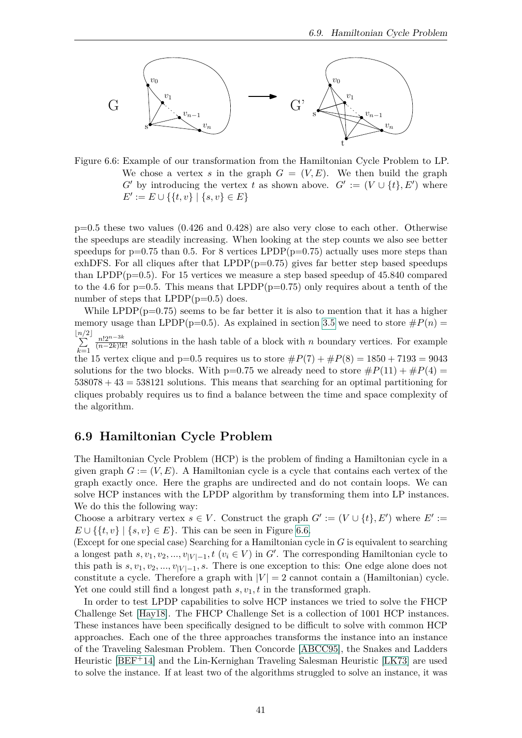Figure 6.6: Example of our transformation from the Hamiltonian Cycle Problem to LP. We chose a vertex $s$ in the graph $G = (V, E)$. We then build the graph $G'$ by introducing the vertex $t$ as shown above. $G' := (V \cup \{t\}, E')$ where $E' := E \cup \{\{t, v\} \mid \{s, v\} \in E\}$

p=0.5 these two values (0.426 and 0.428) are also very close to each other. Otherwise the speedups are steadily increasing. When looking at the step counts we also see better speedups for p=0.75 than 0.5. For 8 vertices LPDP(p=0.75) actually uses more steps than exhDFS. For all cliques after that LPDP(p=0.75) gives far better step based speedups than LPDP(p=0.5). For 15 vertices we measure a step based speedup of 45.840 compared to the 4.6 for p=0.5. This means that LPDP(p=0.75) only requires about a tenth of the number of steps that LPDP(p=0.5) does.

While LPDP(p=0.75) seems to be far better it is also to mention that it has a higher memory usage than LPDP(p=0.5). As explained in section 3.5 we need to store $\#P(n) = \sum_{k=1}^{\lfloor n/2 \rfloor} \frac{n! 2^{n-3k}}{(n-2k)!k!}$ solutions in the hash table of a block with $n$ boundary vertices. For example the 15 vertex clique and p=0.5 requires us to store $\#P(7) + \#P(8) = 1850 + 7193 = 9043$ solutions for the two blocks. With p=0.75 we already need to store $\#P(11) + \#P(4) = 538078 + 43 = 538121$ solutions. This means that searching for an optimal partitioning for cliques probably requires us to find a balance between the time and space complexity of the algorithm.

## 6.9 Hamiltonian Cycle Problem

The Hamiltonian Cycle Problem (HCP) is the problem of finding a Hamiltonian cycle in a given graph $G := (V, E)$. A Hamiltonian cycle is a cycle that contains each vertex of the graph exactly once. Here the graphs are undirected and do not contain loops. We can solve HCP instances with the LPDP algorithm by transforming them into LP instances. We do this the following way:

Choose a arbitrary vertex $s \in V$. Construct the graph $G' := (V \cup \{t\}, E')$ where $E' := E \cup \{\{t, v\} \mid \{s, v\} \in E\}$. This can be seen in Figure 6.6.

(Except for one special case) Searching for a Hamiltonian cycle in $G$ is equivalent to searching a longest path $s, v_1, v_2, ..., v_{|V|-1}, t$ ($v_i \in V$) in $G'$. The corresponding Hamiltonian cycle to this path is $s, v_1, v_2, ..., v_{|V|-1}, s$. There is one exception to this: One edge alone does not constitute a cycle. Therefore a graph with $|V| = 2$ cannot contain a (Hamiltonian) cycle. Yet one could still find a longest path $s, v_1, t$ in the transformed graph.

In order to test LPDP capabilities to solve HCP instances we tried to solve the FHCP Challenge Set [Hay18]. The FHCP Challenge Set is a collection of 1001 HCP instances. These instances have been specifically designed to be difficult to solve with common HCP approaches. Each one of the three approaches transforms the instance into an instance of the Traveling Salesman Problem. Then Concorde [ABCC95], the Snakes and Ladders Heuristic [BEF+14] and the Lin-Kernighan Traveling Salesman Heuristic [LK73] are used to solve the instance. If at least two of the algorithms struggled to solve an instance, it was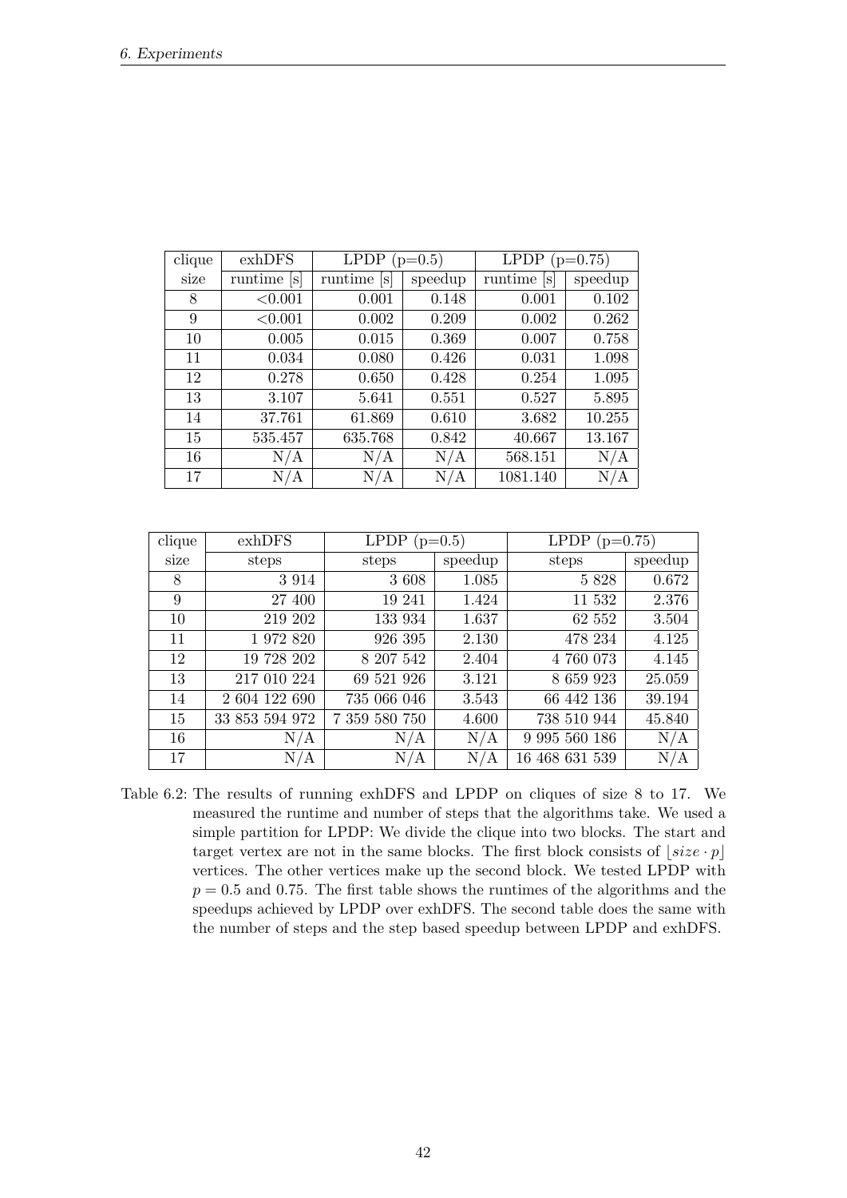| clique | exhDFS | LPDP (p=0.5) | | LPDP (p=0.75) | |
|---|---|---|---|---|---|
| size | runtime [s] | runtime [s] | speedup | runtime [s] | speedup |
| 8 | <0.001 | 0.001 | 0.148 | 0.001 | 0.102 |
| 9 | <0.001 | 0.002 | 0.209 | 0.002 | 0.262 |
| 10 | 0.005 | 0.015 | 0.369 | 0.007 | 0.758 |
| 11 | 0.034 | 0.080 | 0.426 | 0.031 | 1.098 |
| 12 | 0.278 | 0.650 | 0.428 | 0.254 | 1.095 |
| 13 | 3.107 | 5.641 | 0.551 | 0.527 | 5.895 |
| 14 | 37.761 | 61.869 | 0.610 | 3.682 | 10.255 |
| 15 | 535.457 | 635.768 | 0.842 | 40.667 | 13.167 |
| 16 | N/A | N/A | N/A | 568.151 | N/A |
| 17 | N/A | N/A | N/A | 1081.140 | N/A |

| clique | exhDFS | LPDP (p=0.5) | | LPDP (p=0.75) | |
|---|---|---|---|---|---|
| size | steps | steps | speedup | steps | speedup |
| 8 | 3 914 | 3 608 | 1.085 | 5 828 | 0.672 |
| 9 | 27 400 | 19 241 | 1.424 | 11 532 | 2.376 |
| 10 | 219 202 | 133 934 | 1.637 | 62 552 | 3.504 |
| 11 | 1 972 820 | 926 395 | 2.130 | 478 234 | 4.125 |
| 12 | 19 728 202 | 8 207 542 | 2.404 | 4 760 073 | 4.145 |
| 13 | 217 010 224 | 69 521 926 | 3.121 | 8 659 923 | 25.059 |
| 14 | 2 604 122 690 | 735 066 046 | 3.543 | 66 442 136 | 39.194 |
| 15 | 33 853 594 972 | 7 359 580 750 | 4.600 | 738 510 944 | 45.840 |
| 16 | N/A | N/A | N/A | 9 995 560 186 | N/A |
| 17 | N/A | N/A | N/A | 16 468 631 539 | N/A |

Table 6.2: The results of running exhDFS and LPDP on cliques of size 8 to 17. We measured the runtime and number of steps that the algorithms take. We used a simple partition for LPDP: We divide the clique into two blocks. The start and target vertex are not in the same blocks. The first block consists of $\lfloor size \cdot p \rfloor$ vertices. The other vertices make up the second block. We tested LPDP with $p = 0.5$ and 0.75. The first table shows the runtimes of the algorithms and the speedups achieved by LPDP over exhDFS. The second table does the same with the number of steps and the step based speedup between LPDP and exhDFS.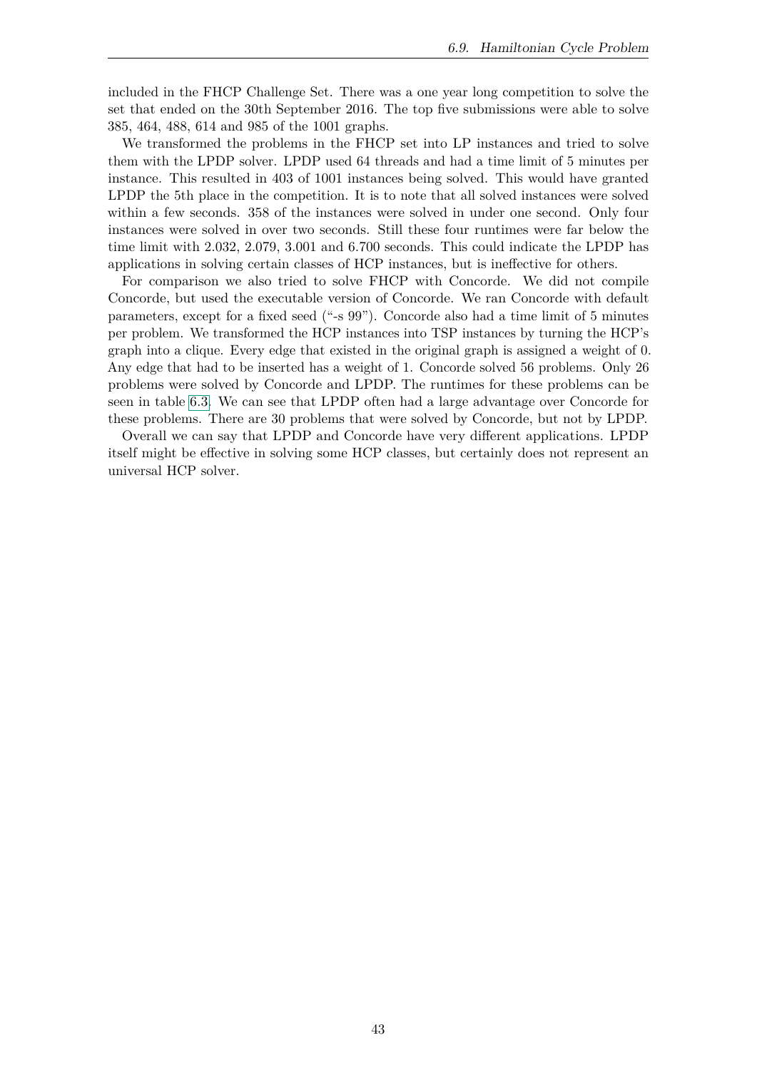included in the FHCP Challenge Set. There was a one year long competition to solve the set that ended on the 30th September 2016. The top five submissions were able to solve 385, 464, 488, 614 and 985 of the 1001 graphs.

We transformed the problems in the FHCP set into LP instances and tried to solve them with the LPDP solver. LPDP used 64 threads and had a time limit of 5 minutes per instance. This resulted in 403 of 1001 instances being solved. This would have granted LPDP the 5th place in the competition. It is to note that all solved instances were solved within a few seconds. 358 of the instances were solved in under one second. Only four instances were solved in over two seconds. Still these four runtimes were far below the time limit with 2.032, 2.079, 3.001 and 6.700 seconds. This could indicate the LPDP has applications in solving certain classes of HCP instances, but is ineffective for others.

For comparison we also tried to solve FHCP with Concorde. We did not compile Concorde, but used the executable version of Concorde. We ran Concorde with default parameters, except for a fixed seed ("-s 99"). Concorde also had a time limit of 5 minutes per problem. We transformed the HCP instances into TSP instances by turning the HCP's graph into a clique. Every edge that existed in the original graph is assigned a weight of 0. Any edge that had to be inserted has a weight of 1. Concorde solved 56 problems. Only 26 problems were solved by Concorde and LPDP. The runtimes for these problems can be seen in table 6.3. We can see that LPDP often had a large advantage over Concorde for these problems. There are 30 problems that were solved by Concorde, but not by LPDP.

Overall we can say that LPDP and Concorde have very different applications. LPDP itself might be effective in solving some HCP classes, but certainly does not represent an universal HCP solver.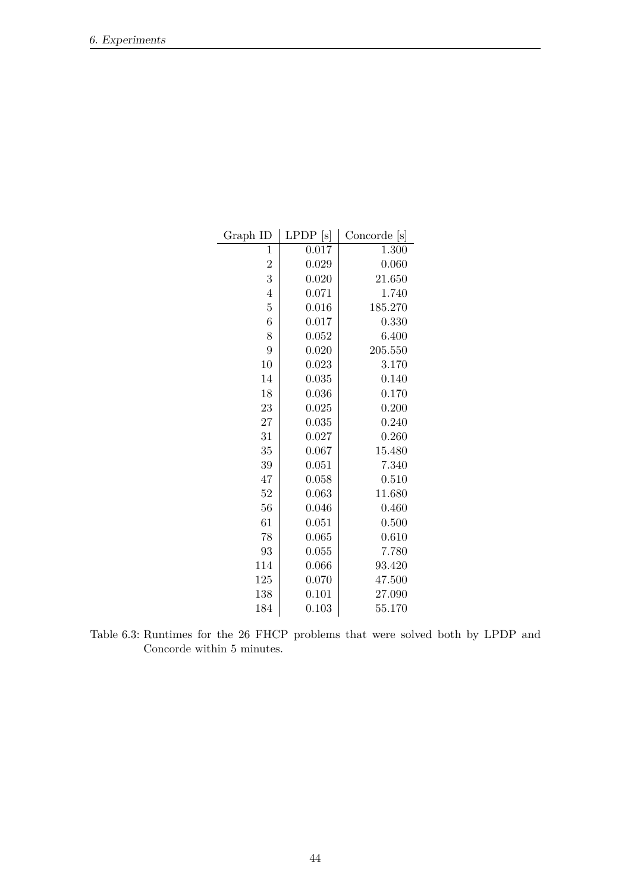| Graph ID | LPDP [s] | Concorde [s] |
|---:|---:|---:|
| 1 | 0.017 | 1.300 |
| 2 | 0.029 | 0.060 |
| 3 | 0.020 | 21.650 |
| 4 | 0.071 | 1.740 |
| 5 | 0.016 | 185.270 |
| 6 | 0.017 | 0.330 |
| 8 | 0.052 | 6.400 |
| 9 | 0.020 | 205.550 |
| 10 | 0.023 | 3.170 |
| 14 | 0.035 | 0.140 |
| 18 | 0.036 | 0.170 |
| 23 | 0.025 | 0.200 |
| 27 | 0.035 | 0.240 |
| 31 | 0.027 | 0.260 |
| 35 | 0.067 | 15.480 |
| 39 | 0.051 | 7.340 |
| 47 | 0.058 | 0.510 |
| 52 | 0.063 | 11.680 |
| 56 | 0.046 | 0.460 |
| 61 | 0.051 | 0.500 |
| 78 | 0.065 | 0.610 |
| 93 | 0.055 | 7.780 |
| 114 | 0.066 | 93.420 |
| 125 | 0.070 | 47.500 |
| 138 | 0.101 | 27.090 |
| 184 | 0.103 | 55.170 |

Table 6.3: Runtimes for the 26 FHCP problems that were solved both by LPDP and Concorde within 5 minutes.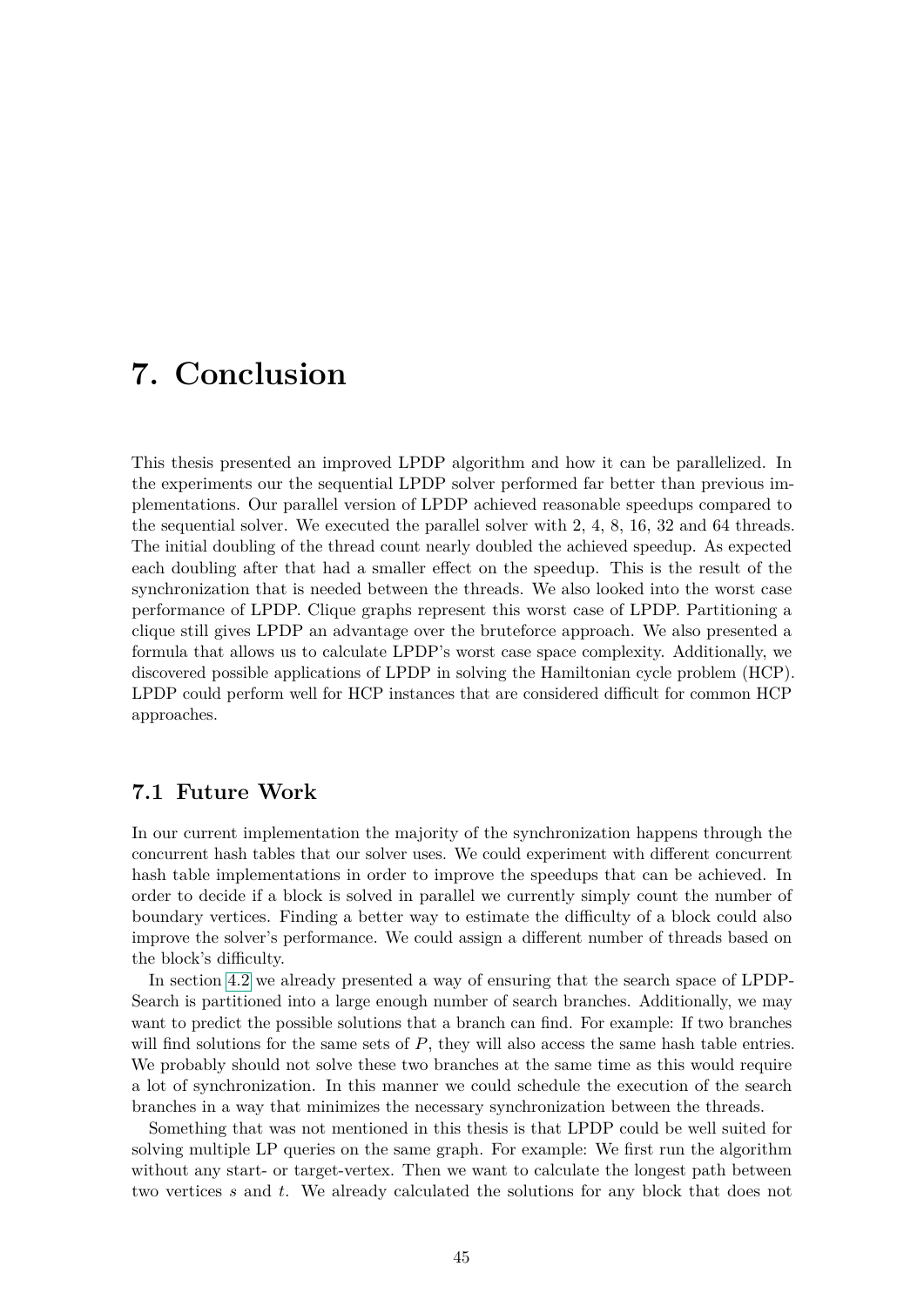# 7. Conclusion

This thesis presented an improved LPDP algorithm and how it can be parallelized. In the experiments our the sequential LPDP solver performed far better than previous implementations. Our parallel version of LPDP achieved reasonable speedups compared to the sequential solver. We executed the parallel solver with 2, 4, 8, 16, 32 and 64 threads. The initial doubling of the thread count nearly doubled the achieved speedup. As expected each doubling after that had a smaller effect on the speedup. This is the result of the synchronization that is needed between the threads. We also looked into the worst case performance of LPDP. Clique graphs represent this worst case of LPDP. Partitioning a clique still gives LPDP an advantage over the bruteforce approach. We also presented a formula that allows us to calculate LPDP's worst case space complexity. Additionally, we discovered possible applications of LPDP in solving the Hamiltonian cycle problem (HCP). LPDP could perform well for HCP instances that are considered difficult for common HCP approaches.

## 7.1 Future Work

In our current implementation the majority of the synchronization happens through the concurrent hash tables that our solver uses. We could experiment with different concurrent hash table implementations in order to improve the speedups that can be achieved. In order to decide if a block is solved in parallel we currently simply count the number of boundary vertices. Finding a better way to estimate the difficulty of a block could also improve the solver's performance. We could assign a different number of threads based on the block's difficulty.

In section 4.2 we already presented a way of ensuring that the search space of LPDP-Search is partitioned into a large enough number of search branches. Additionally, we may want to predict the possible solutions that a branch can find. For example: If two branches will find solutions for the same sets of $P$, they will also access the same hash table entries. We probably should not solve these two branches at the same time as this would require a lot of synchronization. In this manner we could schedule the execution of the search branches in a way that minimizes the necessary synchronization between the threads.

Something that was not mentioned in this thesis is that LPDP could be well suited for solving multiple LP queries on the same graph. For example: We first run the algorithm without any start- or target-vertex. Then we want to calculate the longest path between two vertices $s$ and $t$. We already calculated the solutions for any block that does not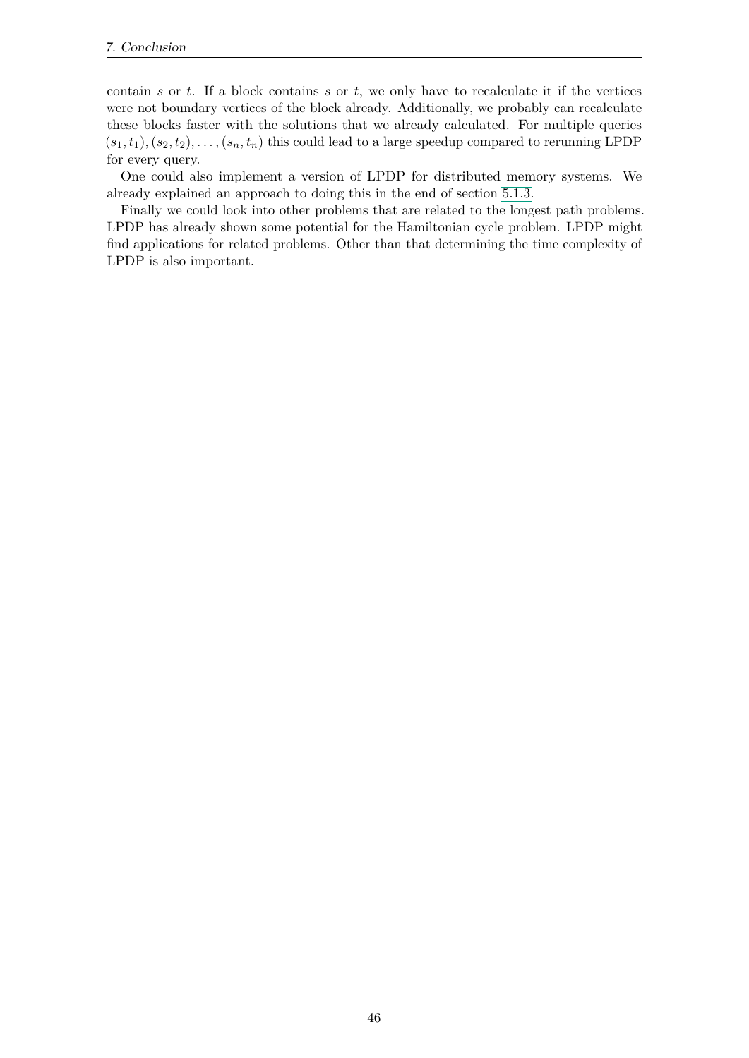contain $s$ or $t$. If a block contains $s$ or $t$, we only have to recalculate it if the vertices were not boundary vertices of the block already. Additionally, we probably can recalculate these blocks faster with the solutions that we already calculated. For multiple queries $(s_1, t_1), (s_2, t_2), \ldots, (s_n, t_n)$ this could lead to a large speedup compared to rerunning LPDP for every query.

One could also implement a version of LPDP for distributed memory systems. We already explained an approach to doing this in the end of section 5.1.3.

Finally we could look into other problems that are related to the longest path problems. LPDP has already shown some potential for the Hamiltonian cycle problem. LPDP might find applications for related problems. Other than that determining the time complexity of LPDP is also important.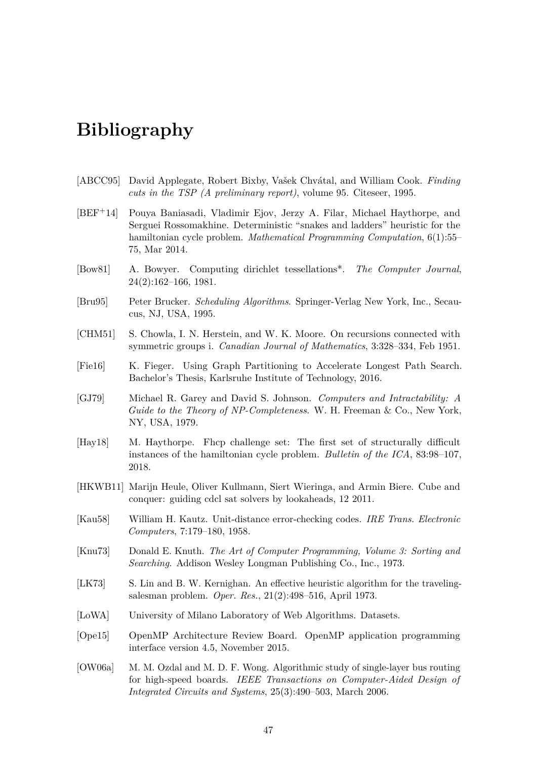# Bibliography

[ABCC95] David Applegate, Robert Bixby, Vašek Chvátal, and William Cook. *Finding cuts in the TSP (A preliminary report)*, volume 95. Citeseer, 1995.

[BEF$^+$14] Pouya Baniasadi, Vladimir Ejov, Jerzy A. Filar, Michael Haythorpe, and Serguei Rossomakhine. Deterministic "snakes and ladders" heuristic for the hamiltonian cycle problem. *Mathematical Programming Computation*, 6(1):55–75, Mar 2014.

[Bow81] A. Bowyer. Computing dirichlet tessellations*. *The Computer Journal*, 24(2):162–166, 1981.

[Bru95] Peter Brucker. *Scheduling Algorithms*. Springer-Verlag New York, Inc., Secaucus, NJ, USA, 1995.

[CHM51] S. Chowla, I. N. Herstein, and W. K. Moore. On recursions connected with symmetric groups i. *Canadian Journal of Mathematics*, 3:328–334, Feb 1951.

[Fie16] K. Fieger. Using Graph Partitioning to Accelerate Longest Path Search. Bachelor's Thesis, Karlsruhe Institute of Technology, 2016.

[GJ79] Michael R. Garey and David S. Johnson. *Computers and Intractability: A Guide to the Theory of NP-Completeness*. W. H. Freeman & Co., New York, NY, USA, 1979.

[Hay18] M. Haythorpe. Fhcp challenge set: The first set of structurally difficult instances of the hamiltonian cycle problem. *Bulletin of the ICA*, 83:98–107, 2018.

[HKWB11] Marijn Heule, Oliver Kullmann, Siert Wieringa, and Armin Biere. Cube and conquer: guiding cdcl sat solvers by lookaheads, 12 2011.

[Kau58] William H. Kautz. Unit-distance error-checking codes. *IRE Trans. Electronic Computers*, 7:179–180, 1958.

[Knu73] Donald E. Knuth. *The Art of Computer Programming, Volume 3: Sorting and Searching*. Addison Wesley Longman Publishing Co., Inc., 1973.

[LK73] S. Lin and B. W. Kernighan. An effective heuristic algorithm for the traveling-salesman problem. *Oper. Res.*, 21(2):498–516, April 1973.

[LoWA] University of Milano Laboratory of Web Algorithms. Datasets.

[Ope15] OpenMP Architecture Review Board. OpenMP application programming interface version 4.5, November 2015.

[OW06a] M. M. Ozdal and M. D. F. Wong. Algorithmic study of single-layer bus routing for high-speed boards. *IEEE Transactions on Computer-Aided Design of Integrated Circuits and Systems*, 25(3):490–503, March 2006.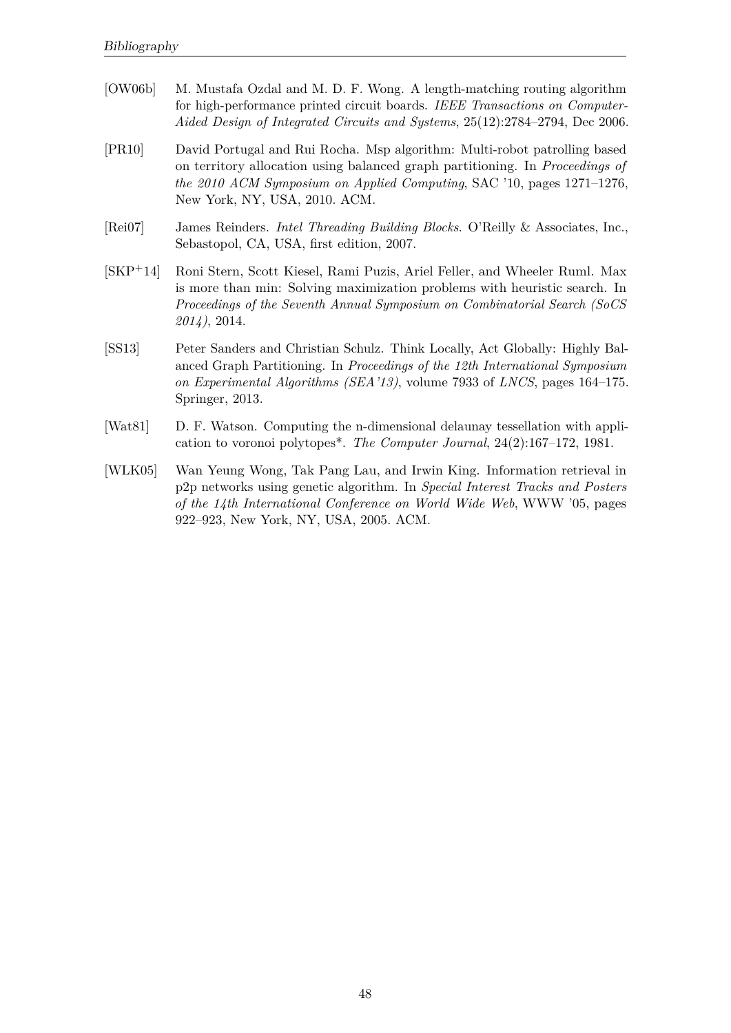[OW06b] M. Mustafa Ozdal and M. D. F. Wong. A length-matching routing algorithm for high-performance printed circuit boards. *IEEE Transactions on Computer-Aided Design of Integrated Circuits and Systems*, 25(12):2784–2794, Dec 2006.

[PR10] David Portugal and Rui Rocha. Msp algorithm: Multi-robot patrolling based on territory allocation using balanced graph partitioning. In *Proceedings of the 2010 ACM Symposium on Applied Computing*, SAC '10, pages 1271–1276, New York, NY, USA, 2010. ACM.

[Rei07] James Reinders. *Intel Threading Building Blocks*. O'Reilly & Associates, Inc., Sebastopol, CA, USA, first edition, 2007.

[SKP+14] Roni Stern, Scott Kiesel, Rami Puzis, Ariel Feller, and Wheeler Ruml. Max is more than min: Solving maximization problems with heuristic search. In *Proceedings of the Seventh Annual Symposium on Combinatorial Search (SoCS 2014)*, 2014.

[SS13] Peter Sanders and Christian Schulz. Think Locally, Act Globally: Highly Balanced Graph Partitioning. In *Proceedings of the 12th International Symposium on Experimental Algorithms (SEA'13)*, volume 7933 of *LNCS*, pages 164–175. Springer, 2013.

[Wat81] D. F. Watson. Computing the n-dimensional delaunay tessellation with application to voronoi polytopes*. *The Computer Journal*, 24(2):167–172, 1981.

[WLK05] Wan Yeung Wong, Tak Pang Lau, and Irwin King. Information retrieval in p2p networks using genetic algorithm. In *Special Interest Tracks and Posters of the 14th International Conference on World Wide Web*, WWW '05, pages 922–923, New York, NY, USA, 2005. ACM.